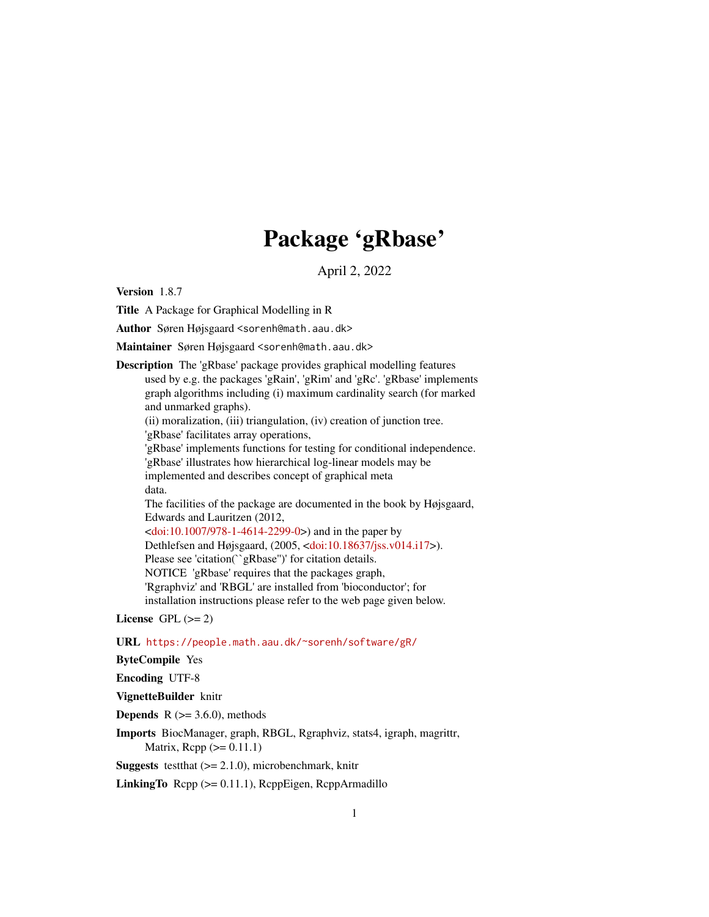# Package 'gRbase'

April 2, 2022

**Version** 1.8.7

**Title** A Package for Graphical Modelling in R

**Author** Søren Højsgaard <sorenh@math.aau.dk>

**Maintainer** Søren Højsgaard <sorenh@math.aau.dk>

**Description** The 'gRbase' package provides graphical modelling features used by e.g. the packages 'gRain', 'gRim' and 'gRc'. 'gRbase' implements graph algorithms including (i) maximum cardinality search (for marked and unmarked graphs).
(ii) moralization, (iii) triangulation, (iv) creation of junction tree.
'gRbase' facilitates array operations,
'gRbase' implements functions for testing for conditional independence.
'gRbase' illustrates how hierarchical log-linear models may be implemented and describes concept of graphical meta data.
The facilities of the package are documented in the book by Højsgaard, Edwards and Lauritzen (2012, <doi:10.1007/978-1-4614-2299-0>) and in the paper by Dethlefsen and Højsgaard, (2005, <doi:10.18637/jss.v014.i17>).
Please see 'citation(``gRbase'')' for citation details.
NOTICE 'gRbase' requires that the packages graph, 'Rgraphviz' and 'RBGL' are installed from 'bioconductor'; for installation instructions please refer to the web page given below.

**License** GPL (>= 2)

**URL** https://people.math.aau.dk/~sorenh/software/gR/

**ByteCompile** Yes

**Encoding** UTF-8

**VignetteBuilder** knitr

**Depends** R (>= 3.6.0), methods

**Imports** BiocManager, graph, RBGL, Rgraphviz, stats4, igraph, magrittr, Matrix, Rcpp (>= 0.11.1)

**Suggests** testthat (>= 2.1.0), microbenchmark, knitr

**LinkingTo** Rcpp (>= 0.11.1), RcppEigen, RcppArmadillo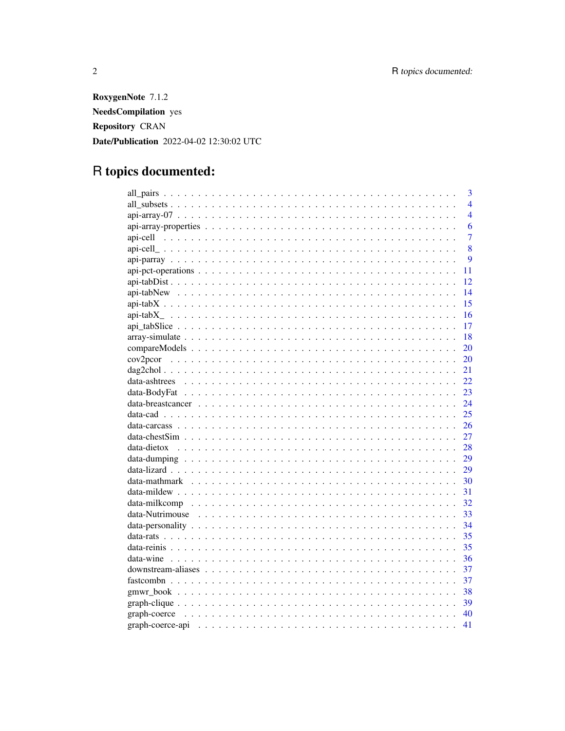**RoxygenNote** 7.1.2

**NeedsCompilation** yes

**Repository** CRAN

**Date/Publication** 2022-04-02 12:30:02 UTC

# R topics documented:

| | |
|---|---|
| all_pairs | 3 |
| all_subsets | 4 |
| api-array-07 | 4 |
| api-array-properties | 6 |
| api-cell | 7 |
| api-cell_ | 8 |
| api-parray | 9 |
| api-pct-operations | 11 |
| api-tabDist | 12 |
| api-tabNew | 14 |
| api-tabX | 15 |
| api-tabX_ | 16 |
| api_tabSlice | 17 |
| array-simulate | 18 |
| compareModels | 20 |
| cov2pcor | 20 |
| dag2chol | 21 |
| data-ashtrees | 22 |
| data-BodyFat | 23 |
| data-breastcancer | 24 |
| data-cad | 25 |
| data-carcass | 26 |
| data-chestSim | 27 |
| data-dietox | 28 |
| data-dumping | 29 |
| data-lizard | 29 |
| data-mathmark | 30 |
| data-mildew | 31 |
| data-milkcomp | 32 |
| data-Nutrimouse | 33 |
| data-personality | 34 |
| data-rats | 35 |
| data-reinis | 35 |
| data-wine | 36 |
| downstream-aliases | 37 |
| fastcombn | 37 |
| gmwr_book | 38 |
| graph-clique | 39 |
| graph-coerce | 40 |
| graph-coerce-api | 41 |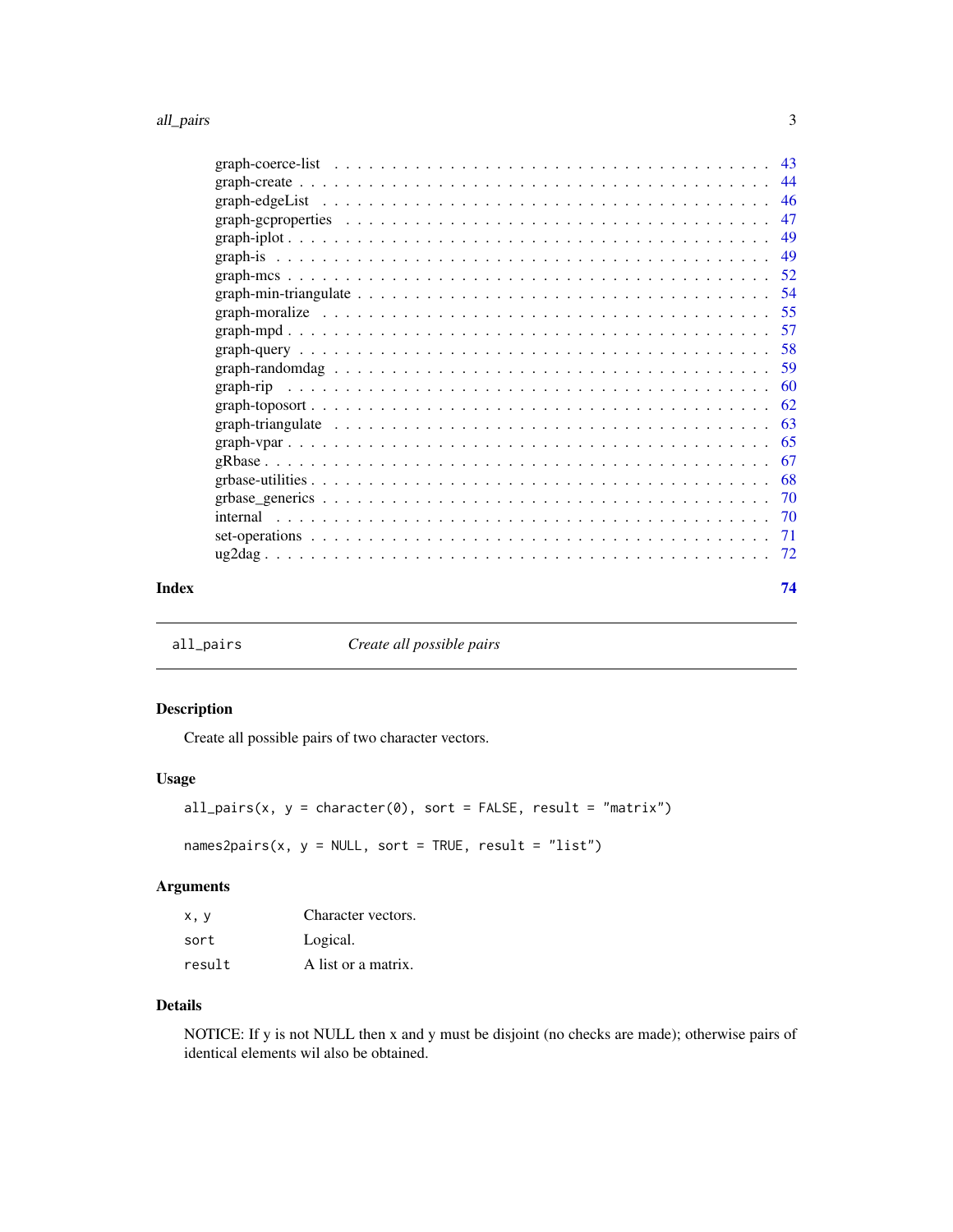graph-coerce-list . . . . . . . . . . . . . . . . . . . . . . . . . . . . . . . . . . 43
graph-create . . . . . . . . . . . . . . . . . . . . . . . . . . . . . . . . . . . . . 44
graph-edgeList . . . . . . . . . . . . . . . . . . . . . . . . . . . . . . . . . . . . 46
graph-gcproperties . . . . . . . . . . . . . . . . . . . . . . . . . . . . . . . . . . 47
graph-iplot . . . . . . . . . . . . . . . . . . . . . . . . . . . . . . . . . . . . . . 49
graph-is . . . . . . . . . . . . . . . . . . . . . . . . . . . . . . . . . . . . . . . . 49
graph-mcs . . . . . . . . . . . . . . . . . . . . . . . . . . . . . . . . . . . . . . . 52
graph-min-triangulate . . . . . . . . . . . . . . . . . . . . . . . . . . . . . . . . . 54
graph-moralize . . . . . . . . . . . . . . . . . . . . . . . . . . . . . . . . . . . . . 55
graph-mpd . . . . . . . . . . . . . . . . . . . . . . . . . . . . . . . . . . . . . . . 57
graph-query . . . . . . . . . . . . . . . . . . . . . . . . . . . . . . . . . . . . . . 58
graph-randomdag . . . . . . . . . . . . . . . . . . . . . . . . . . . . . . . . . . . . 59
graph-rip . . . . . . . . . . . . . . . . . . . . . . . . . . . . . . . . . . . . . . . . 60
graph-toposort . . . . . . . . . . . . . . . . . . . . . . . . . . . . . . . . . . . . . 62
graph-triangulate . . . . . . . . . . . . . . . . . . . . . . . . . . . . . . . . . . . 63
graph-vpar . . . . . . . . . . . . . . . . . . . . . . . . . . . . . . . . . . . . . . . 65
gRbase . . . . . . . . . . . . . . . . . . . . . . . . . . . . . . . . . . . . . . . . . 67
grbase-utilities . . . . . . . . . . . . . . . . . . . . . . . . . . . . . . . . . . . . 68
grbase_generics . . . . . . . . . . . . . . . . . . . . . . . . . . . . . . . . . . . . 70
internal . . . . . . . . . . . . . . . . . . . . . . . . . . . . . . . . . . . . . . . . 70
set-operations . . . . . . . . . . . . . . . . . . . . . . . . . . . . . . . . . . . . . 71
ug2dag . . . . . . . . . . . . . . . . . . . . . . . . . . . . . . . . . . . . . . . . . 72

**Index** **74**

---

`all_pairs` *Create all possible pairs*

---

### Description

Create all possible pairs of two character vectors.

### Usage

```
all_pairs(x, y = character(0), sort = FALSE, result = "matrix")

names2pairs(x, y = NULL, sort = TRUE, result = "list")
```

### Arguments

| | |
|---|---|
| `x, y` | Character vectors. |
| `sort` | Logical. |
| `result` | A list or a matrix. |

### Details

NOTICE: If y is not NULL then x and y must be disjoint (no checks are made); otherwise pairs of identical elements wil also be obtained.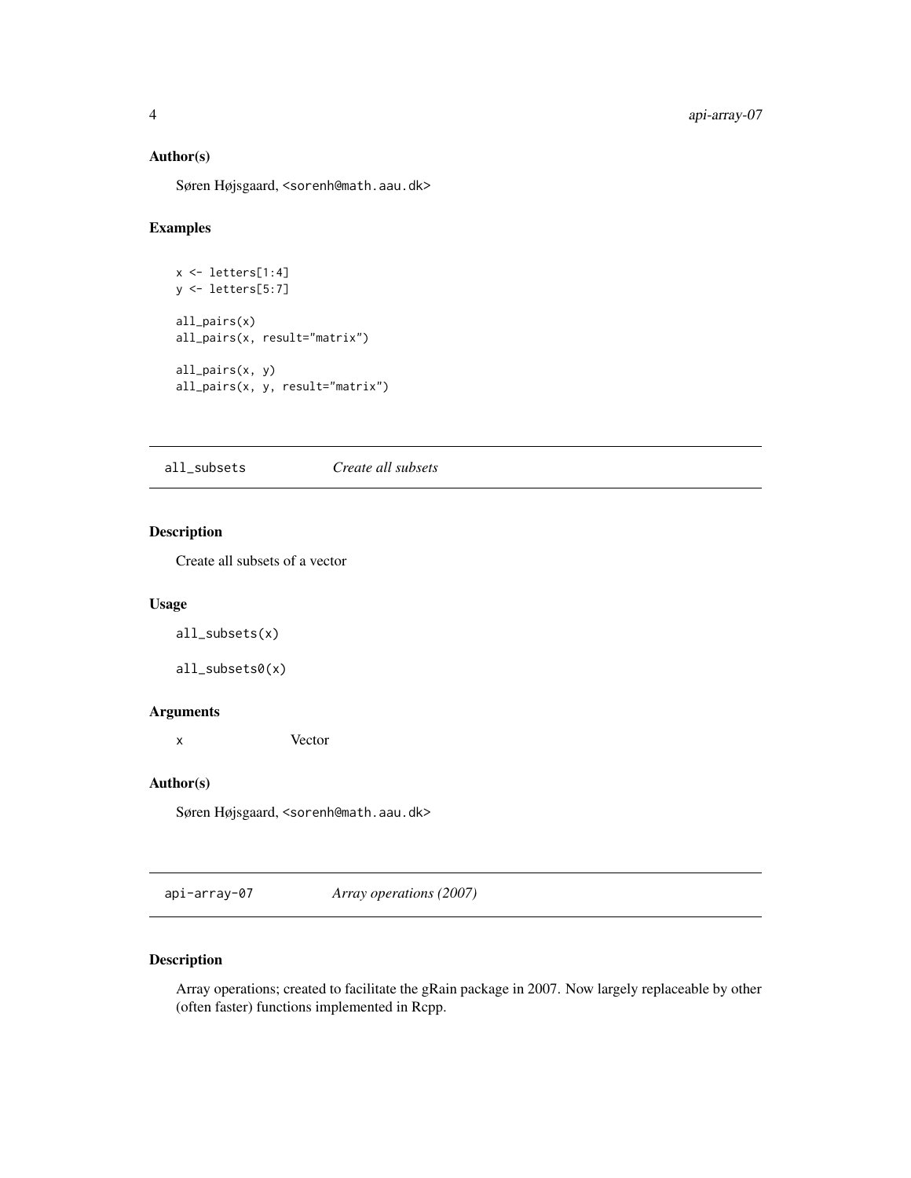### Author(s)

Søren Højsgaard, <sorenh@math.aau.dk>

### Examples

```
x <- letters[1:4]
y <- letters[5:7]

all_pairs(x)
all_pairs(x, result="matrix")

all_pairs(x, y)
all_pairs(x, y, result="matrix")
```

---

## all_subsets *Create all subsets*

---

### Description

Create all subsets of a vector

### Usage

```
all_subsets(x)

all_subsets0(x)
```

### Arguments

| | |
|---|---|
| x | Vector |

### Author(s)

Søren Højsgaard, <sorenh@math.aau.dk>

---

## api-array-07 *Array operations (2007)*

---

### Description

Array operations; created to facilitate the gRain package in 2007. Now largely replaceable by other (often faster) functions implemented in Rcpp.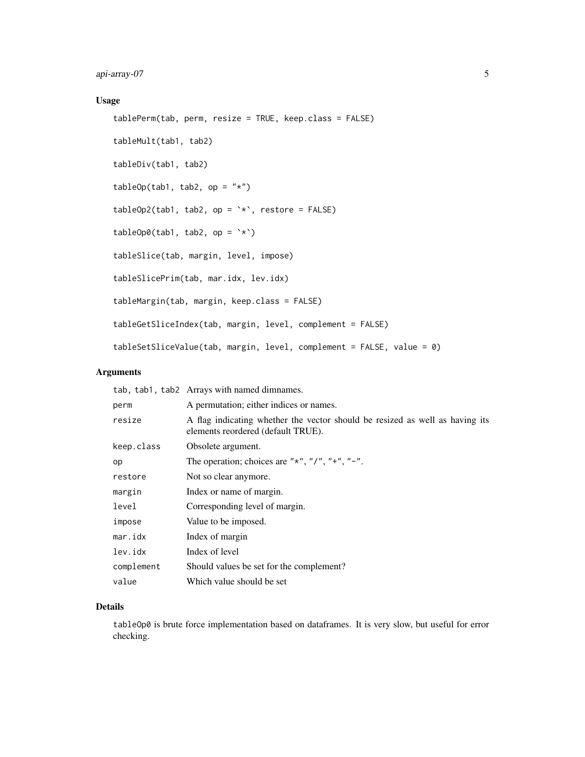### Usage

```
tablePerm(tab, perm, resize = TRUE, keep.class = FALSE)

tableMult(tab1, tab2)

tableDiv(tab1, tab2)

tableOp(tab1, tab2, op = "*")

tableOp2(tab1, tab2, op = `*`, restore = FALSE)

tableOp0(tab1, tab2, op = `*`)

tableSlice(tab, margin, level, impose)

tableSlicePrim(tab, mar.idx, lev.idx)

tableMargin(tab, margin, keep.class = FALSE)

tableGetSliceIndex(tab, margin, level, complement = FALSE)

tableSetSliceValue(tab, margin, level, complement = FALSE, value = 0)
```

### Arguments

| | |
|---|---|
| tab, tab1, tab2 | Arrays with named dimnames. |
| perm | A permutation; either indices or names. |
| resize | A flag indicating whether the vector should be resized as well as having its elements reordered (default TRUE). |
| keep.class | Obsolete argument. |
| op | The operation; choices are "*", "/", "+", "-". |
| restore | Not so clear anymore. |
| margin | Index or name of margin. |
| level | Corresponding level of margin. |
| impose | Value to be imposed. |
| mar.idx | Index of margin |
| lev.idx | Index of level |
| complement | Should values be set for the complement? |
| value | Which value should be set |

### Details

`tableOp0` is brute force implementation based on dataframes. It is very slow, but useful for error checking.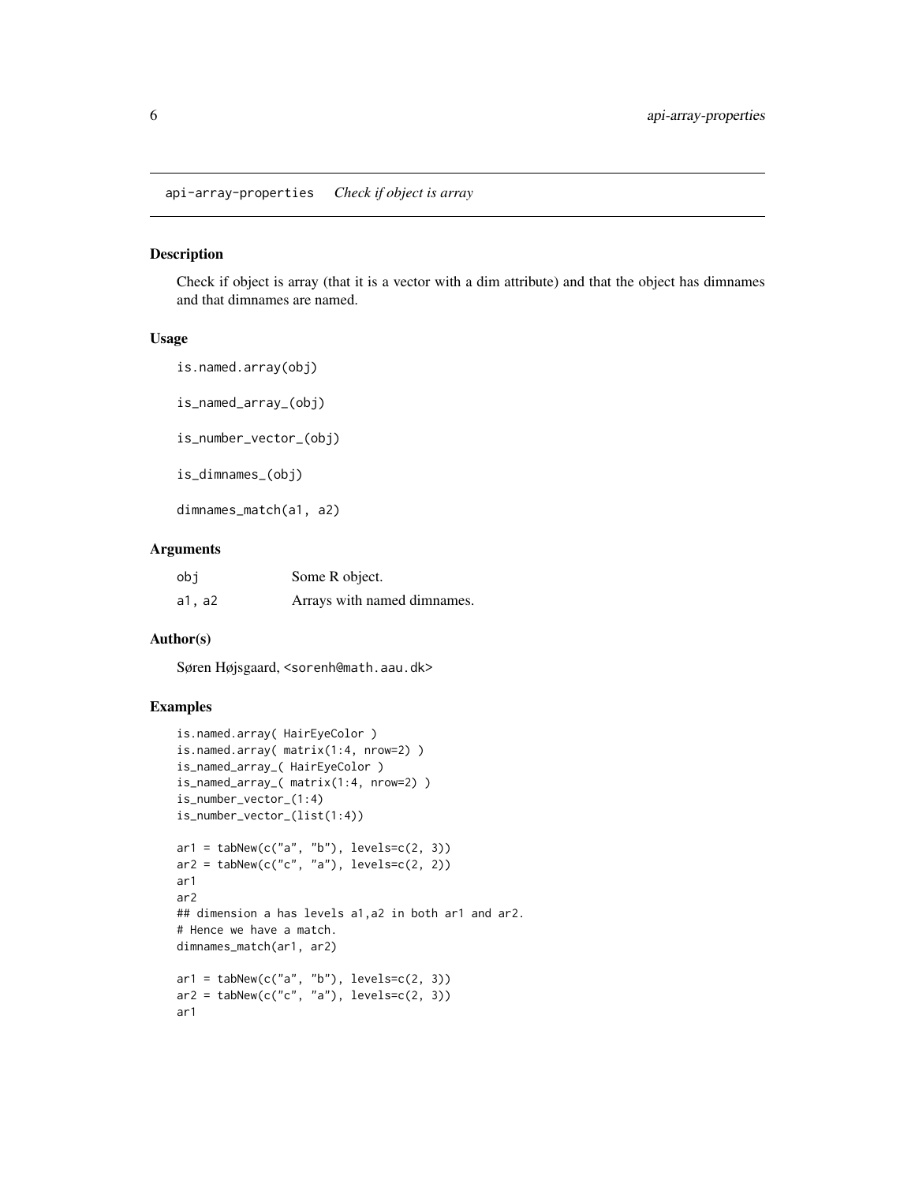api-array-properties *Check if object is array*

## Description

Check if object is array (that it is a vector with a dim attribute) and that the object has dimnames and that dimnames are named.

## Usage

```
is.named.array(obj)

is_named_array_(obj)

is_number_vector_(obj)

is_dimnames_(obj)

dimnames_match(a1, a2)
```

## Arguments

| | |
|---|---|
| obj | Some R object. |
| a1, a2 | Arrays with named dimnames. |

## Author(s)

Søren Højsgaard, <sorenh@math.aau.dk>

## Examples

```
is.named.array( HairEyeColor )
is.named.array( matrix(1:4, nrow=2) )
is_named_array_( HairEyeColor )
is_named_array_( matrix(1:4, nrow=2) )
is_number_vector_(1:4)
is_number_vector_(list(1:4))

ar1 = tabNew(c("a", "b"), levels=c(2, 3))
ar2 = tabNew(c("c", "a"), levels=c(2, 2))
ar1
ar2
## dimension a has levels a1,a2 in both ar1 and ar2.
# Hence we have a match.
dimnames_match(ar1, ar2)

ar1 = tabNew(c("a", "b"), levels=c(2, 3))
ar2 = tabNew(c("c", "a"), levels=c(2, 3))
ar1
```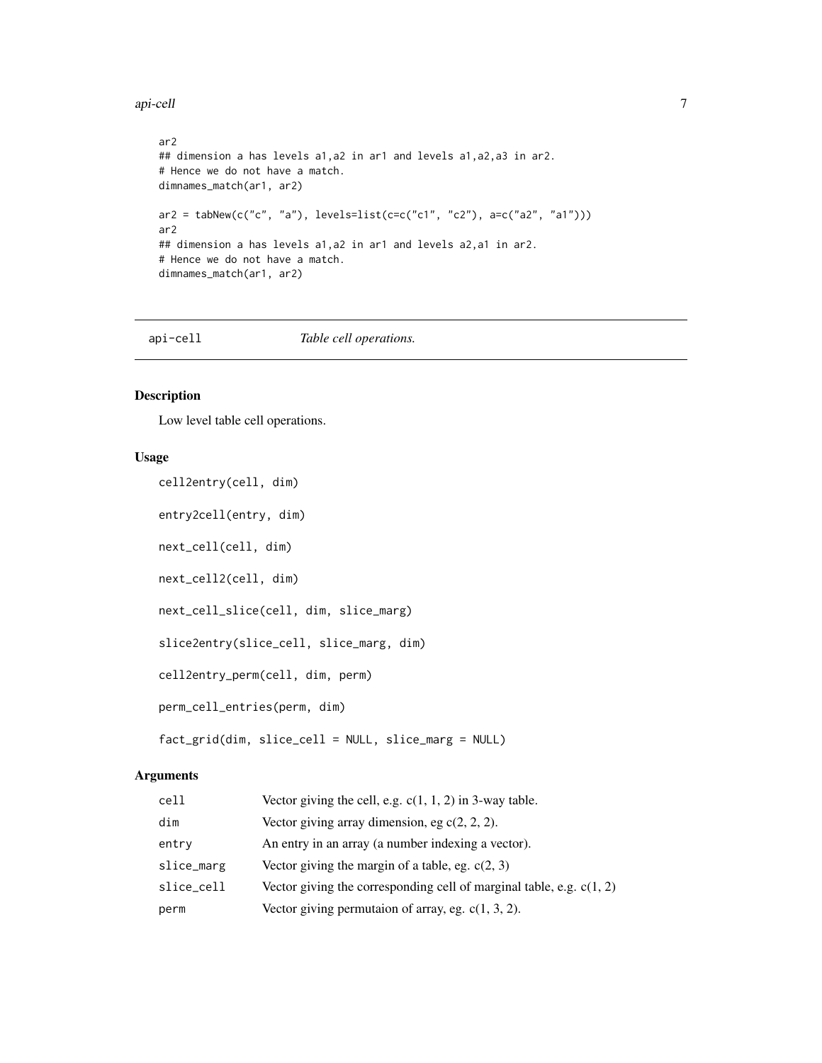```
ar2
## dimension a has levels a1,a2 in ar1 and levels a1,a2,a3 in ar2.
# Hence we do not have a match.
dimnames_match(ar1, ar2)

ar2 = tabNew(c("c", "a"), levels=list(c=c("c1", "c2"), a=c("a2", "a1")))
ar2
## dimension a has levels a1,a2 in ar1 and levels a2,a1 in ar2.
# Hence we do not have a match.
dimnames_match(ar1, ar2)
```

## api-cell    *Table cell operations.*

### Description

Low level table cell operations.

### Usage

```
cell2entry(cell, dim)

entry2cell(entry, dim)

next_cell(cell, dim)

next_cell2(cell, dim)

next_cell_slice(cell, dim, slice_marg)

slice2entry(slice_cell, slice_marg, dim)

cell2entry_perm(cell, dim, perm)

perm_cell_entries(perm, dim)

fact_grid(dim, slice_cell = NULL, slice_marg = NULL)
```

### Arguments

| | |
|---|---|
| cell | Vector giving the cell, e.g. c(1, 1, 2) in 3-way table. |
| dim | Vector giving array dimension, eg c(2, 2, 2). |
| entry | An entry in an array (a number indexing a vector). |
| slice_marg | Vector giving the margin of a table, eg. c(2, 3) |
| slice_cell | Vector giving the corresponding cell of marginal table, e.g. c(1, 2) |
| perm | Vector giving permutaion of array, eg. c(1, 3, 2). |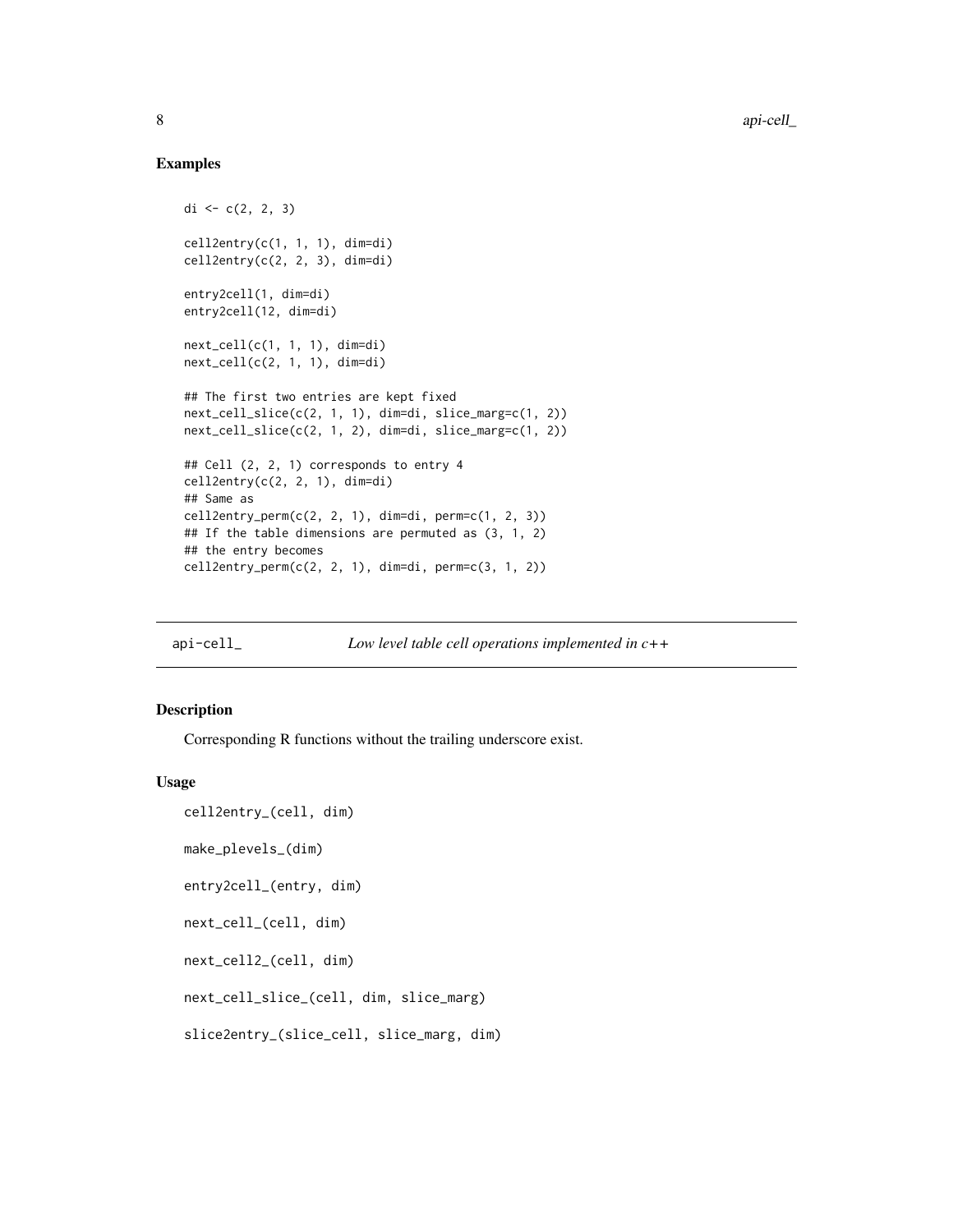### Examples

```
di <- c(2, 2, 3)

cell2entry(c(1, 1, 1), dim=di)
cell2entry(c(2, 2, 3), dim=di)

entry2cell(1, dim=di)
entry2cell(12, dim=di)

next_cell(c(1, 1, 1), dim=di)
next_cell(c(2, 1, 1), dim=di)

## The first two entries are kept fixed
next_cell_slice(c(2, 1, 1), dim=di, slice_marg=c(1, 2))
next_cell_slice(c(2, 1, 2), dim=di, slice_marg=c(1, 2))

## Cell (2, 2, 1) corresponds to entry 4
cell2entry(c(2, 2, 1), dim=di)
## Same as
cell2entry_perm(c(2, 2, 1), dim=di, perm=c(1, 2, 3))
## If the table dimensions are permuted as (3, 1, 2)
## the entry becomes
cell2entry_perm(c(2, 2, 1), dim=di, perm=c(3, 1, 2))
```

---

## api-cell_ — *Low level table cell operations implemented in c++*

### Description

Corresponding R functions without the trailing underscore exist.

### Usage

```
cell2entry_(cell, dim)

make_plevels_(dim)

entry2cell_(entry, dim)

next_cell_(cell, dim)

next_cell2_(cell, dim)

next_cell_slice_(cell, dim, slice_marg)

slice2entry_(slice_cell, slice_marg, dim)
```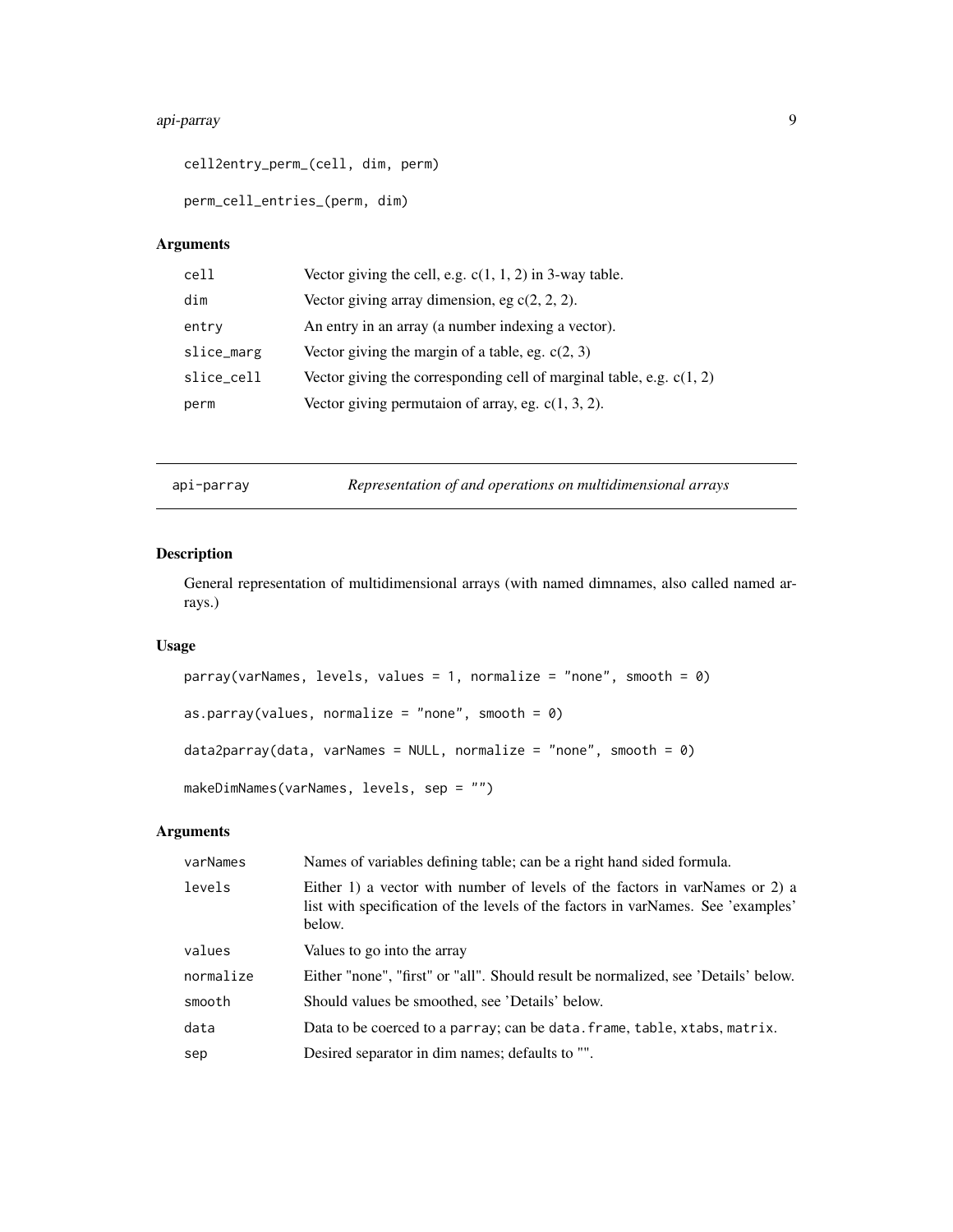```
cell2entry_perm_(cell, dim, perm)

perm_cell_entries_(perm, dim)
```

### Arguments

| | |
|---|---|
| cell | Vector giving the cell, e.g. c(1, 1, 2) in 3-way table. |
| dim | Vector giving array dimension, eg c(2, 2, 2). |
| entry | An entry in an array (a number indexing a vector). |
| slice_marg | Vector giving the margin of a table, eg. c(2, 3) |
| slice_cell | Vector giving the corresponding cell of marginal table, e.g. c(1, 2) |
| perm | Vector giving permutaion of array, eg. c(1, 3, 2). |

---

## api-parray &nbsp;&nbsp;&nbsp; *Representation of and operations on multidimensional arrays*

---

### Description

General representation of multidimensional arrays (with named dimnames, also called named arrays.)

### Usage

```
parray(varNames, levels, values = 1, normalize = "none", smooth = 0)

as.parray(values, normalize = "none", smooth = 0)

data2parray(data, varNames = NULL, normalize = "none", smooth = 0)

makeDimNames(varNames, levels, sep = "")
```

### Arguments

| | |
|---|---|
| varNames | Names of variables defining table; can be a right hand sided formula. |
| levels | Either 1) a vector with number of levels of the factors in varNames or 2) a list with specification of the levels of the factors in varNames. See 'examples' below. |
| values | Values to go into the array |
| normalize | Either "none", "first" or "all". Should result be normalized, see 'Details' below. |
| smooth | Should values be smoothed, see 'Details' below. |
| data | Data to be coerced to a parray; can be data.frame, table, xtabs, matrix. |
| sep | Desired separator in dim names; defaults to "". |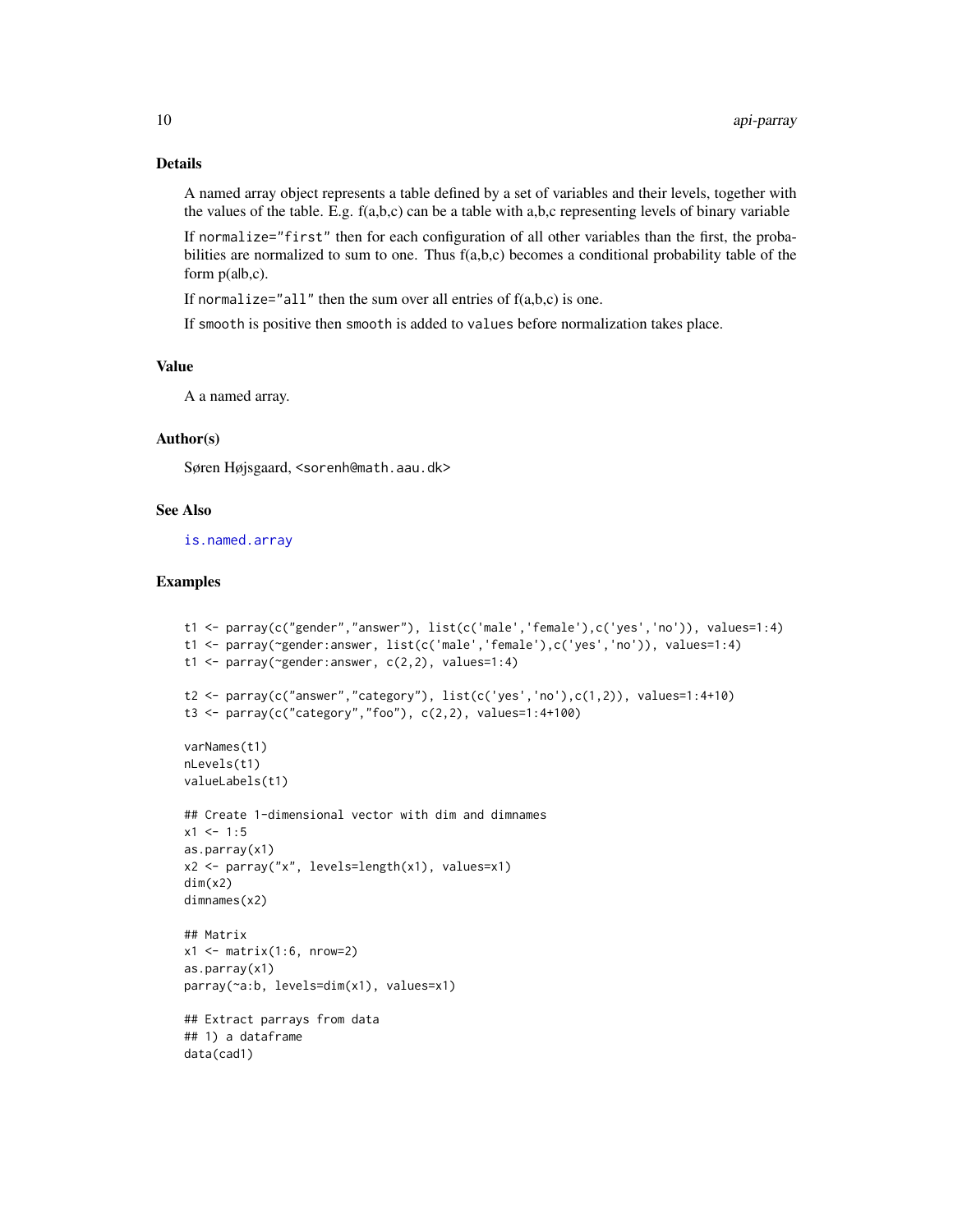### Details

A named array object represents a table defined by a set of variables and their levels, together with the values of the table. E.g. f(a,b,c) can be a table with a,b,c representing levels of binary variable

If `normalize="first"` then for each configuration of all other variables than the first, the probabilities are normalized to sum to one. Thus f(a,b,c) becomes a conditional probability table of the form p(a|b,c).

If `normalize="all"` then the sum over all entries of f(a,b,c) is one.

If `smooth` is positive then `smooth` is added to `values` before normalization takes place.

### Value

A a named array.

### Author(s)

Søren Højsgaard, <sorenh@math.aau.dk>

### See Also

`is.named.array`

### Examples

```
t1 <- parray(c("gender","answer"), list(c('male','female'),c('yes','no')), values=1:4)
t1 <- parray(~gender:answer, list(c('male','female'),c('yes','no')), values=1:4)
t1 <- parray(~gender:answer, c(2,2), values=1:4)

t2 <- parray(c("answer","category"), list(c('yes','no'),c(1,2)), values=1:4+10)
t3 <- parray(c("category","foo"), c(2,2), values=1:4+100)

varNames(t1)
nLevels(t1)
valueLabels(t1)

## Create 1-dimensional vector with dim and dimnames
x1 <- 1:5
as.parray(x1)
x2 <- parray("x", levels=length(x1), values=x1)
dim(x2)
dimnames(x2)

## Matrix
x1 <- matrix(1:6, nrow=2)
as.parray(x1)
parray(~a:b, levels=dim(x1), values=x1)

## Extract parrays from data
## 1) a dataframe
data(cad1)
```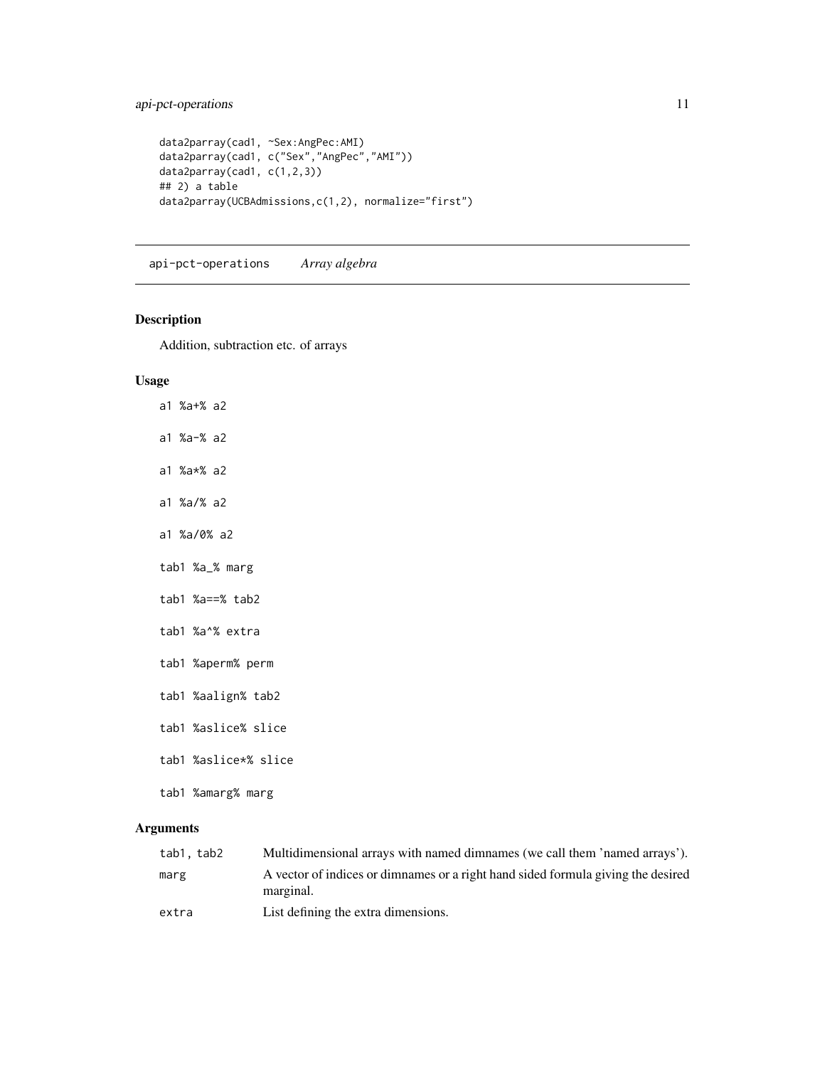```
data2parray(cad1, ~Sex:AngPec:AMI)
data2parray(cad1, c("Sex","AngPec","AMI"))
data2parray(cad1, c(1,2,3))
## 2) a table
data2parray(UCBAdmissions,c(1,2), normalize="first")
```

---

## api-pct-operations *Array algebra*

---

### Description

Addition, subtraction etc. of arrays

### Usage

```
a1 %a+% a2

a1 %a-% a2

a1 %a*% a2

a1 %a/% a2

a1 %a/0% a2

tab1 %a_% marg

tab1 %a==% tab2

tab1 %a^% extra

tab1 %aperm% perm

tab1 %aalign% tab2

tab1 %aslice% slice

tab1 %aslice*% slice

tab1 %amarg% marg
```

### Arguments

| | |
|---|---|
| `tab1, tab2` | Multidimensional arrays with named dimnames (we call them 'named arrays'). |
| `marg` | A vector of indices or dimnames or a right hand sided formula giving the desired marginal. |
| `extra` | List defining the extra dimensions. |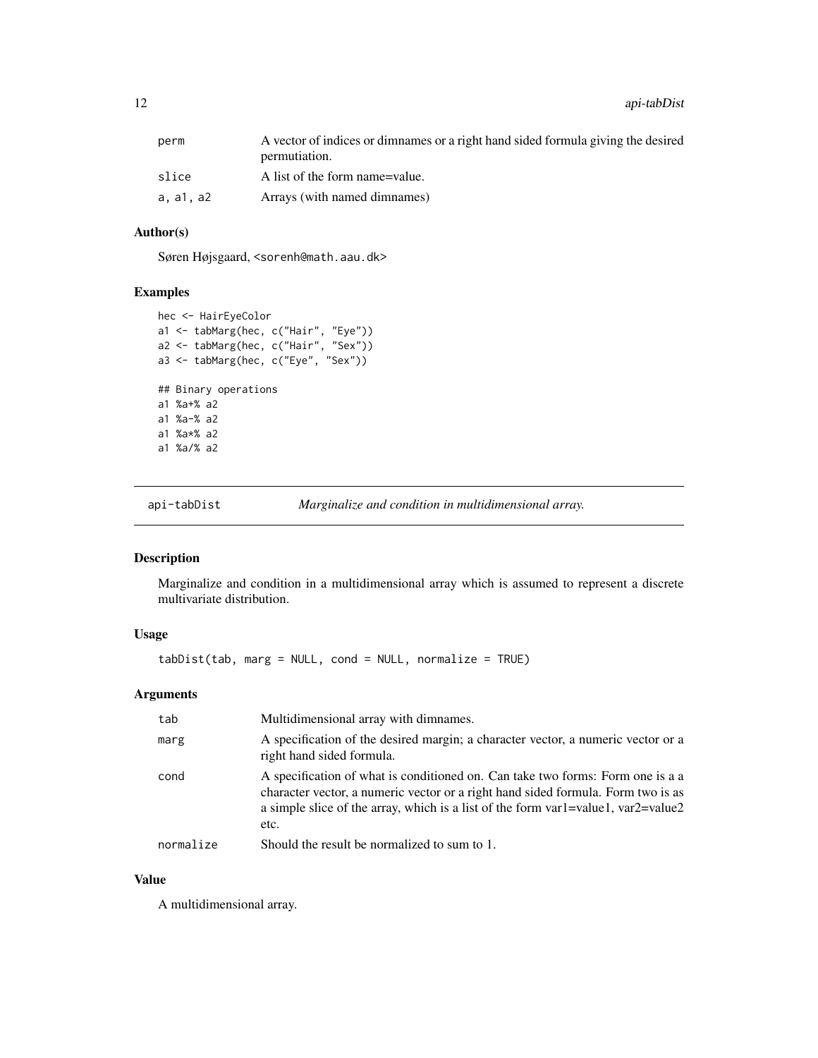| | |
|---|---|
| perm | A vector of indices or dimnames or a right hand sided formula giving the desired permutation. |
| slice | A list of the form name=value. |
| a, a1, a2 | Arrays (with named dimnames) |

### Author(s)

Søren Højsgaard, <sorenh@math.aau.dk>

### Examples

```
hec <- HairEyeColor
a1 <- tabMarg(hec, c("Hair", "Eye"))
a2 <- tabMarg(hec, c("Hair", "Sex"))
a3 <- tabMarg(hec, c("Eye", "Sex"))

## Binary operations
a1 %a+% a2
a1 %a-% a2
a1 %a*% a2
a1 %a/% a2
```

## api-tabDist — *Marginalize and condition in multidimensional array.*

### Description

Marginalize and condition in a multidimensional array which is assumed to represent a discrete multivariate distribution.

### Usage

```
tabDist(tab, marg = NULL, cond = NULL, normalize = TRUE)
```

### Arguments

| | |
|---|---|
| tab | Multidimensional array with dimnames. |
| marg | A specification of the desired margin; a character vector, a numeric vector or a right hand sided formula. |
| cond | A specification of what is conditioned on. Can take two forms: Form one is a a character vector, a numeric vector or a right hand sided formula. Form two is as a simple slice of the array, which is a list of the form var1=value1, var2=value2 etc. |
| normalize | Should the result be normalized to sum to 1. |

### Value

A multidimensional array.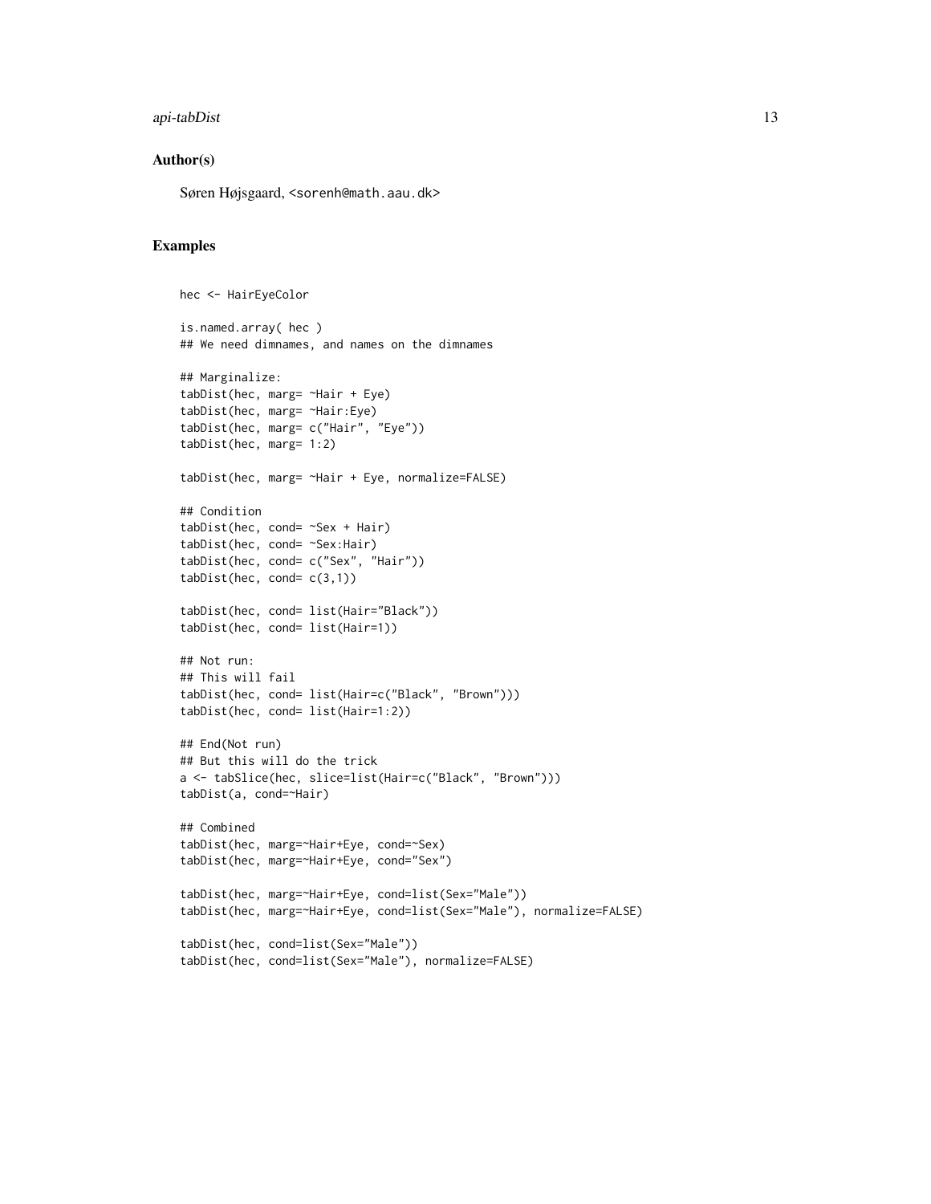## Author(s)

Søren Højsgaard, <sorenh@math.aau.dk>

## Examples

```
hec <- HairEyeColor

is.named.array( hec )
## We need dimnames, and names on the dimnames

## Marginalize:
tabDist(hec, marg= ~Hair + Eye)
tabDist(hec, marg= ~Hair:Eye)
tabDist(hec, marg= c("Hair", "Eye"))
tabDist(hec, marg= 1:2)

tabDist(hec, marg= ~Hair + Eye, normalize=FALSE)

## Condition
tabDist(hec, cond= ~Sex + Hair)
tabDist(hec, cond= ~Sex:Hair)
tabDist(hec, cond= c("Sex", "Hair"))
tabDist(hec, cond= c(3,1))

tabDist(hec, cond= list(Hair="Black"))
tabDist(hec, cond= list(Hair=1))

## Not run:
## This will fail
tabDist(hec, cond= list(Hair=c("Black", "Brown")))
tabDist(hec, cond= list(Hair=1:2))

## End(Not run)
## But this will do the trick
a <- tabSlice(hec, slice=list(Hair=c("Black", "Brown")))
tabDist(a, cond=~Hair)

## Combined
tabDist(hec, marg=~Hair+Eye, cond=~Sex)
tabDist(hec, marg=~Hair+Eye, cond="Sex")

tabDist(hec, marg=~Hair+Eye, cond=list(Sex="Male"))
tabDist(hec, marg=~Hair+Eye, cond=list(Sex="Male"), normalize=FALSE)

tabDist(hec, cond=list(Sex="Male"))
tabDist(hec, cond=list(Sex="Male"), normalize=FALSE)
```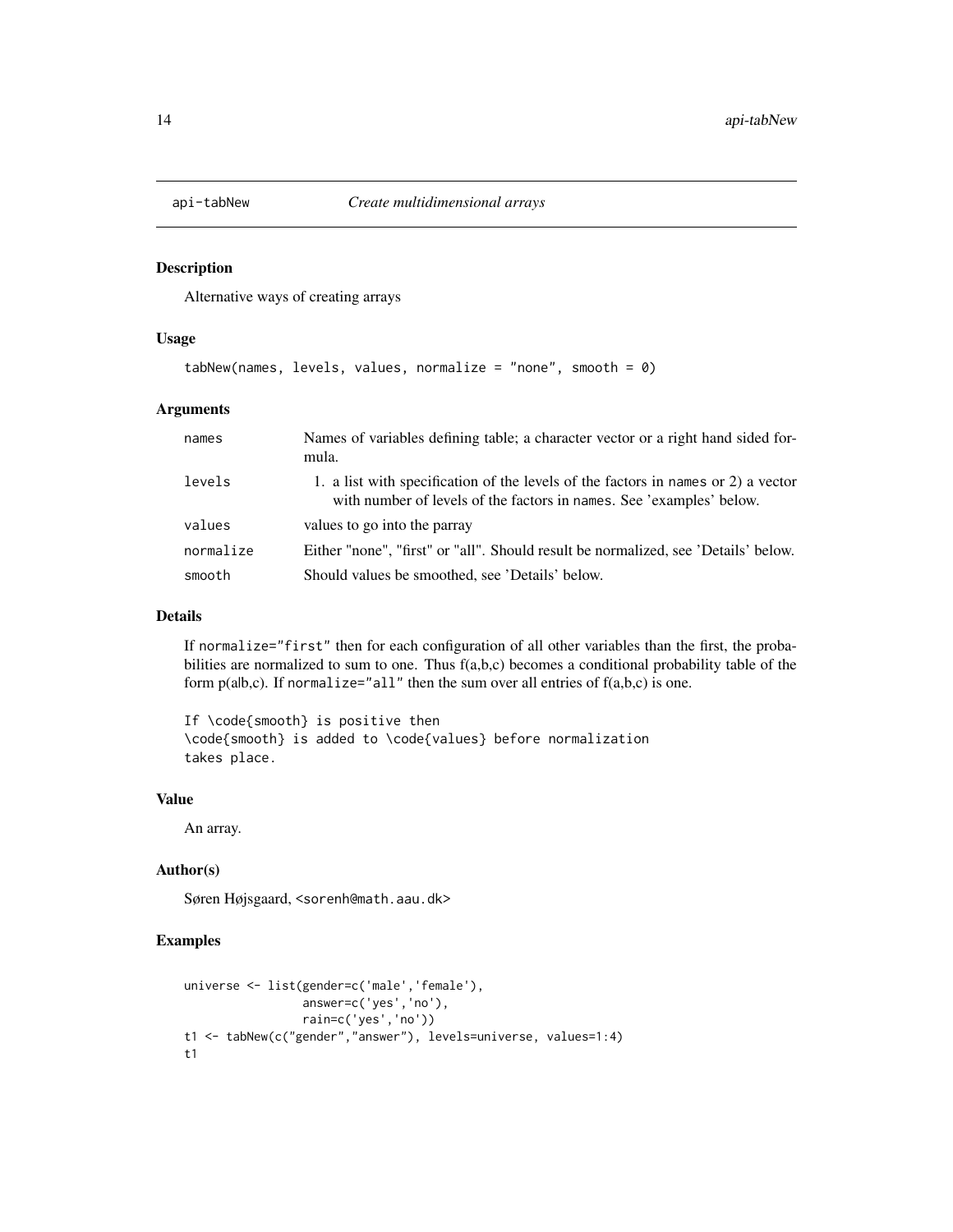# api-tabNew *Create multidimensional arrays*

## Description

Alternative ways of creating arrays

## Usage

```
tabNew(names, levels, values, normalize = "none", smooth = 0)
```

## Arguments

| | |
|---|---|
| names | Names of variables defining table; a character vector or a right hand sided formula. |
| levels | 1. a list with specification of the levels of the factors in names or 2) a vector with number of levels of the factors in names. See 'examples' below. |
| values | values to go into the parray |
| normalize | Either "none", "first" or "all". Should result be normalized, see 'Details' below. |
| smooth | Should values be smoothed, see 'Details' below. |

## Details

If normalize="first" then for each configuration of all other variables than the first, the probabilities are normalized to sum to one. Thus f(a,b,c) becomes a conditional probability table of the form p(a|b,c). If normalize="all" then the sum over all entries of f(a,b,c) is one.

```
If \code{smooth} is positive then
\code{smooth} is added to \code{values} before normalization
takes place.
```

## Value

An array.

## Author(s)

Søren Højsgaard, <sorenh@math.aau.dk>

## Examples

```
universe <- list(gender=c('male','female'),
                 answer=c('yes','no'),
                 rain=c('yes','no'))
t1 <- tabNew(c("gender","answer"), levels=universe, values=1:4)
t1
```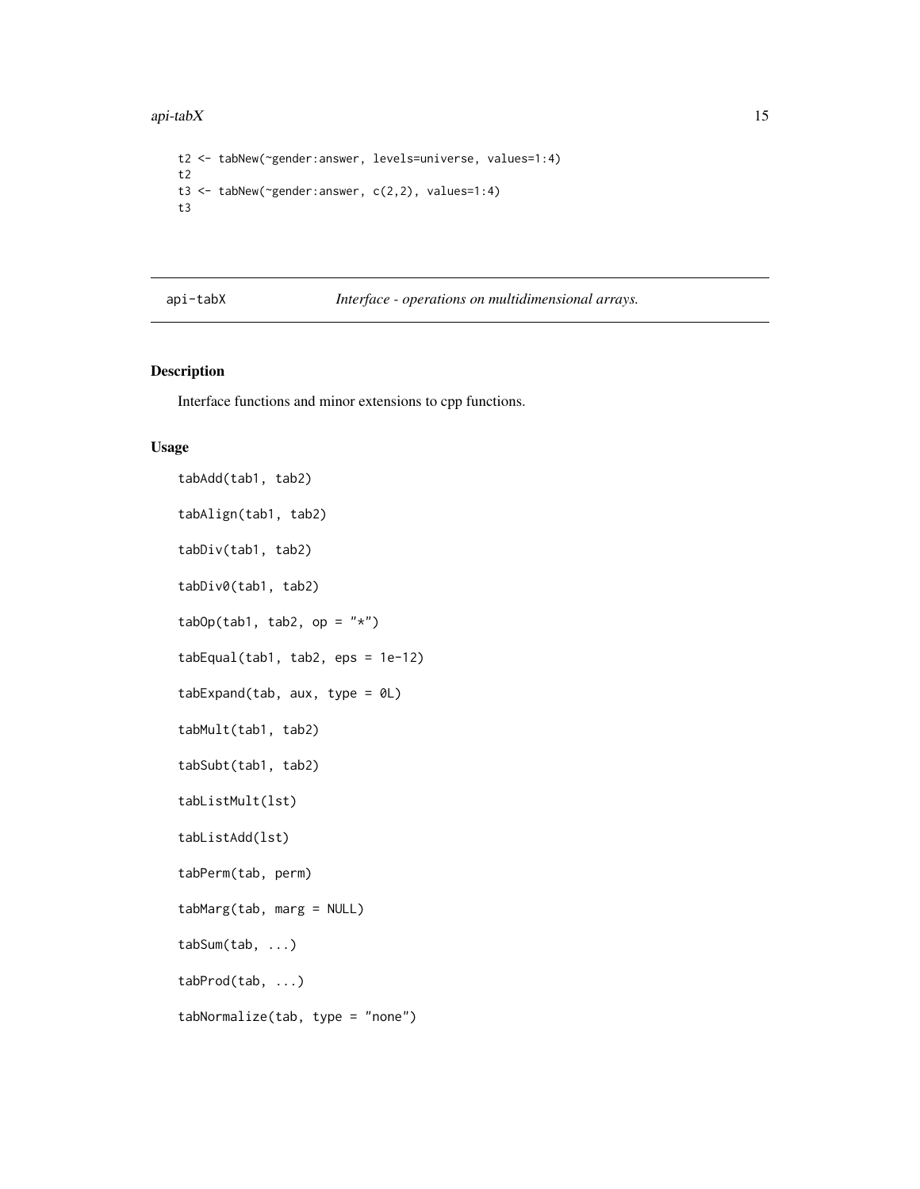```
t2 <- tabNew(~gender:answer, levels=universe, values=1:4)
t2
t3 <- tabNew(~gender:answer, c(2,2), values=1:4)
t3
```

## api-tabX — *Interface - operations on multidimensional arrays.*

### Description

Interface functions and minor extensions to cpp functions.

### Usage

```
tabAdd(tab1, tab2)

tabAlign(tab1, tab2)

tabDiv(tab1, tab2)

tabDiv0(tab1, tab2)

tabOp(tab1, tab2, op = "*")

tabEqual(tab1, tab2, eps = 1e-12)

tabExpand(tab, aux, type = 0L)

tabMult(tab1, tab2)

tabSubt(tab1, tab2)

tabListMult(lst)

tabListAdd(lst)

tabPerm(tab, perm)

tabMarg(tab, marg = NULL)

tabSum(tab, ...)

tabProd(tab, ...)

tabNormalize(tab, type = "none")
```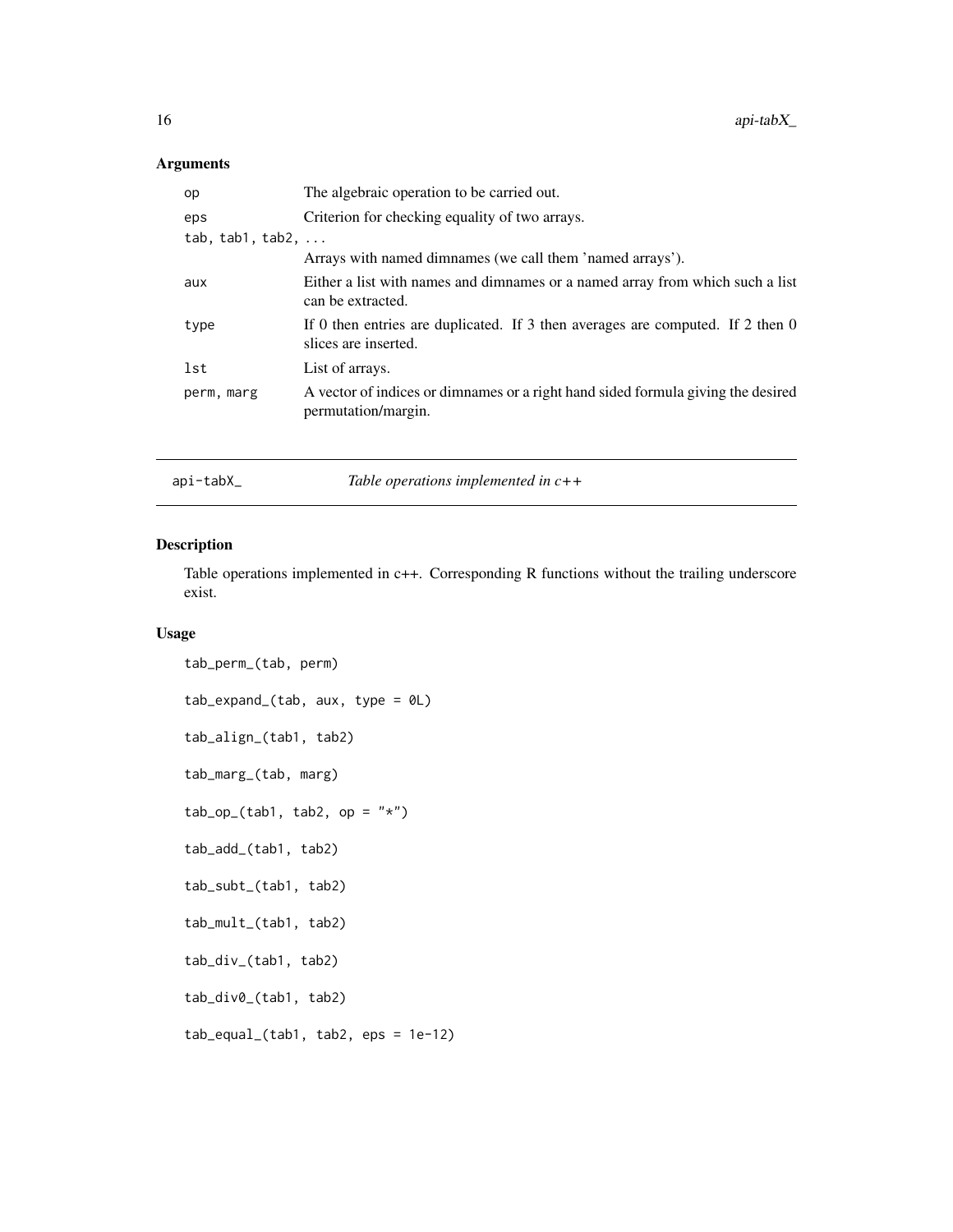## Arguments

| | |
|---|---|
| op | The algebraic operation to be carried out. |
| eps | Criterion for checking equality of two arrays. |
| tab, tab1, tab2, ... | Arrays with named dimnames (we call them 'named arrays'). |
| aux | Either a list with names and dimnames or a named array from which such a list can be extracted. |
| type | If 0 then entries are duplicated. If 3 then averages are computed. If 2 then 0 slices are inserted. |
| lst | List of arrays. |
| perm, marg | A vector of indices or dimnames or a right hand sided formula giving the desired permutation/margin. |

---

# api-tabX_ *Table operations implemented in c++*

## Description

Table operations implemented in c++. Corresponding R functions without the trailing underscore exist.

## Usage

```
tab_perm_(tab, perm)

tab_expand_(tab, aux, type = 0L)

tab_align_(tab1, tab2)

tab_marg_(tab, marg)

tab_op_(tab1, tab2, op = "*")

tab_add_(tab1, tab2)

tab_subt_(tab1, tab2)

tab_mult_(tab1, tab2)

tab_div_(tab1, tab2)

tab_div0_(tab1, tab2)

tab_equal_(tab1, tab2, eps = 1e-12)
```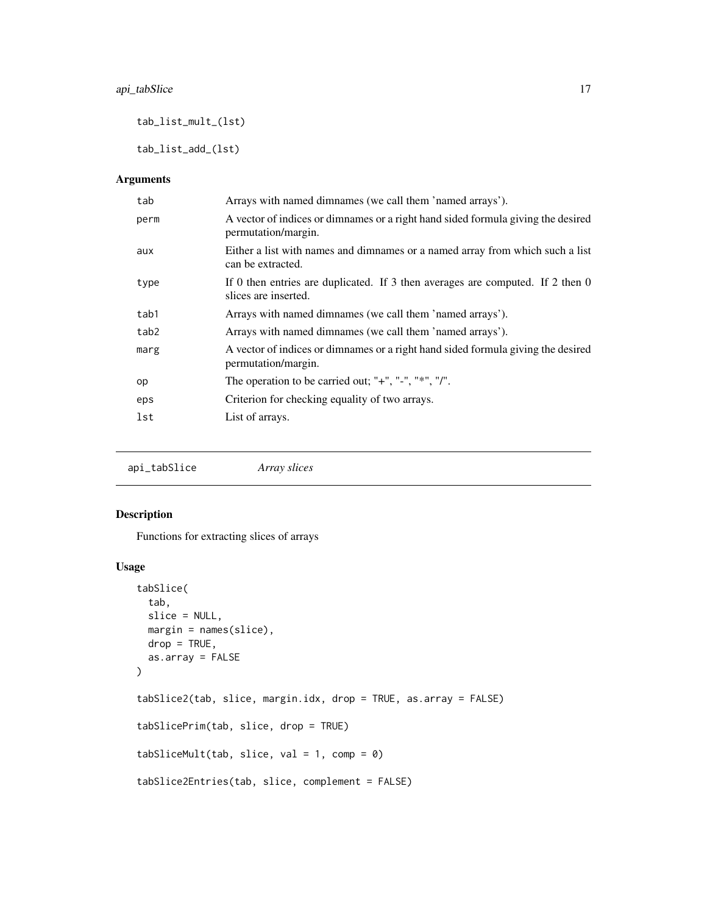```
tab_list_mult_(lst)

tab_list_add_(lst)
```

### Arguments

| | |
|---|---|
| tab | Arrays with named dimnames (we call them 'named arrays'). |
| perm | A vector of indices or dimnames or a right hand sided formula giving the desired permutation/margin. |
| aux | Either a list with names and dimnames or a named array from which such a list can be extracted. |
| type | If 0 then entries are duplicated. If 3 then averages are computed. If 2 then 0 slices are inserted. |
| tab1 | Arrays with named dimnames (we call them 'named arrays'). |
| tab2 | Arrays with named dimnames (we call them 'named arrays'). |
| marg | A vector of indices or dimnames or a right hand sided formula giving the desired permutation/margin. |
| op | The operation to be carried out; "+", "-", "*", "/". |
| eps | Criterion for checking equality of two arrays. |
| lst | List of arrays. |

---

## api_tabSlice *Array slices*

### Description

Functions for extracting slices of arrays

### Usage

```
tabSlice(
  tab,
  slice = NULL,
  margin = names(slice),
  drop = TRUE,
  as.array = FALSE
)

tabSlice2(tab, slice, margin.idx, drop = TRUE, as.array = FALSE)

tabSlicePrim(tab, slice, drop = TRUE)

tabSliceMult(tab, slice, val = 1, comp = 0)

tabSlice2Entries(tab, slice, complement = FALSE)
```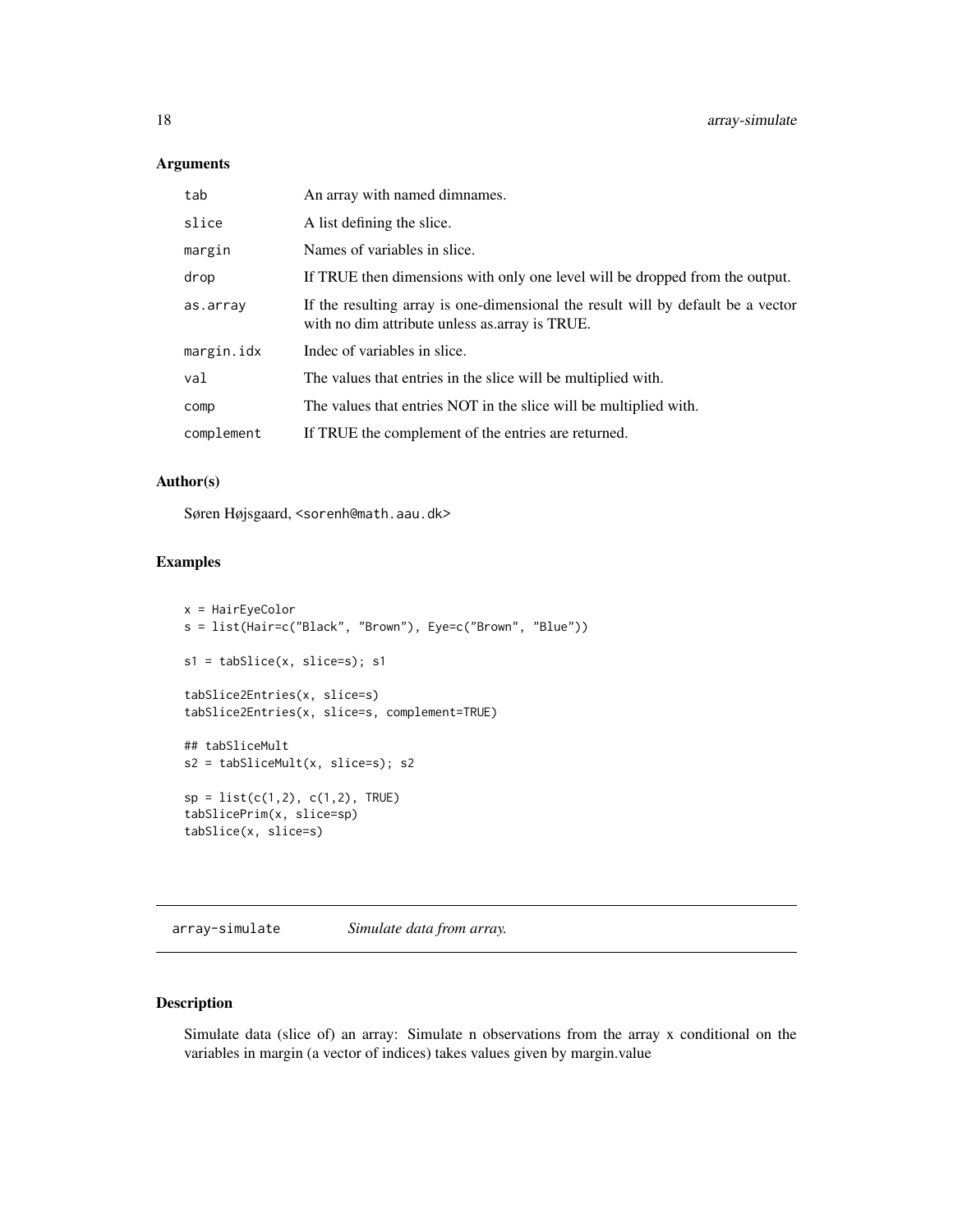## Arguments

| | |
|---|---|
| tab | An array with named dimnames. |
| slice | A list defining the slice. |
| margin | Names of variables in slice. |
| drop | If TRUE then dimensions with only one level will be dropped from the output. |
| as.array | If the resulting array is one-dimensional the result will by default be a vector with no dim attribute unless as.array is TRUE. |
| margin.idx | Indec of variables in slice. |
| val | The values that entries in the slice will be multiplied with. |
| comp | The values that entries NOT in the slice will be multiplied with. |
| complement | If TRUE the complement of the entries are returned. |

## Author(s)

Søren Højsgaard, <sorenh@math.aau.dk>

## Examples

```
x = HairEyeColor
s = list(Hair=c("Black", "Brown"), Eye=c("Brown", "Blue"))

s1 = tabSlice(x, slice=s); s1

tabSlice2Entries(x, slice=s)
tabSlice2Entries(x, slice=s, complement=TRUE)

## tabSliceMult
s2 = tabSliceMult(x, slice=s); s2

sp = list(c(1,2), c(1,2), TRUE)
tabSlicePrim(x, slice=sp)
tabSlice(x, slice=s)
```

---

# array-simulate *Simulate data from array.*

## Description

Simulate data (slice of) an array: Simulate n observations from the array x conditional on the variables in margin (a vector of indices) takes values given by margin.value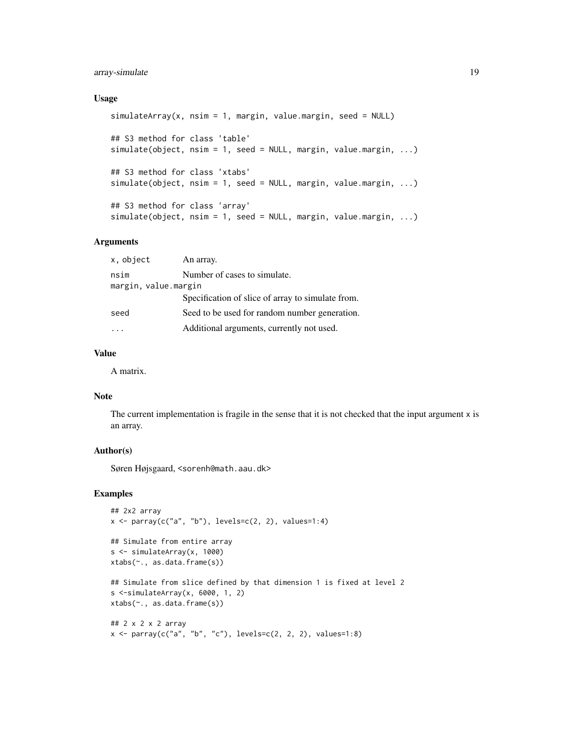### Usage

```
simulateArray(x, nsim = 1, margin, value.margin, seed = NULL)

## S3 method for class 'table'
simulate(object, nsim = 1, seed = NULL, margin, value.margin, ...)

## S3 method for class 'xtabs'
simulate(object, nsim = 1, seed = NULL, margin, value.margin, ...)

## S3 method for class 'array'
simulate(object, nsim = 1, seed = NULL, margin, value.margin, ...)
```

### Arguments

| | |
|---|---|
| x, object | An array. |
| nsim | Number of cases to simulate. |
| margin, value.margin | Specification of slice of array to simulate from. |
| seed | Seed to be used for random number generation. |
| ... | Additional arguments, currently not used. |

### Value

A matrix.

### Note

The current implementation is fragile in the sense that it is not checked that the input argument x is an array.

### Author(s)

Søren Højsgaard, <sorenh@math.aau.dk>

### Examples

```
## 2x2 array
x <- parray(c("a", "b"), levels=c(2, 2), values=1:4)

## Simulate from entire array
s <- simulateArray(x, 1000)
xtabs(~., as.data.frame(s))

## Simulate from slice defined by that dimension 1 is fixed at level 2
s <-simulateArray(x, 6000, 1, 2)
xtabs(~., as.data.frame(s))

## 2 x 2 x 2 array
x <- parray(c("a", "b", "c"), levels=c(2, 2, 2), values=1:8)
```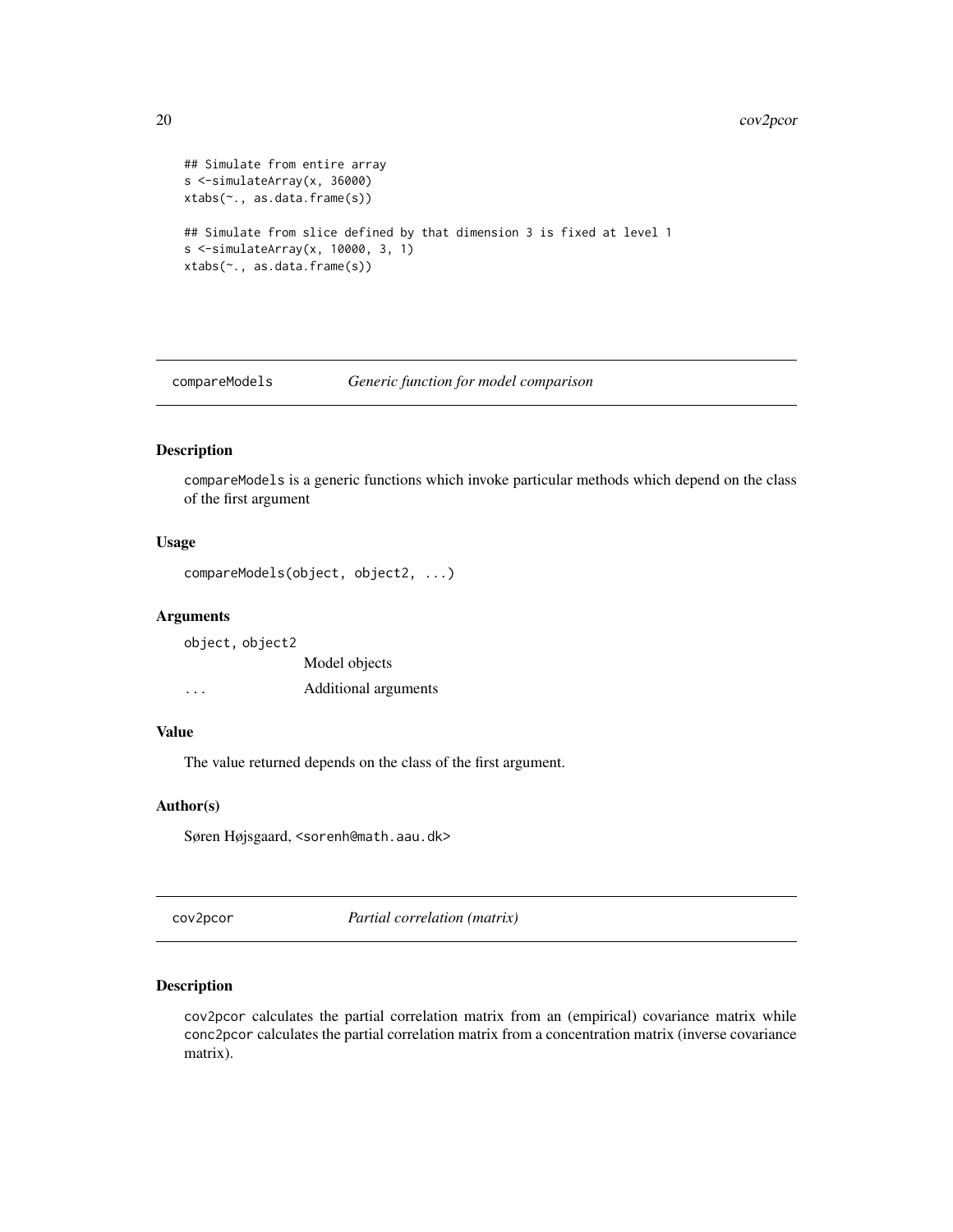```
## Simulate from entire array
s <-simulateArray(x, 36000)
xtabs(~., as.data.frame(s))

## Simulate from slice defined by that dimension 3 is fixed at level 1
s <-simulateArray(x, 10000, 3, 1)
xtabs(~., as.data.frame(s))
```

## compareModels — *Generic function for model comparison*

### Description

compareModels is a generic functions which invoke particular methods which depend on the class of the first argument

### Usage

```
compareModels(object, object2, ...)
```

### Arguments

| | |
|---|---|
| object, object2 | Model objects |
| ... | Additional arguments |

### Value

The value returned depends on the class of the first argument.

### Author(s)

Søren Højsgaard, <sorenh@math.aau.dk>

## cov2pcor — *Partial correlation (matrix)*

### Description

cov2pcor calculates the partial correlation matrix from an (empirical) covariance matrix while conc2pcor calculates the partial correlation matrix from a concentration matrix (inverse covariance matrix).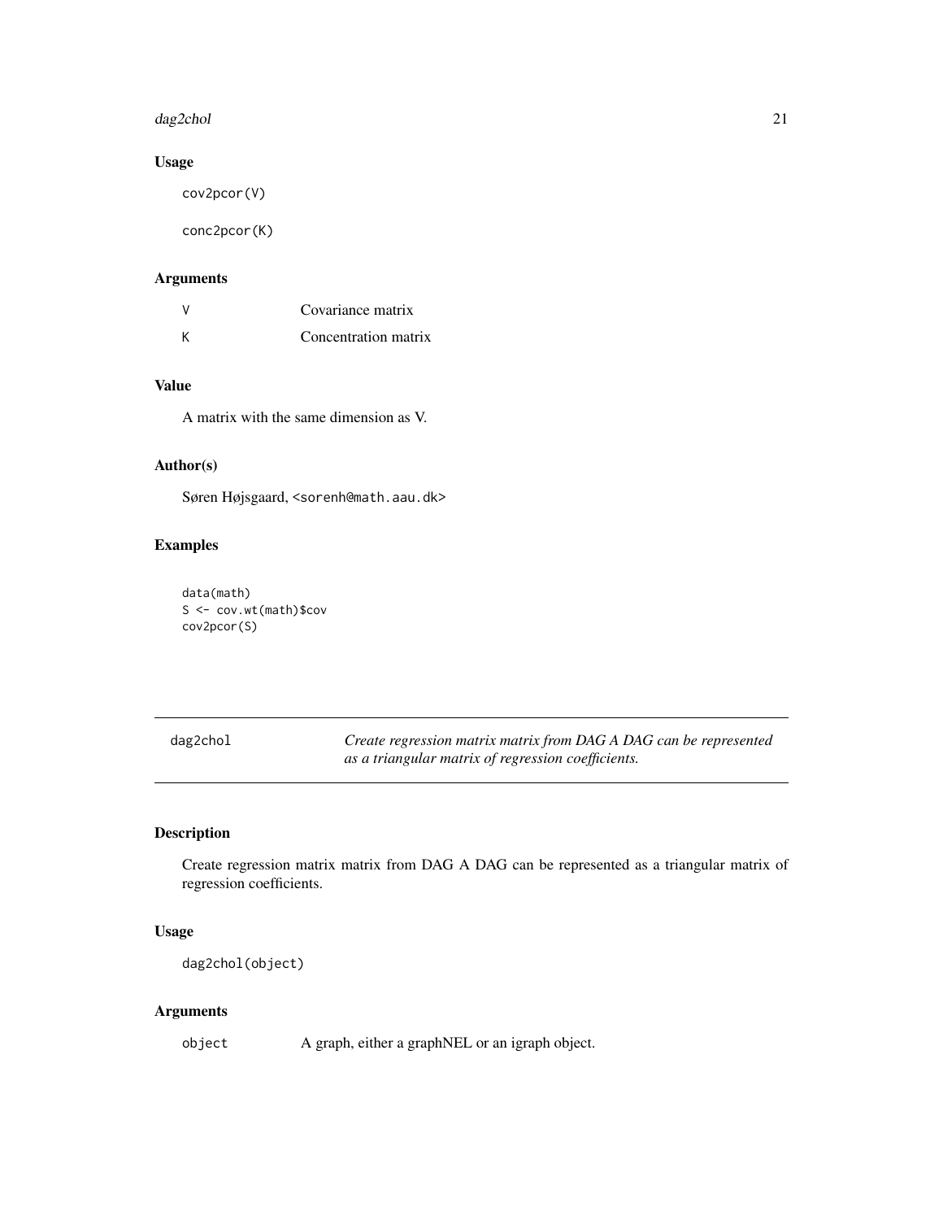### Usage

```
cov2pcor(V)

conc2pcor(K)
```

### Arguments

| | |
|---|---|
| V | Covariance matrix |
| K | Concentration matrix |

### Value

A matrix with the same dimension as V.

### Author(s)

Søren Højsgaard, <sorenh@math.aau.dk>

### Examples

```
data(math)
S <- cov.wt(math)$cov
cov2pcor(S)
```

---

## dag2chol — *Create regression matrix matrix from DAG A DAG can be represented as a triangular matrix of regression coefficients.*

---

### Description

Create regression matrix matrix from DAG A DAG can be represented as a triangular matrix of regression coefficients.

### Usage

```
dag2chol(object)
```

### Arguments

| | |
|---|---|
| object | A graph, either a graphNEL or an igraph object. |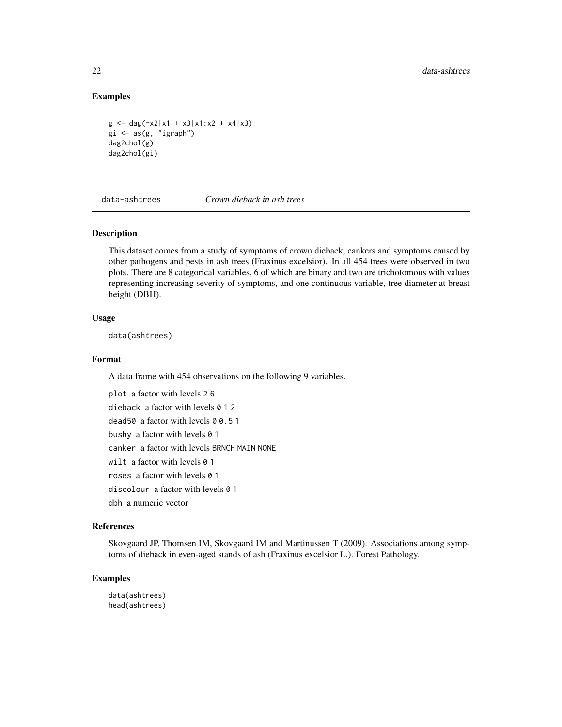### Examples

```
g <- dag(~x2|x1 + x3|x1:x2 + x4|x3)
gi <- as(g, "igraph")
dag2chol(g)
dag2chol(gi)
```

---

## data-ashtrees *Crown dieback in ash trees*

---

### Description

This dataset comes from a study of symptoms of crown dieback, cankers and symptoms caused by other pathogens and pests in ash trees (Fraxinus excelsior). In all 454 trees were observed in two plots. There are 8 categorical variables, 6 of which are binary and two are trichotomous with values representing increasing severity of symptoms, and one continuous variable, tree diameter at breast height (DBH).

### Usage

```
data(ashtrees)
```

### Format

A data frame with 454 observations on the following 9 variables.

`plot` a factor with levels `2` `6`

`dieback` a factor with levels `0` `1` `2`

`dead50` a factor with levels `0` `0.5` `1`

`bushy` a factor with levels `0` `1`

`canker` a factor with levels `BRNCH` `MAIN` `NONE`

`wilt` a factor with levels `0` `1`

`roses` a factor with levels `0` `1`

`discolour` a factor with levels `0` `1`

`dbh` a numeric vector

### References

Skovgaard JP, Thomsen IM, Skovgaard IM and Martinussen T (2009). Associations among symptoms of dieback in even-aged stands of ash (Fraxinus excelsior L.). Forest Pathology.

### Examples

```
data(ashtrees)
head(ashtrees)
```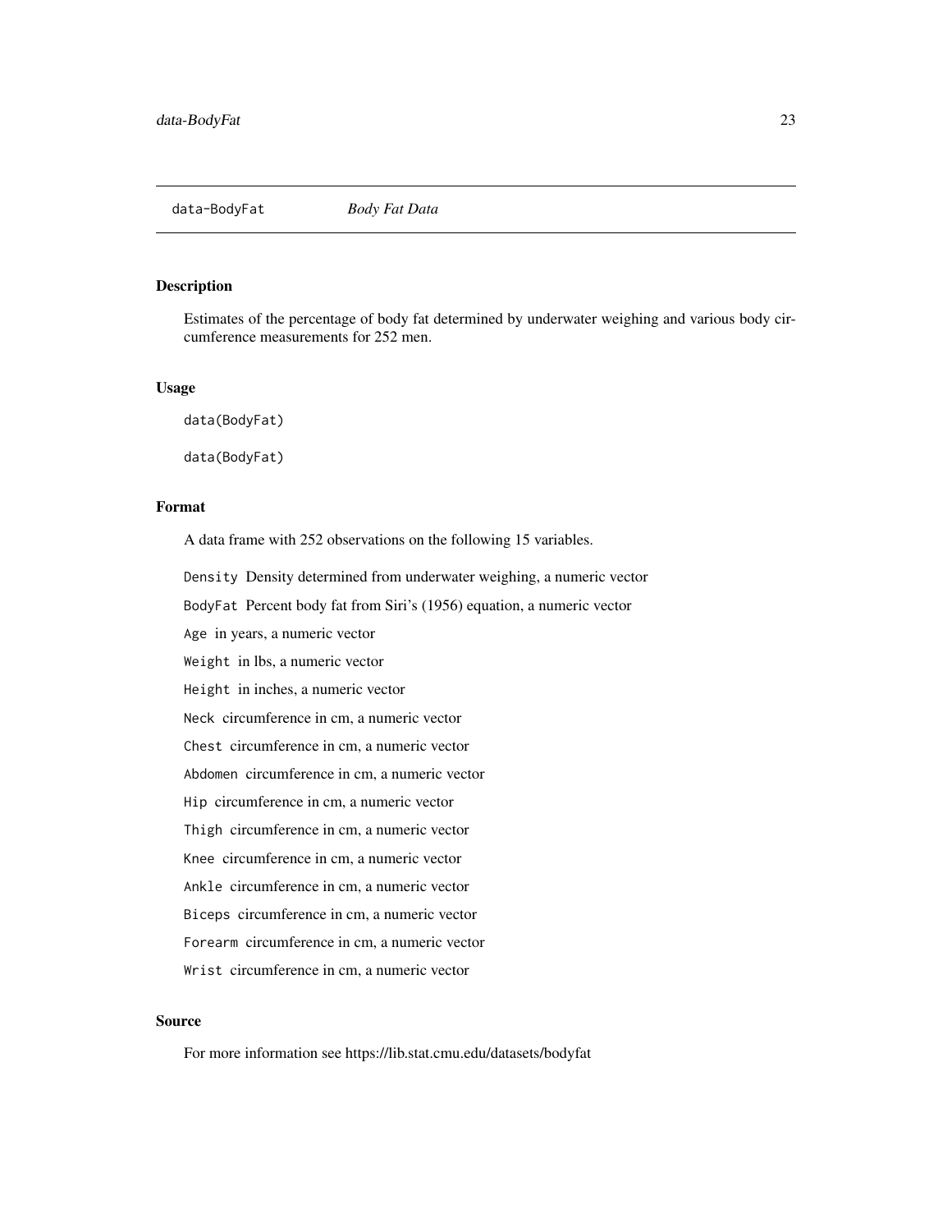## data-BodyFat *Body Fat Data*

### Description

Estimates of the percentage of body fat determined by underwater weighing and various body circumference measurements for 252 men.

### Usage

```
data(BodyFat)

data(BodyFat)
```

### Format

A data frame with 252 observations on the following 15 variables.

- `Density` Density determined from underwater weighing, a numeric vector
- `BodyFat` Percent body fat from Siri's (1956) equation, a numeric vector
- `Age` in years, a numeric vector
- `Weight` in lbs, a numeric vector
- `Height` in inches, a numeric vector
- `Neck` circumference in cm, a numeric vector
- `Chest` circumference in cm, a numeric vector
- `Abdomen` circumference in cm, a numeric vector
- `Hip` circumference in cm, a numeric vector
- `Thigh` circumference in cm, a numeric vector
- `Knee` circumference in cm, a numeric vector
- `Ankle` circumference in cm, a numeric vector
- `Biceps` circumference in cm, a numeric vector
- `Forearm` circumference in cm, a numeric vector
- `Wrist` circumference in cm, a numeric vector

### Source

For more information see https://lib.stat.cmu.edu/datasets/bodyfat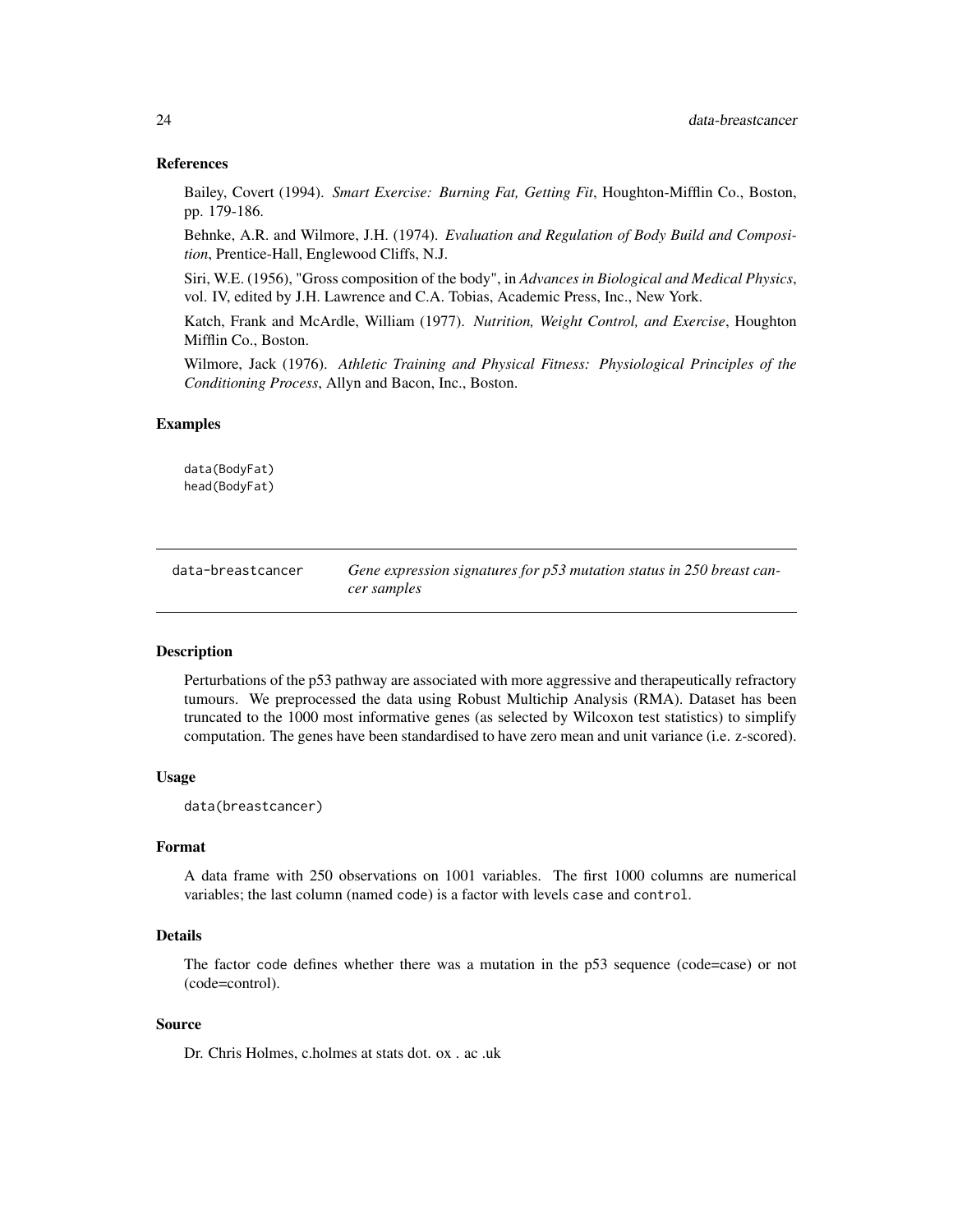### References

Bailey, Covert (1994). *Smart Exercise: Burning Fat, Getting Fit*, Houghton-Mifflin Co., Boston, pp. 179-186.

Behnke, A.R. and Wilmore, J.H. (1974). *Evaluation and Regulation of Body Build and Composition*, Prentice-Hall, Englewood Cliffs, N.J.

Siri, W.E. (1956), "Gross composition of the body", in *Advances in Biological and Medical Physics*, vol. IV, edited by J.H. Lawrence and C.A. Tobias, Academic Press, Inc., New York.

Katch, Frank and McArdle, William (1977). *Nutrition, Weight Control, and Exercise*, Houghton Mifflin Co., Boston.

Wilmore, Jack (1976). *Athletic Training and Physical Fitness: Physiological Principles of the Conditioning Process*, Allyn and Bacon, Inc., Boston.

### Examples

```
data(BodyFat)
head(BodyFat)
```

---

## data-breastcancer — *Gene expression signatures for p53 mutation status in 250 breast cancer samples*

---

### Description

Perturbations of the p53 pathway are associated with more aggressive and therapeutically refractory tumours. We preprocessed the data using Robust Multichip Analysis (RMA). Dataset has been truncated to the 1000 most informative genes (as selected by Wilcoxon test statistics) to simplify computation. The genes have been standardised to have zero mean and unit variance (i.e. z-scored).

### Usage

```
data(breastcancer)
```

### Format

A data frame with 250 observations on 1001 variables. The first 1000 columns are numerical variables; the last column (named `code`) is a factor with levels `case` and `control`.

### Details

The factor `code` defines whether there was a mutation in the p53 sequence (code=case) or not (code=control).

### Source

Dr. Chris Holmes, c.holmes at stats dot. ox . ac .uk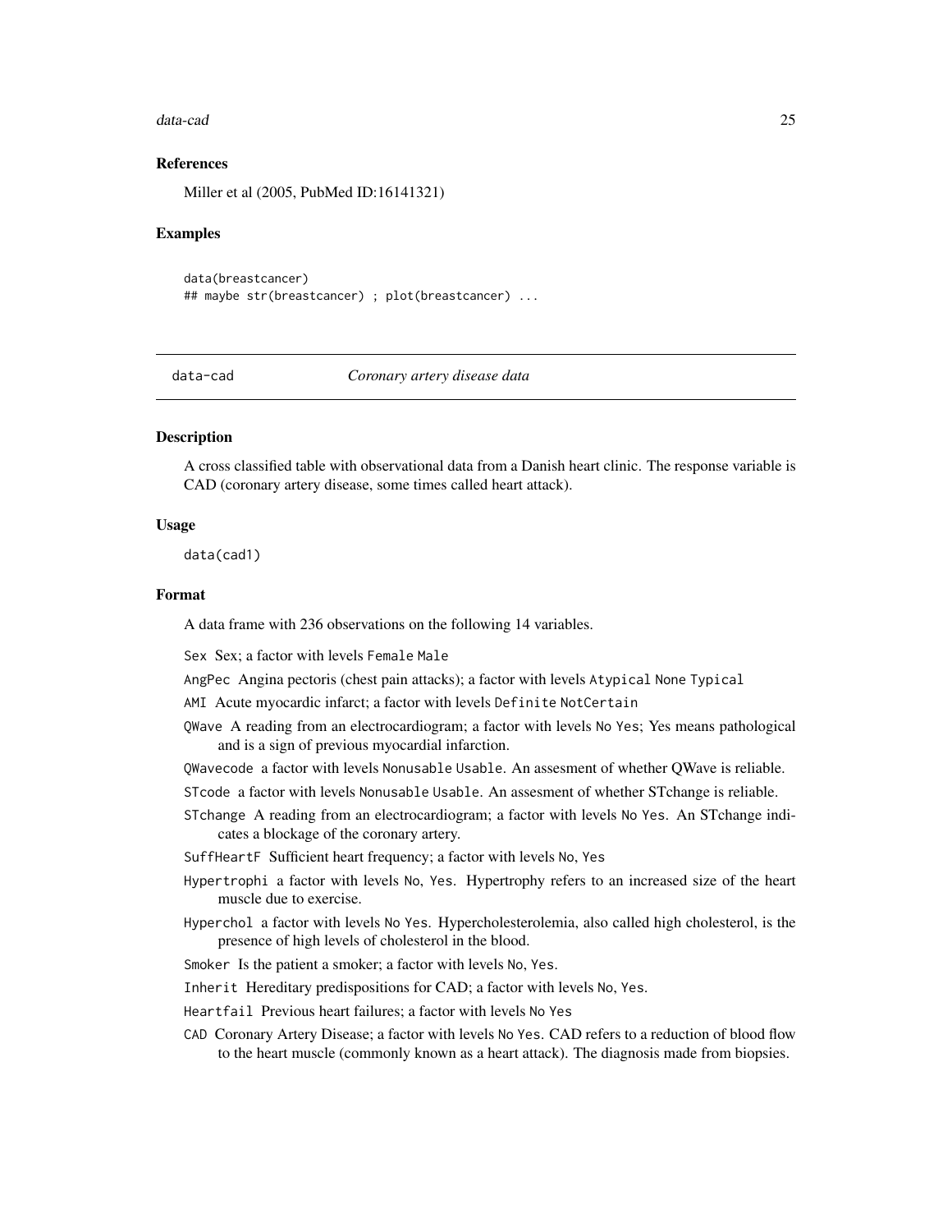### References

Miller et al (2005, PubMed ID:16141321)

### Examples

```
data(breastcancer)
## maybe str(breastcancer) ; plot(breastcancer) ...
```

---

## data-cad *Coronary artery disease data*

---

### Description

A cross classified table with observational data from a Danish heart clinic. The response variable is CAD (coronary artery disease, some times called heart attack).

### Usage

```
data(cad1)
```

### Format

A data frame with 236 observations on the following 14 variables.

- `Sex` Sex; a factor with levels `Female` `Male`
- `AngPec` Angina pectoris (chest pain attacks); a factor with levels `Atypical` `None` `Typical`
- `AMI` Acute myocardic infarct; a factor with levels `Definite` `NotCertain`
- `QWave` A reading from an electrocardiogram; a factor with levels `No` `Yes`; Yes means pathological and is a sign of previous myocardial infarction.
- `QWavecode` a factor with levels `Nonusable` `Usable`. An assesment of whether QWave is reliable.
- `STcode` a factor with levels `Nonusable` `Usable`. An assesment of whether STchange is reliable.
- `STchange` A reading from an electrocardiogram; a factor with levels `No` `Yes`. An STchange indicates a blockage of the coronary artery.
- `SuffHeartF` Sufficient heart frequency; a factor with levels `No`, `Yes`
- `Hypertrophi` a factor with levels `No`, `Yes`. Hypertrophy refers to an increased size of the heart muscle due to exercise.
- `Hyperchol` a factor with levels `No` `Yes`. Hypercholesterolemia, also called high cholesterol, is the presence of high levels of cholesterol in the blood.
- `Smoker` Is the patient a smoker; a factor with levels `No`, `Yes`.
- `Inherit` Hereditary predispositions for CAD; a factor with levels `No`, `Yes`.
- `Heartfail` Previous heart failures; a factor with levels `No` `Yes`
- `CAD` Coronary Artery Disease; a factor with levels `No` `Yes`. CAD refers to a reduction of blood flow to the heart muscle (commonly known as a heart attack). The diagnosis made from biopsies.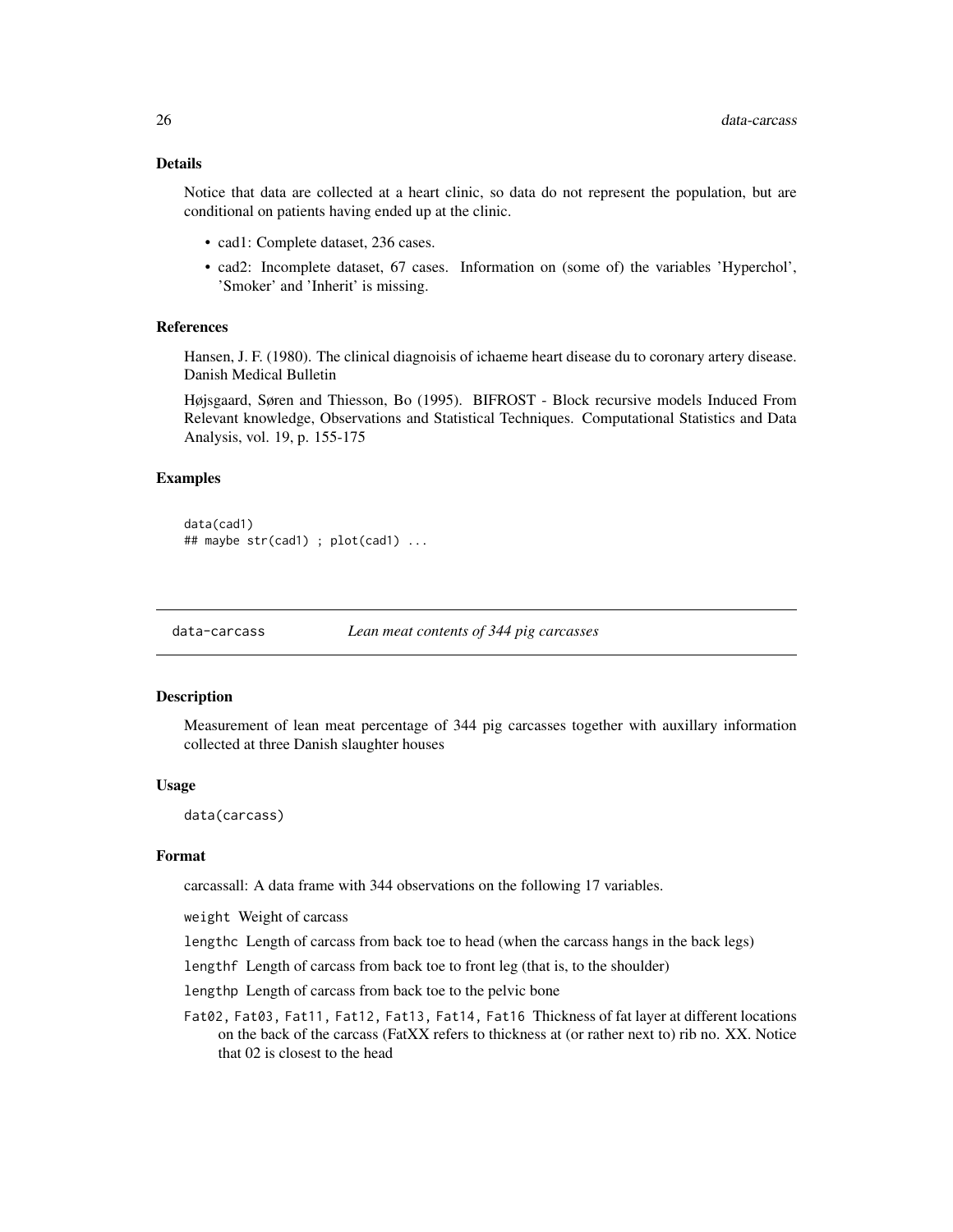### Details

Notice that data are collected at a heart clinic, so data do not represent the population, but are conditional on patients having ended up at the clinic.

- cad1: Complete dataset, 236 cases.
- cad2: Incomplete dataset, 67 cases. Information on (some of) the variables 'Hyperchol', 'Smoker' and 'Inherit' is missing.

### References

Hansen, J. F. (1980). The clinical diagnoisis of ichaeme heart disease du to coronary artery disease. Danish Medical Bulletin

Højsgaard, Søren and Thiesson, Bo (1995). BIFROST - Block recursive models Induced From Relevant knowledge, Observations and Statistical Techniques. Computational Statistics and Data Analysis, vol. 19, p. 155-175

### Examples

```
data(cad1)
## maybe str(cad1) ; plot(cad1) ...
```

## data-carcass *Lean meat contents of 344 pig carcasses*

### Description

Measurement of lean meat percentage of 344 pig carcasses together with auxillary information collected at three Danish slaughter houses

### Usage

```
data(carcass)
```

### Format

carcassall: A data frame with 344 observations on the following 17 variables.

`weight` Weight of carcass

`lengthc` Length of carcass from back toe to head (when the carcass hangs in the back legs)

`lengthf` Length of carcass from back toe to front leg (that is, to the shoulder)

`lengthp` Length of carcass from back toe to the pelvic bone

`Fat02, Fat03, Fat11, Fat12, Fat13, Fat14, Fat16` Thickness of fat layer at different locations on the back of the carcass (FatXX refers to thickness at (or rather next to) rib no. XX. Notice that 02 is closest to the head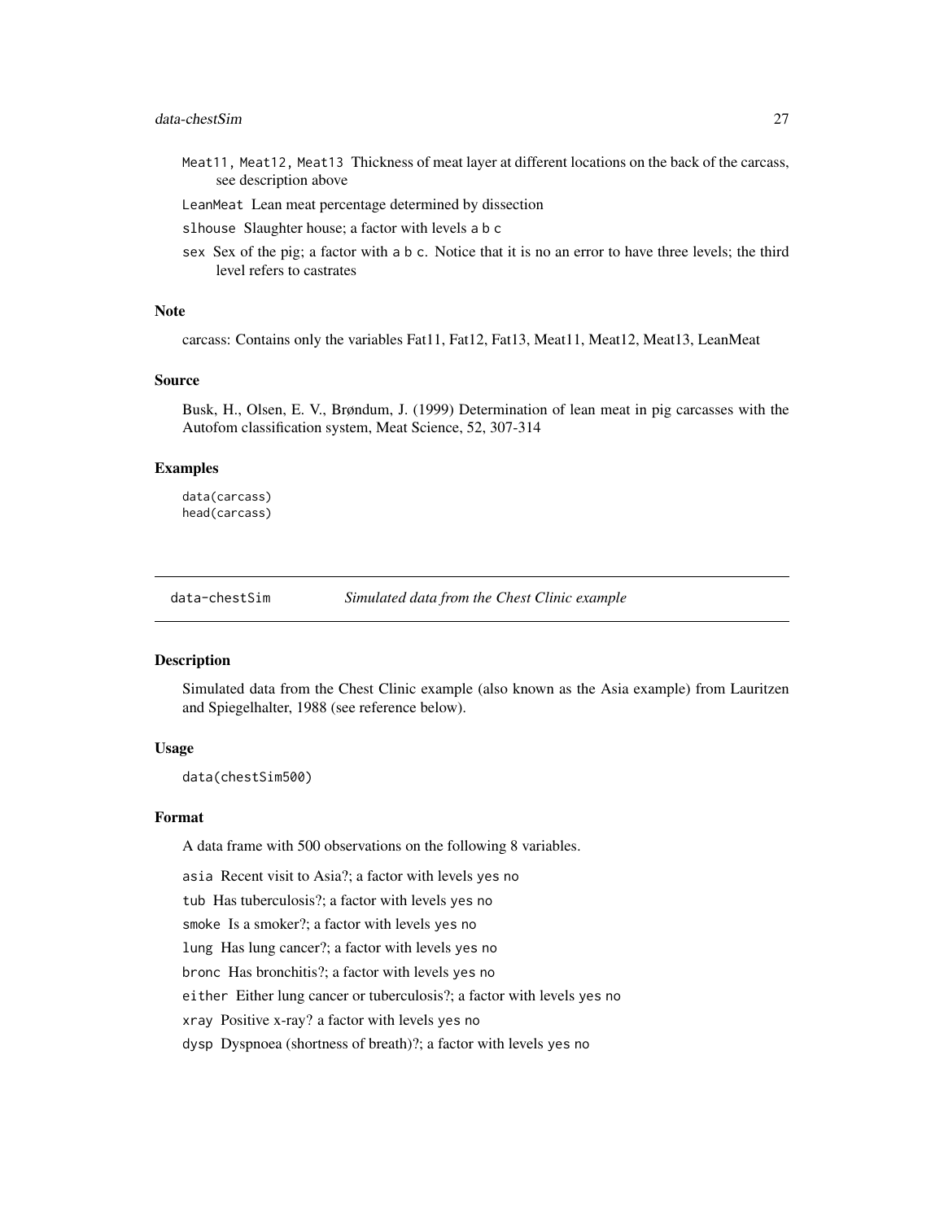Meat11, Meat12, Meat13 Thickness of meat layer at different locations on the back of the carcass, see description above

LeanMeat Lean meat percentage determined by dissection

slhouse Slaughter house; a factor with levels a b c

sex Sex of the pig; a factor with a b c. Notice that it is no an error to have three levels; the third level refers to castrates

### Note

carcass: Contains only the variables Fat11, Fat12, Fat13, Meat11, Meat12, Meat13, LeanMeat

### Source

Busk, H., Olsen, E. V., Brøndum, J. (1999) Determination of lean meat in pig carcasses with the Autofom classification system, Meat Science, 52, 307-314

### Examples

```
data(carcass)
head(carcass)
```

---

## data-chestSim — *Simulated data from the Chest Clinic example*

---

### Description

Simulated data from the Chest Clinic example (also known as the Asia example) from Lauritzen and Spiegelhalter, 1988 (see reference below).

### Usage

```
data(chestSim500)
```

### Format

A data frame with 500 observations on the following 8 variables.

asia Recent visit to Asia?; a factor with levels yes no

tub Has tuberculosis?; a factor with levels yes no

smoke Is a smoker?; a factor with levels yes no

lung Has lung cancer?; a factor with levels yes no

bronc Has bronchitis?; a factor with levels yes no

either Either lung cancer or tuberculosis?; a factor with levels yes no

xray Positive x-ray? a factor with levels yes no

dysp Dyspnoea (shortness of breath)?; a factor with levels yes no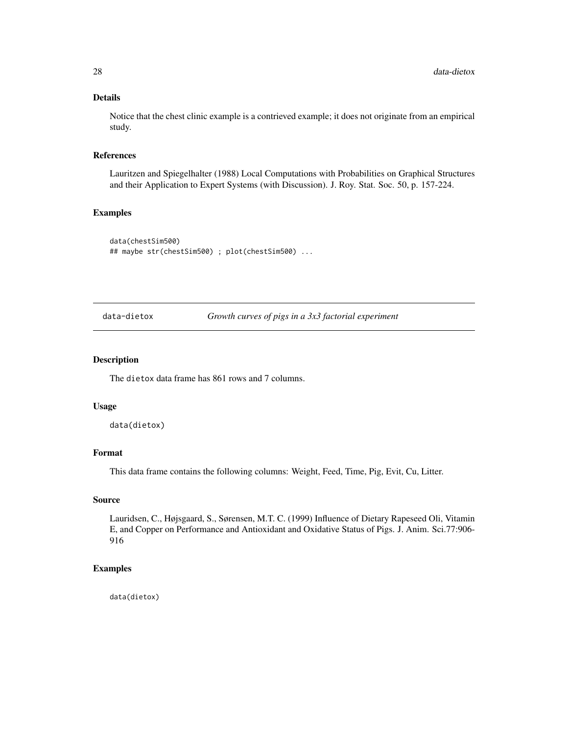## Details

Notice that the chest clinic example is a contrieved example; it does not originate from an empirical study.

## References

Lauritzen and Spiegelhalter (1988) Local Computations with Probabilities on Graphical Structures and their Application to Expert Systems (with Discussion). J. Roy. Stat. Soc. 50, p. 157-224.

## Examples

```
data(chestSim500)
## maybe str(chestSim500) ; plot(chestSim500) ...
```

---

# data-dietox    *Growth curves of pigs in a 3x3 factorial experiment*

---

## Description

The dietox data frame has 861 rows and 7 columns.

## Usage

```
data(dietox)
```

## Format

This data frame contains the following columns: Weight, Feed, Time, Pig, Evit, Cu, Litter.

## Source

Lauridsen, C., Højsgaard, S., Sørensen, M.T. C. (1999) Influence of Dietary Rapeseed Oli, Vitamin E, and Copper on Performance and Antioxidant and Oxidative Status of Pigs. J. Anim. Sci.77:906-916

## Examples

```
data(dietox)
```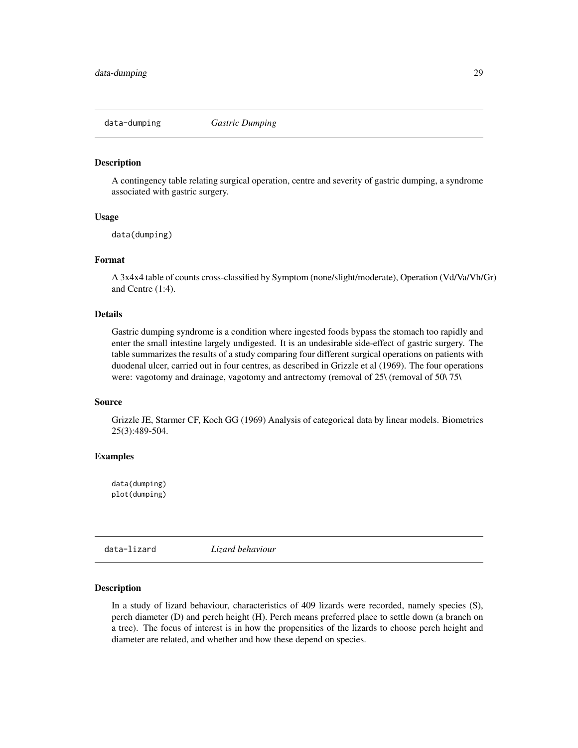## data-dumping *Gastric Dumping*

### Description

A contingency table relating surgical operation, centre and severity of gastric dumping, a syndrome associated with gastric surgery.

### Usage

```
data(dumping)
```

### Format

A 3x4x4 table of counts cross-classified by Symptom (none/slight/moderate), Operation (Vd/Va/Vh/Gr) and Centre (1:4).

### Details

Gastric dumping syndrome is a condition where ingested foods bypass the stomach too rapidly and enter the small intestine largely undigested. It is an undesirable side-effect of gastric surgery. The table summarizes the results of a study comparing four different surgical operations on patients with duodenal ulcer, carried out in four centres, as described in Grizzle et al (1969). The four operations were: vagotomy and drainage, vagotomy and antrectomy (removal of 25\ (removal of 50\ 75\

### Source

Grizzle JE, Starmer CF, Koch GG (1969) Analysis of categorical data by linear models. Biometrics 25(3):489-504.

### Examples

```
data(dumping)
plot(dumping)
```

## data-lizard *Lizard behaviour*

### Description

In a study of lizard behaviour, characteristics of 409 lizards were recorded, namely species (S), perch diameter (D) and perch height (H). Perch means preferred place to settle down (a branch on a tree). The focus of interest is in how the propensities of the lizards to choose perch height and diameter are related, and whether and how these depend on species.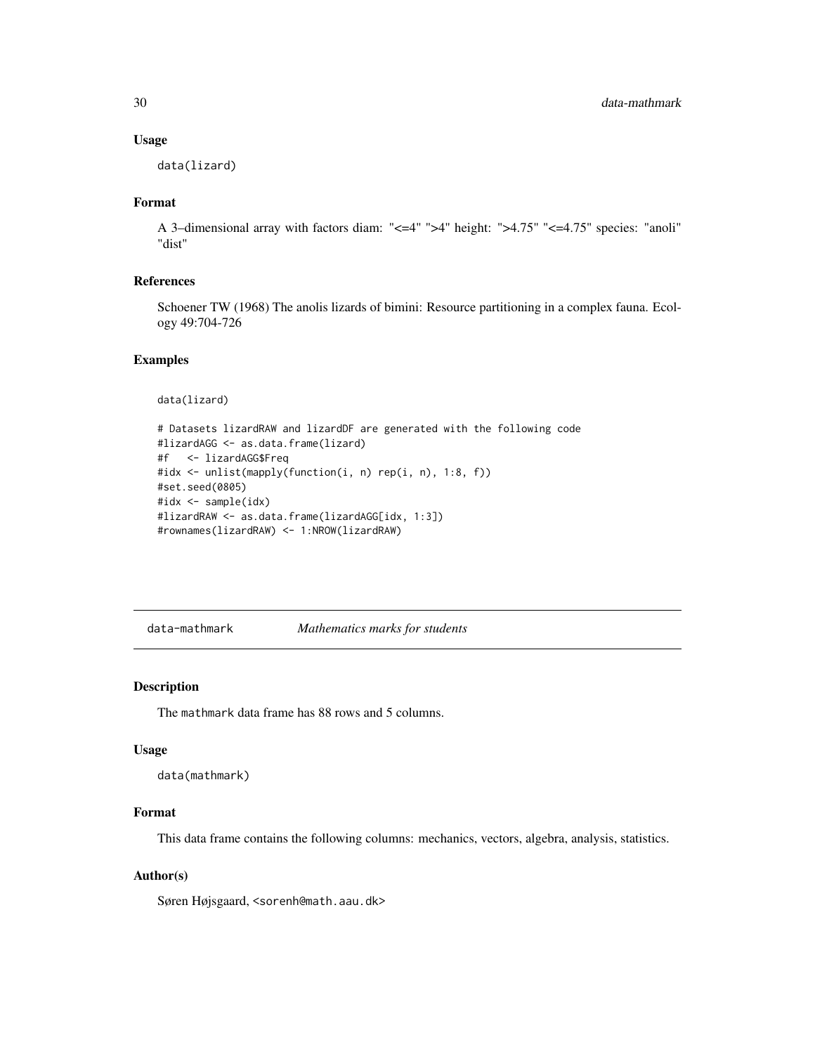### Usage

```
data(lizard)
```

### Format

A 3–dimensional array with factors diam: "<=4" ">4" height: ">4.75" "<=4.75" species: "anoli" "dist"

### References

Schoener TW (1968) The anolis lizards of bimini: Resource partitioning in a complex fauna. Ecology 49:704-726

### Examples

```
data(lizard)

# Datasets lizardRAW and lizardDF are generated with the following code
#lizardAGG <- as.data.frame(lizard)
#f   <- lizardAGG$Freq
#idx <- unlist(mapply(function(i, n) rep(i, n), 1:8, f))
#set.seed(0805)
#idx <- sample(idx)
#lizardRAW <- as.data.frame(lizardAGG[idx, 1:3])
#rownames(lizardRAW) <- 1:NROW(lizardRAW)
```

## data-mathmark *Mathematics marks for students*

### Description

The mathmark data frame has 88 rows and 5 columns.

### Usage

```
data(mathmark)
```

### Format

This data frame contains the following columns: mechanics, vectors, algebra, analysis, statistics.

### Author(s)

Søren Højsgaard, <sorenh@math.aau.dk>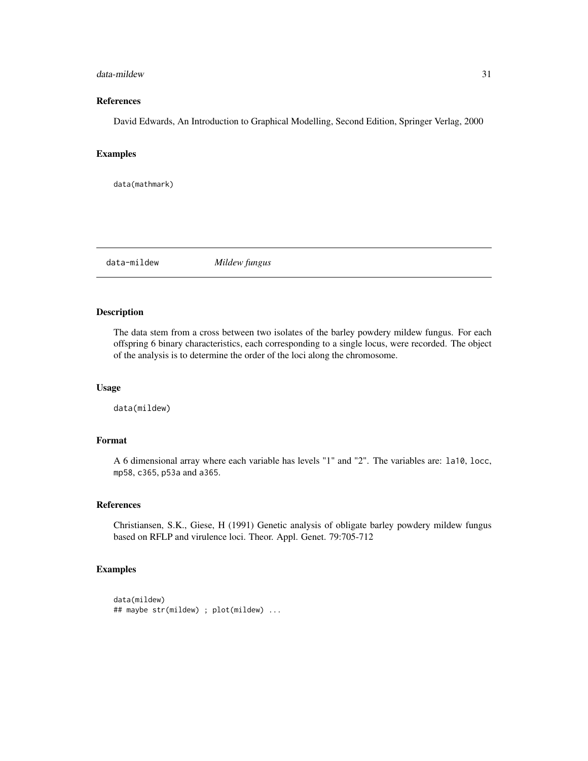### References

David Edwards, An Introduction to Graphical Modelling, Second Edition, Springer Verlag, 2000

### Examples

```
data(mathmark)
```

---

## data-mildew *Mildew fungus*

---

### Description

The data stem from a cross between two isolates of the barley powdery mildew fungus. For each offspring 6 binary characteristics, each corresponding to a single locus, were recorded. The object of the analysis is to determine the order of the loci along the chromosome.

### Usage

```
data(mildew)
```

### Format

A 6 dimensional array where each variable has levels "1" and "2". The variables are: `la10`, `locc`, `mp58`, `c365`, `p53a` and `a365`.

### References

Christiansen, S.K., Giese, H (1991) Genetic analysis of obligate barley powdery mildew fungus based on RFLP and virulence loci. Theor. Appl. Genet. 79:705-712

### Examples

```
data(mildew)
## maybe str(mildew) ; plot(mildew) ...
```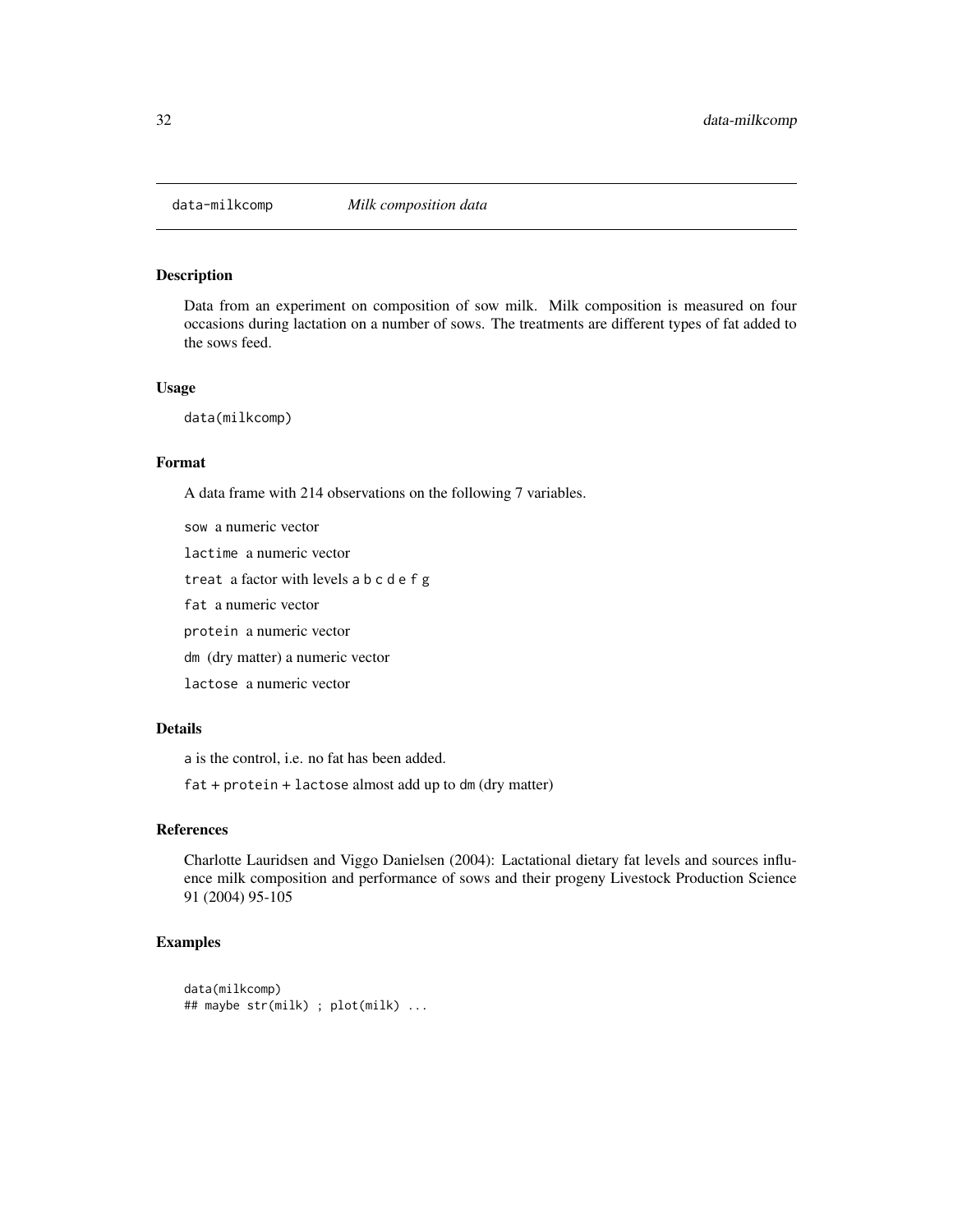data-milkcomp *Milk composition data*

## Description

Data from an experiment on composition of sow milk. Milk composition is measured on four occasions during lactation on a number of sows. The treatments are different types of fat added to the sows feed.

## Usage

```
data(milkcomp)
```

## Format

A data frame with 214 observations on the following 7 variables.

`sow` a numeric vector

`lactime` a numeric vector

`treat` a factor with levels a b c d e f g

`fat` a numeric vector

`protein` a numeric vector

`dm` (dry matter) a numeric vector

`lactose` a numeric vector

## Details

`a` is the control, i.e. no fat has been added.

`fat` + `protein` + `lactose` almost add up to `dm` (dry matter)

## References

Charlotte Lauridsen and Viggo Danielsen (2004): Lactational dietary fat levels and sources influence milk composition and performance of sows and their progeny Livestock Production Science 91 (2004) 95-105

## Examples

```
data(milkcomp)
## maybe str(milk) ; plot(milk) ...
```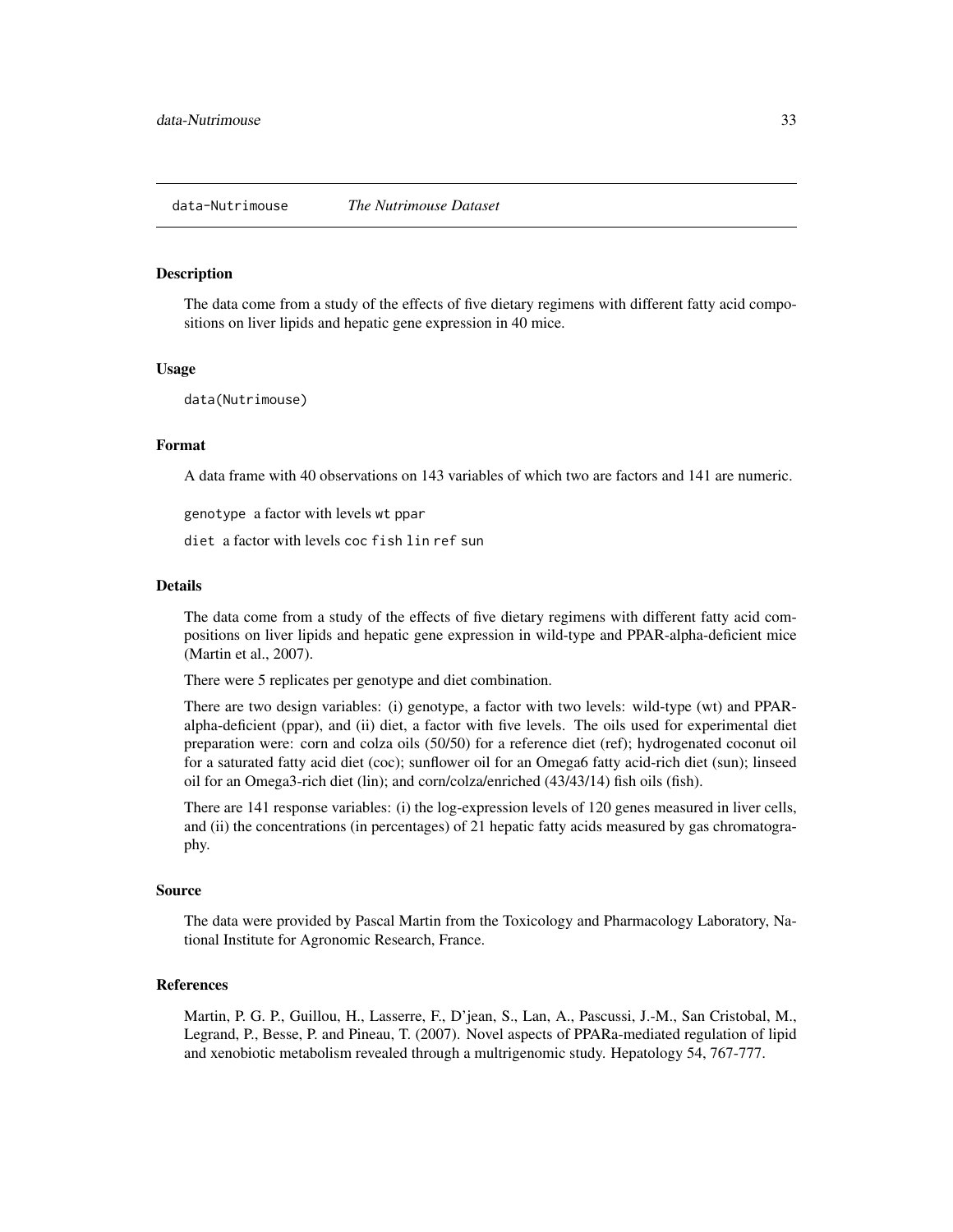## data-Nutrimouse *The Nutrimouse Dataset*

### Description

The data come from a study of the effects of five dietary regimens with different fatty acid compositions on liver lipids and hepatic gene expression in 40 mice.

### Usage

```
data(Nutrimouse)
```

### Format

A data frame with 40 observations on 143 variables of which two are factors and 141 are numeric.

`genotype` a factor with levels `wt` `ppar`

`diet` a factor with levels `coc` `fish` `lin` `ref` `sun`

### Details

The data come from a study of the effects of five dietary regimens with different fatty acid compositions on liver lipids and hepatic gene expression in wild-type and PPAR-alpha-deficient mice (Martin et al., 2007).

There were 5 replicates per genotype and diet combination.

There are two design variables: (i) genotype, a factor with two levels: wild-type (wt) and PPAR-alpha-deficient (ppar), and (ii) diet, a factor with five levels. The oils used for experimental diet preparation were: corn and colza oils (50/50) for a reference diet (ref); hydrogenated coconut oil for a saturated fatty acid diet (coc); sunflower oil for an Omega6 fatty acid-rich diet (sun); linseed oil for an Omega3-rich diet (lin); and corn/colza/enriched (43/43/14) fish oils (fish).

There are 141 response variables: (i) the log-expression levels of 120 genes measured in liver cells, and (ii) the concentrations (in percentages) of 21 hepatic fatty acids measured by gas chromatography.

### Source

The data were provided by Pascal Martin from the Toxicology and Pharmacology Laboratory, National Institute for Agronomic Research, France.

### References

Martin, P. G. P., Guillou, H., Lasserre, F., D'jean, S., Lan, A., Pascussi, J.-M., San Cristobal, M., Legrand, P., Besse, P. and Pineau, T. (2007). Novel aspects of PPARa-mediated regulation of lipid and xenobiotic metabolism revealed through a multrigenomic study. Hepatology 54, 767-777.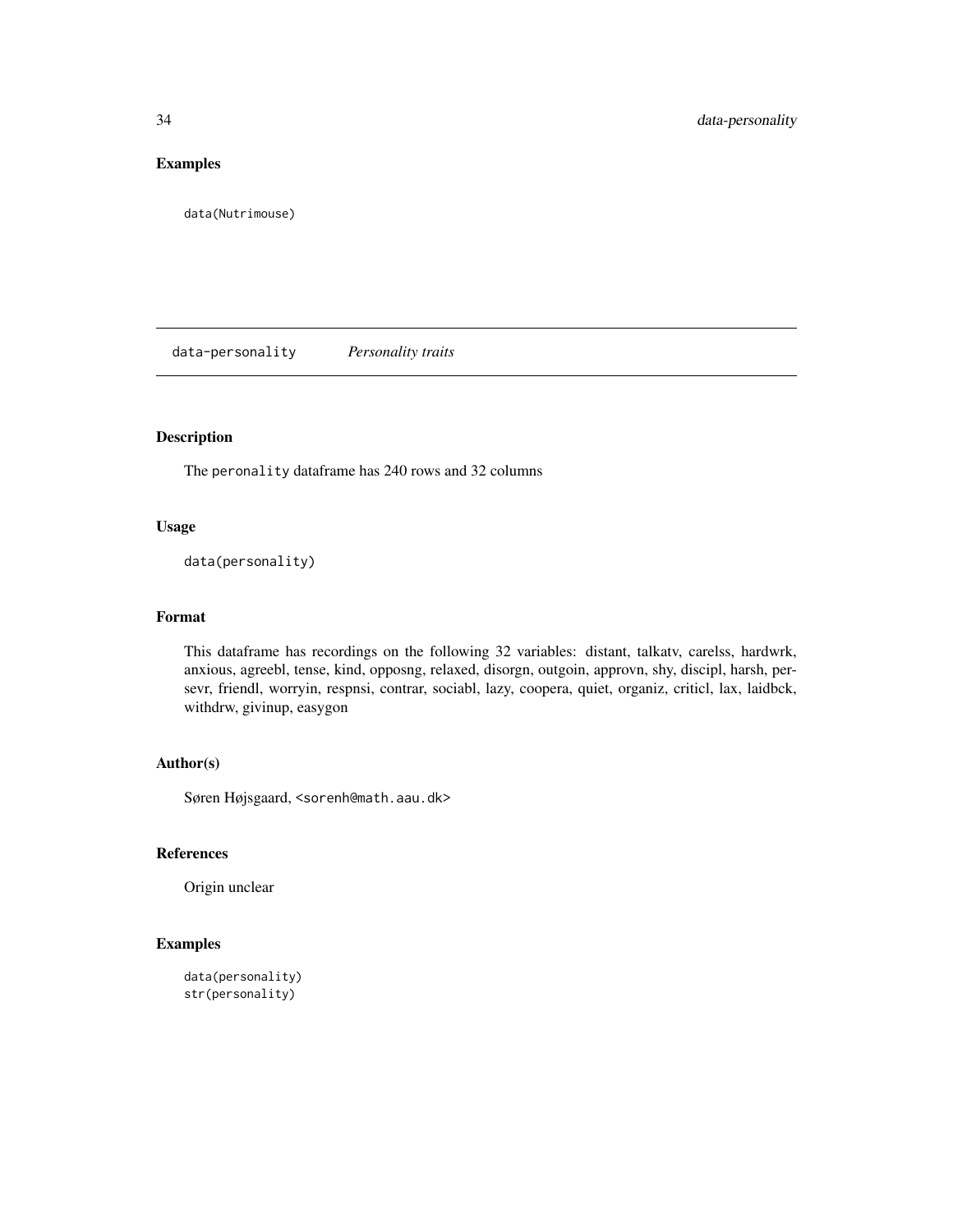## Examples

```
data(Nutrimouse)
```

---

data-personality *Personality traits*

---

### Description

The peronality dataframe has 240 rows and 32 columns

### Usage

```
data(personality)
```

### Format

This dataframe has recordings on the following 32 variables: distant, talkatv, carelss, hardwrk, anxious, agreebl, tense, kind, opposng, relaxed, disorgn, outgoin, approvn, shy, discipl, harsh, persevr, friendl, worryin, respnsi, contrar, sociabl, lazy, coopera, quiet, organiz, criticl, lax, laidbck, withdrw, givinup, easygon

### Author(s)

Søren Højsgaard, <sorenh@math.aau.dk>

### References

Origin unclear

### Examples

```
data(personality)
str(personality)
```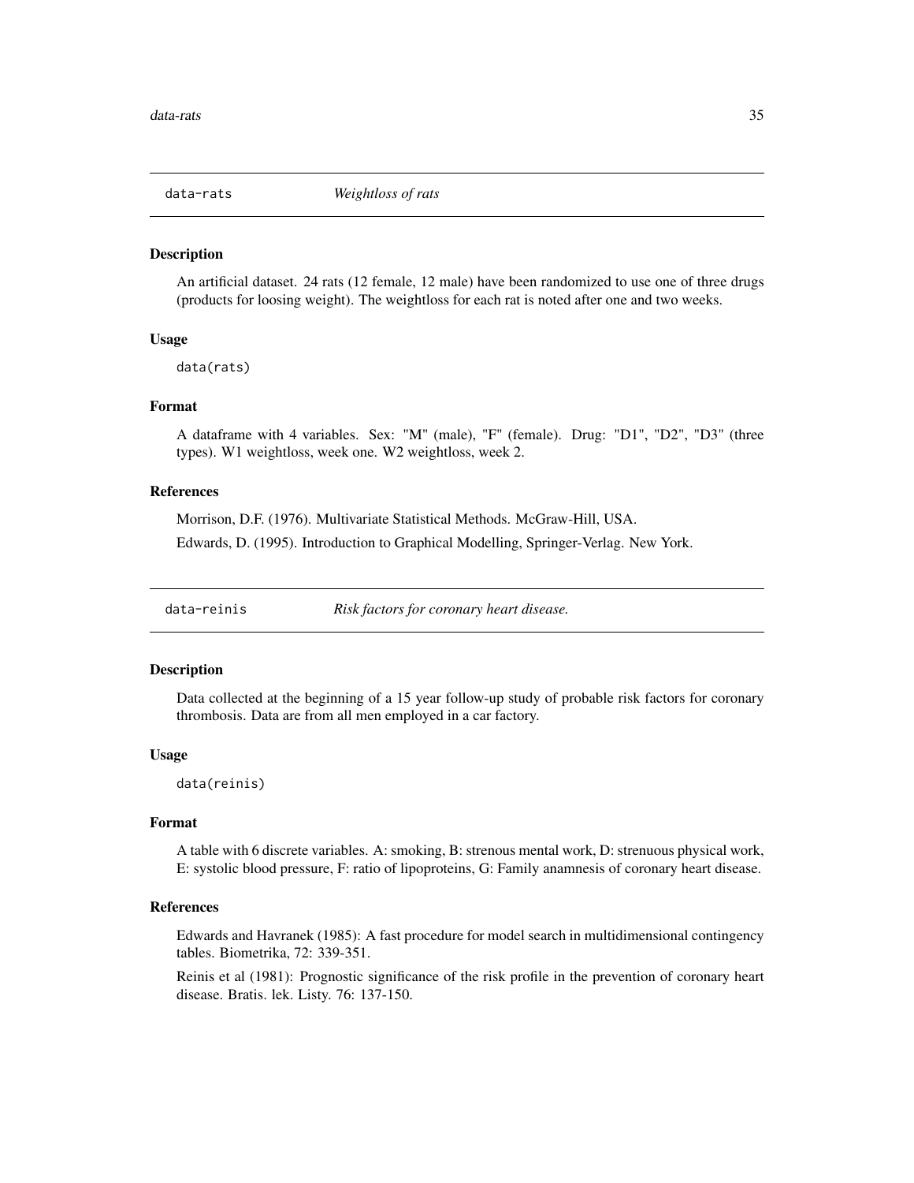## data-rats *Weightloss of rats*

### Description

An artificial dataset. 24 rats (12 female, 12 male) have been randomized to use one of three drugs (products for loosing weight). The weightloss for each rat is noted after one and two weeks.

### Usage

```
data(rats)
```

### Format

A dataframe with 4 variables. Sex: "M" (male), "F" (female). Drug: "D1", "D2", "D3" (three types). W1 weightloss, week one. W2 weightloss, week 2.

### References

Morrison, D.F. (1976). Multivariate Statistical Methods. McGraw-Hill, USA.

Edwards, D. (1995). Introduction to Graphical Modelling, Springer-Verlag. New York.

## data-reinis *Risk factors for coronary heart disease.*

### Description

Data collected at the beginning of a 15 year follow-up study of probable risk factors for coronary thrombosis. Data are from all men employed in a car factory.

### Usage

```
data(reinis)
```

### Format

A table with 6 discrete variables. A: smoking, B: strenous mental work, D: strenuous physical work, E: systolic blood pressure, F: ratio of lipoproteins, G: Family anamnesis of coronary heart disease.

### References

Edwards and Havranek (1985): A fast procedure for model search in multidimensional contingency tables. Biometrika, 72: 339-351.

Reinis et al (1981): Prognostic significance of the risk profile in the prevention of coronary heart disease. Bratis. lek. Listy. 76: 137-150.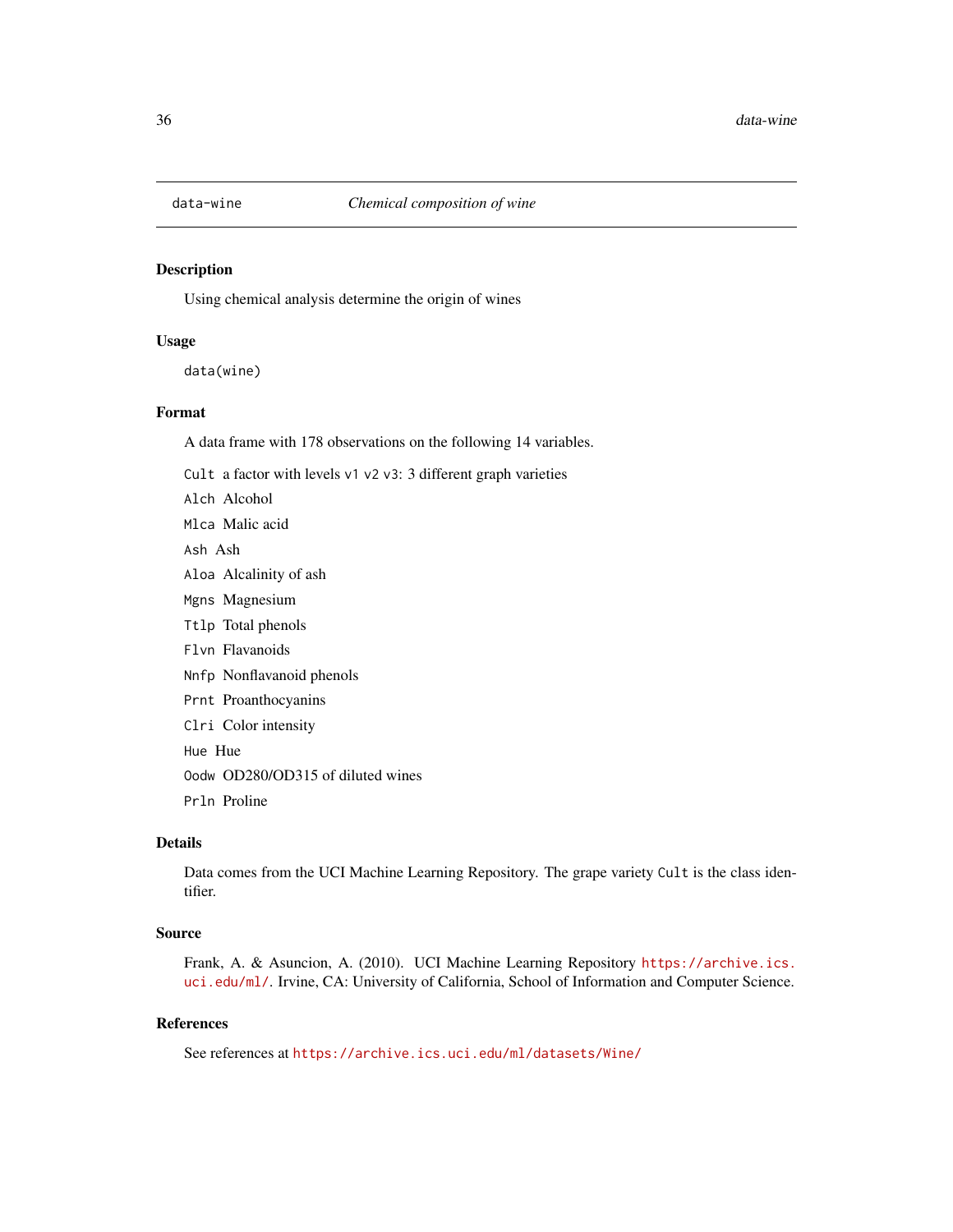# data-wine *Chemical composition of wine*

## Description

Using chemical analysis determine the origin of wines

## Usage

```
data(wine)
```

## Format

A data frame with 178 observations on the following 14 variables.

`Cult` a factor with levels `v1` `v2` `v3`: 3 different graph varieties

`Alch` Alcohol

`Mlca` Malic acid

`Ash` Ash

`Aloa` Alcalinity of ash

`Mgns` Magnesium

`Ttlp` Total phenols

`Flvn` Flavanoids

`Nnfp` Nonflavanoid phenols

`Prnt` Proanthocyanins

`Clri` Color intensity

`Hue` Hue

`Oodw` OD280/OD315 of diluted wines

`Prln` Proline

## Details

Data comes from the UCI Machine Learning Repository. The grape variety `Cult` is the class identifier.

## Source

Frank, A. & Asuncion, A. (2010). UCI Machine Learning Repository https://archive.ics.uci.edu/ml/. Irvine, CA: University of California, School of Information and Computer Science.

## References

See references at https://archive.ics.uci.edu/ml/datasets/Wine/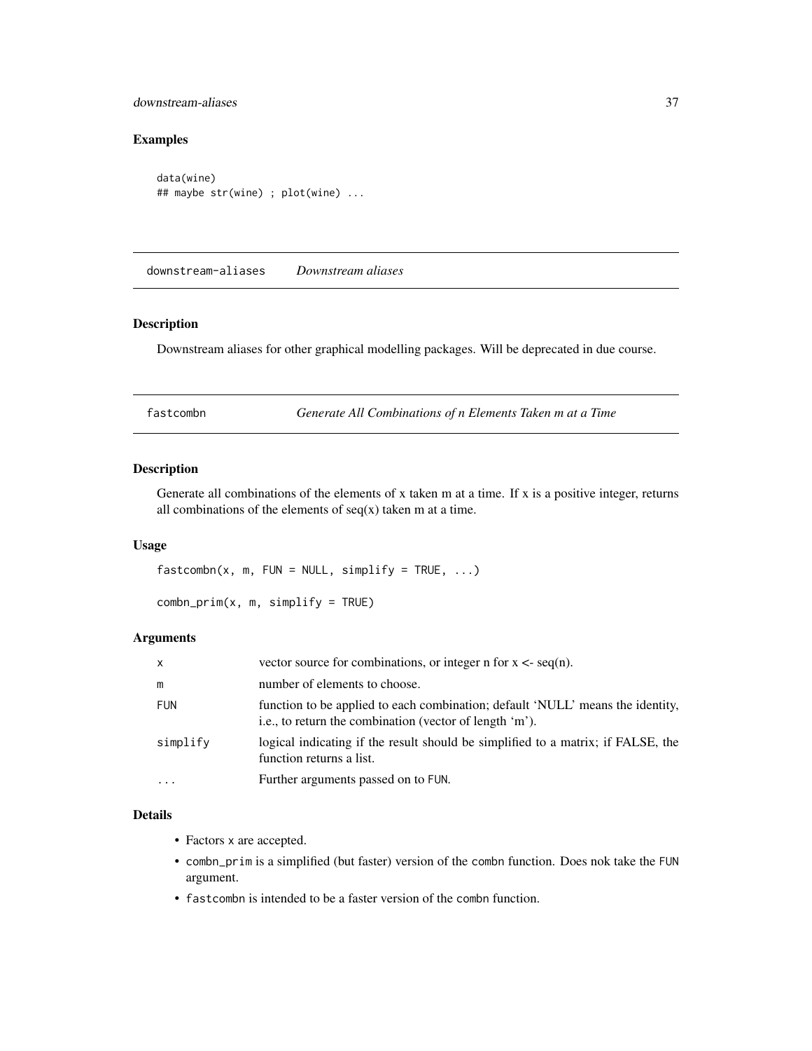### Examples

```
data(wine)
## maybe str(wine) ; plot(wine) ...
```

---

## downstream-aliases *Downstream aliases*

### Description

Downstream aliases for other graphical modelling packages. Will be deprecated in due course.

---

## fastcombn *Generate All Combinations of n Elements Taken m at a Time*

### Description

Generate all combinations of the elements of x taken m at a time. If x is a positive integer, returns all combinations of the elements of seq(x) taken m at a time.

### Usage

```
fastcombn(x, m, FUN = NULL, simplify = TRUE, ...)

combn_prim(x, m, simplify = TRUE)
```

### Arguments

| | |
|---|---|
| x | vector source for combinations, or integer n for x <- seq(n). |
| m | number of elements to choose. |
| FUN | function to be applied to each combination; default 'NULL' means the identity, i.e., to return the combination (vector of length 'm'). |
| simplify | logical indicating if the result should be simplified to a matrix; if FALSE, the function returns a list. |
| ... | Further arguments passed on to FUN. |

### Details

- Factors x are accepted.
- combn_prim is a simplified (but faster) version of the combn function. Does nok take the FUN argument.
- fastcombn is intended to be a faster version of the combn function.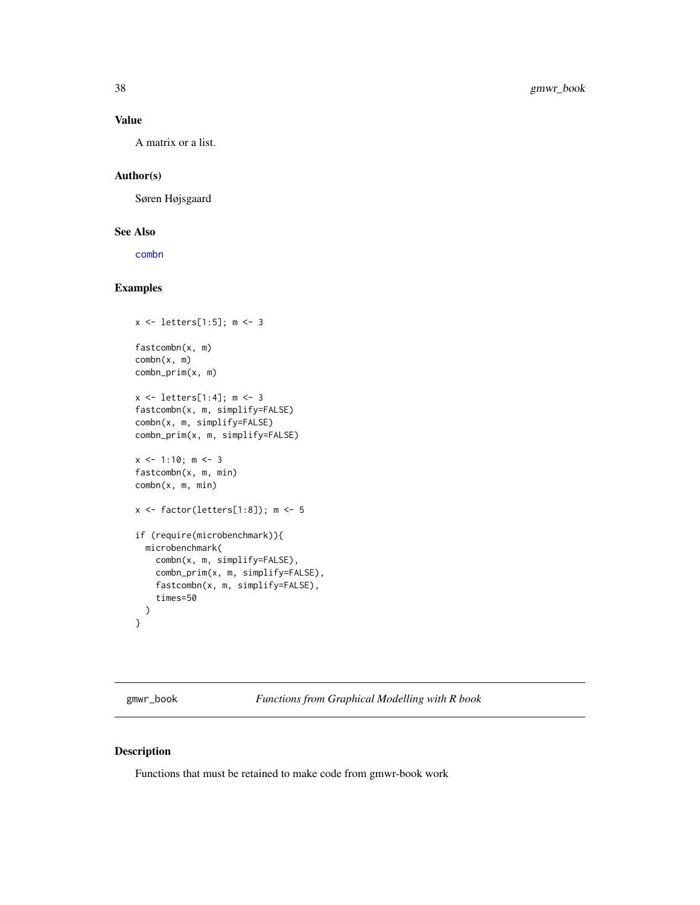### Value

A matrix or a list.

### Author(s)

Søren Højsgaard

### See Also

combn

### Examples

```
x <- letters[1:5]; m <- 3

fastcombn(x, m)
combn(x, m)
combn_prim(x, m)

x <- letters[1:4]; m <- 3
fastcombn(x, m, simplify=FALSE)
combn(x, m, simplify=FALSE)
combn_prim(x, m, simplify=FALSE)

x <- 1:10; m <- 3
fastcombn(x, m, min)
combn(x, m, min)

x <- factor(letters[1:8]); m <- 5

if (require(microbenchmark)){
  microbenchmark(
    combn(x, m, simplify=FALSE),
    combn_prim(x, m, simplify=FALSE),
    fastcombn(x, m, simplify=FALSE),
    times=50
  )
}
```

---

## gmwr_book *Functions from Graphical Modelling with R book*

### Description

Functions that must be retained to make code from gmwr-book work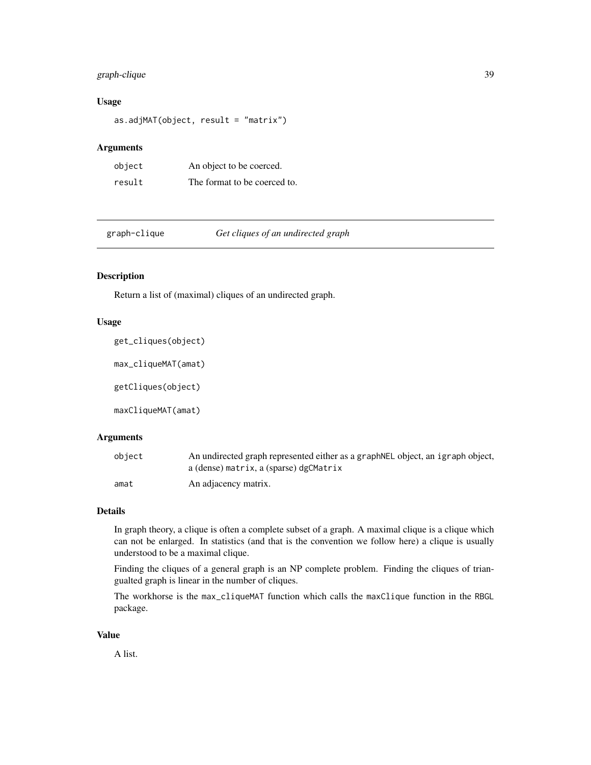### Usage

```
as.adjMAT(object, result = "matrix")
```

### Arguments

| | |
|---|---|
| object | An object to be coerced. |
| result | The format to be coerced to. |

---

## graph-clique — *Get cliques of an undirected graph*

---

### Description

Return a list of (maximal) cliques of an undirected graph.

### Usage

```
get_cliques(object)

max_cliqueMAT(amat)

getCliques(object)

maxCliqueMAT(amat)
```

### Arguments

| | |
|---|---|
| object | An undirected graph represented either as a `graphNEL` object, an `igraph` object, a (dense) `matrix`, a (sparse) `dgCMatrix` |
| amat | An adjacency matrix. |

### Details

In graph theory, a clique is often a complete subset of a graph. A maximal clique is a clique which can not be enlarged. In statistics (and that is the convention we follow here) a clique is usually understood to be a maximal clique.

Finding the cliques of a general graph is an NP complete problem. Finding the cliques of triangualted graph is linear in the number of cliques.

The workhorse is the `max_cliqueMAT` function which calls the `maxClique` function in the `RBGL` package.

### Value

A list.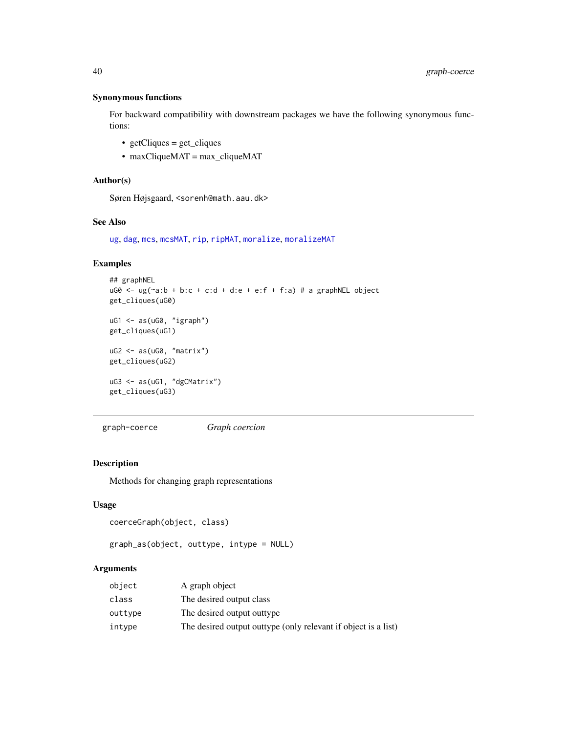### Synonymous functions

For backward compatibility with downstream packages we have the following synonymous functions:

- getCliques = get_cliques
- maxCliqueMAT = max_cliqueMAT

### Author(s)

Søren Højsgaard, <sorenh@math.aau.dk>

### See Also

ug, dag, mcs, mcsMAT, rip, ripMAT, moralize, moralizeMAT

### Examples

```
## graphNEL
uG0 <- ug(~a:b + b:c + c:d + d:e + e:f + f:a) # a graphNEL object
get_cliques(uG0)

uG1 <- as(uG0, "igraph")
get_cliques(uG1)

uG2 <- as(uG0, "matrix")
get_cliques(uG2)

uG3 <- as(uG1, "dgCMatrix")
get_cliques(uG3)
```

---

## graph-coerce *Graph coercion*

### Description

Methods for changing graph representations

### Usage

```
coerceGraph(object, class)

graph_as(object, outtype, intype = NULL)
```

### Arguments

| | |
|---|---|
| object | A graph object |
| class | The desired output class |
| outtype | The desired output outtype |
| intype | The desired output outtype (only relevant if object is a list) |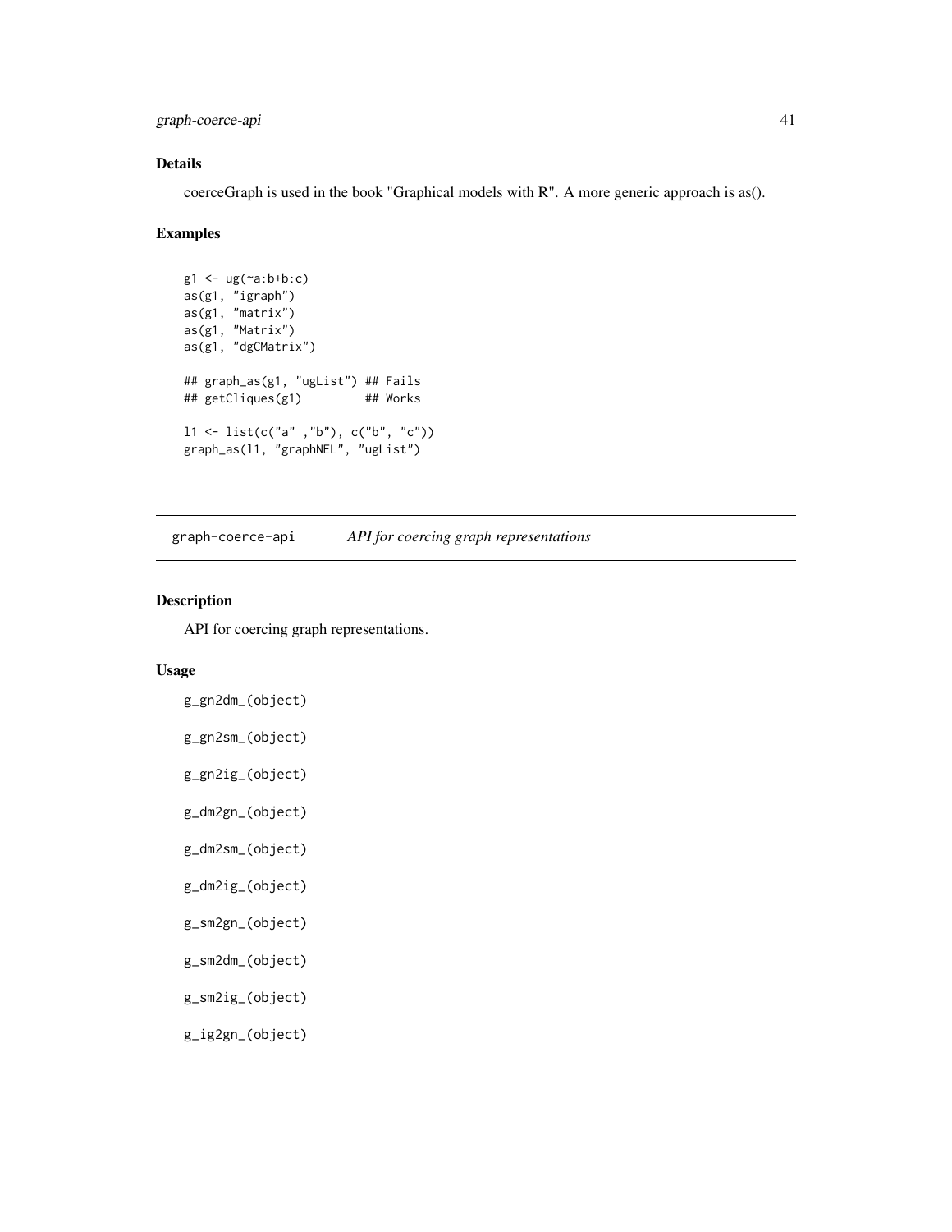### Details

coerceGraph is used in the book "Graphical models with R". A more generic approach is as().

### Examples

```
g1 <- ug(~a:b+b:c)
as(g1, "igraph")
as(g1, "matrix")
as(g1, "Matrix")
as(g1, "dgCMatrix")

## graph_as(g1, "ugList") ## Fails
## getCliques(g1)         ## Works

l1 <- list(c("a" ,"b"), c("b", "c"))
graph_as(l1, "graphNEL", "ugList")
```

---

## graph-coerce-api *API for coercing graph representations*

---

### Description

API for coercing graph representations.

### Usage

```
g_gn2dm_(object)

g_gn2sm_(object)

g_gn2ig_(object)

g_dm2gn_(object)

g_dm2sm_(object)

g_dm2ig_(object)

g_sm2gn_(object)

g_sm2dm_(object)

g_sm2ig_(object)

g_ig2gn_(object)
```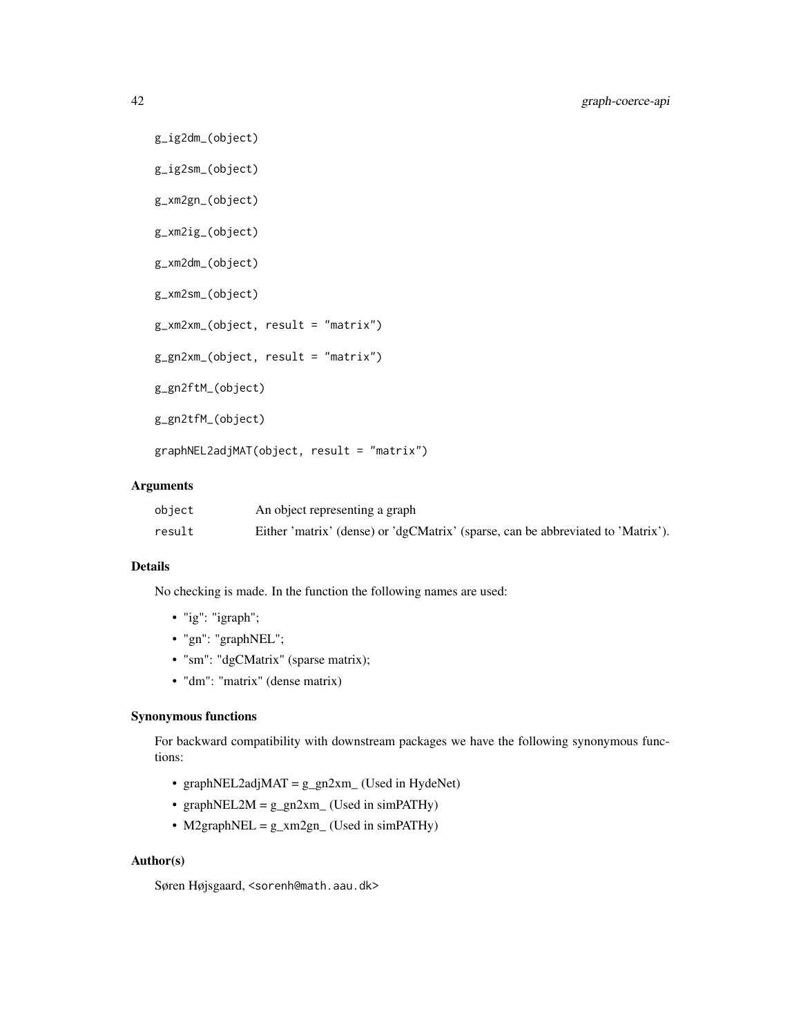```
g_ig2dm_(object)

g_ig2sm_(object)

g_xm2gn_(object)

g_xm2ig_(object)

g_xm2dm_(object)

g_xm2sm_(object)

g_xm2xm_(object, result = "matrix")

g_gn2xm_(object, result = "matrix")

g_gn2ftM_(object)

g_gn2tfM_(object)

graphNEL2adjMAT(object, result = "matrix")
```

### Arguments

| | |
|---|---|
| object | An object representing a graph |
| result | Either 'matrix' (dense) or 'dgCMatrix' (sparse, can be abbreviated to 'Matrix'). |

### Details

No checking is made. In the function the following names are used:

- "ig": "igraph";
- "gn": "graphNEL";
- "sm": "dgCMatrix" (sparse matrix);
- "dm": "matrix" (dense matrix)

### Synonymous functions

For backward compatibility with downstream packages we have the following synonymous functions:

- graphNEL2adjMAT = g_gn2xm_ (Used in HydeNet)
- graphNEL2M = g_gn2xm_ (Used in simPATHy)
- M2graphNEL = g_xm2gn_ (Used in simPATHy)

### Author(s)

Søren Højsgaard, <sorenh@math.aau.dk>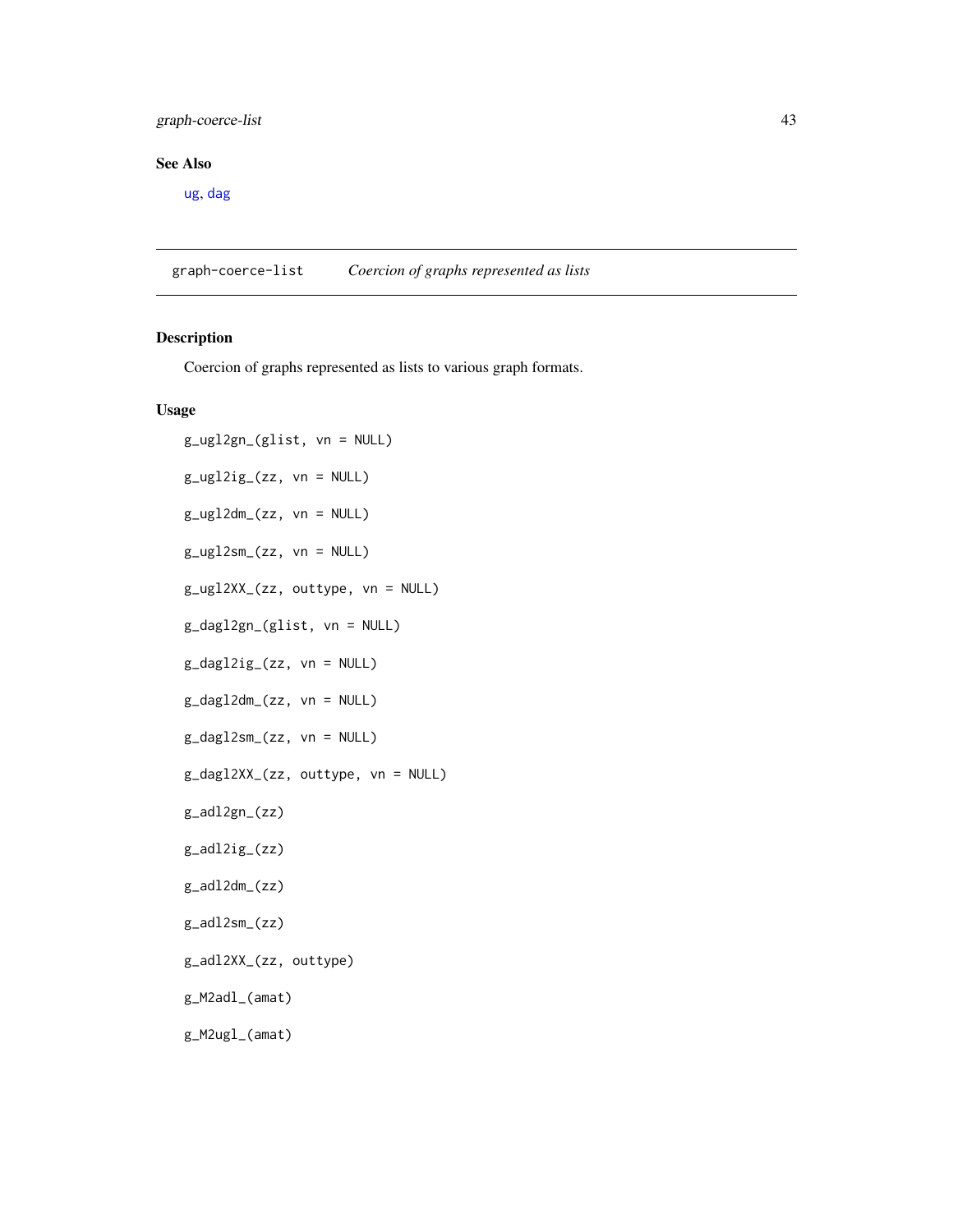## See Also

ug, dag

---

graph-coerce-list *Coercion of graphs represented as lists*

---

## Description

Coercion of graphs represented as lists to various graph formats.

## Usage

```
g_ugl2gn_(glist, vn = NULL)

g_ugl2ig_(zz, vn = NULL)

g_ugl2dm_(zz, vn = NULL)

g_ugl2sm_(zz, vn = NULL)

g_ugl2XX_(zz, outtype, vn = NULL)

g_dagl2gn_(glist, vn = NULL)

g_dagl2ig_(zz, vn = NULL)

g_dagl2dm_(zz, vn = NULL)

g_dagl2sm_(zz, vn = NULL)

g_dagl2XX_(zz, outtype, vn = NULL)

g_adl2gn_(zz)

g_adl2ig_(zz)

g_adl2dm_(zz)

g_adl2sm_(zz)

g_adl2XX_(zz, outtype)

g_M2adl_(amat)

g_M2ugl_(amat)
```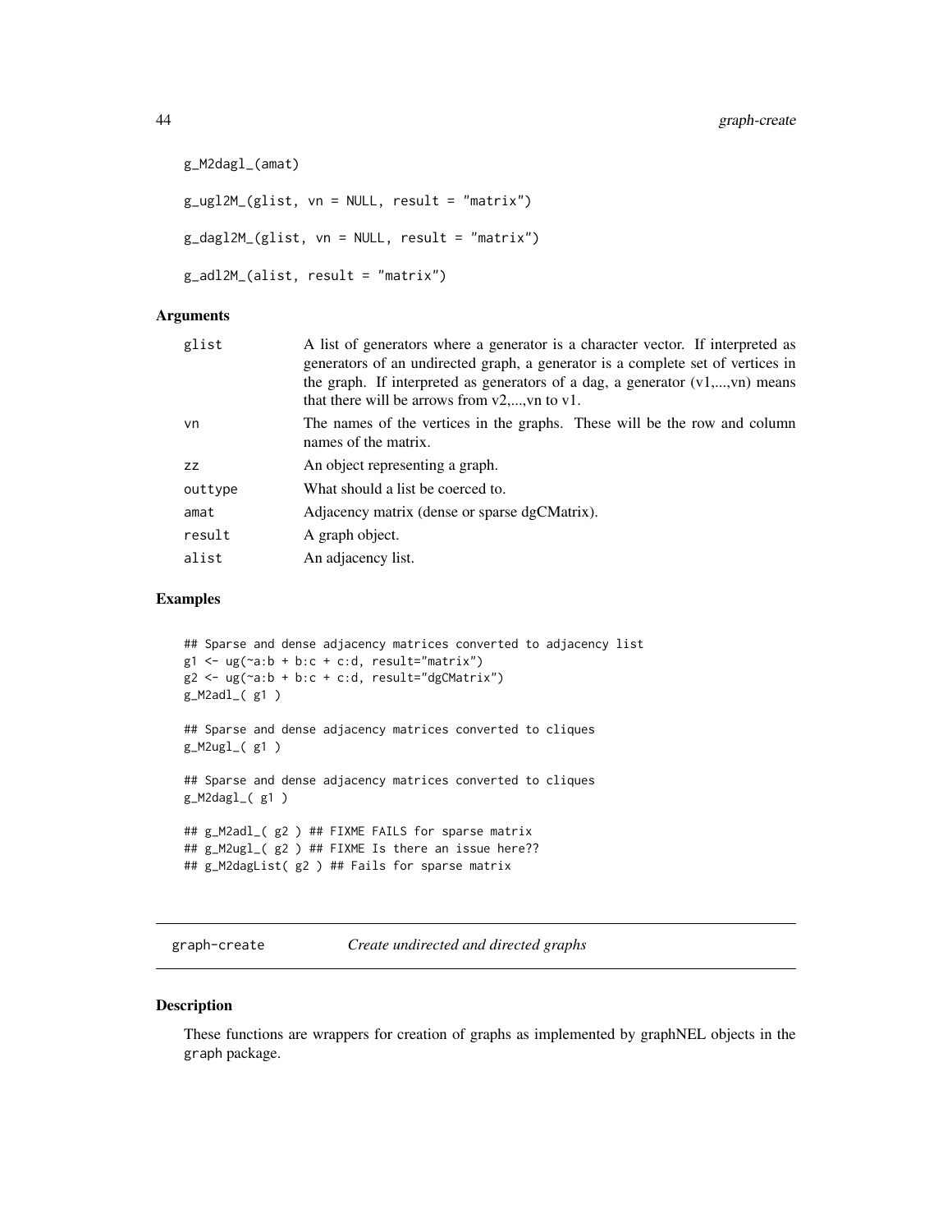```
g_M2dagl_(amat)

g_ugl2M_(glist, vn = NULL, result = "matrix")

g_dagl2M_(glist, vn = NULL, result = "matrix")

g_adl2M_(alist, result = "matrix")
```

### Arguments

| | |
|---|---|
| glist | A list of generators where a generator is a character vector. If interpreted as generators of an undirected graph, a generator is a complete set of vertices in the graph. If interpreted as generators of a dag, a generator (v1,...,vn) means that there will be arrows from v2,...,vn to v1. |
| vn | The names of the vertices in the graphs. These will be the row and column names of the matrix. |
| zz | An object representing a graph. |
| outtype | What should a list be coerced to. |
| amat | Adjacency matrix (dense or sparse dgCMatrix). |
| result | A graph object. |
| alist | An adjacency list. |

### Examples

```
## Sparse and dense adjacency matrices converted to adjacency list
g1 <- ug(~a:b + b:c + c:d, result="matrix")
g2 <- ug(~a:b + b:c + c:d, result="dgCMatrix")
g_M2adl_( g1 )

## Sparse and dense adjacency matrices converted to cliques
g_M2ugl_( g1 )

## Sparse and dense adjacency matrices converted to cliques
g_M2dagl_( g1 )

## g_M2adl_( g2 ) ## FIXME FAILS for sparse matrix
## g_M2ugl_( g2 ) ## FIXME Is there an issue here??
## g_M2dagList( g2 ) ## Fails for sparse matrix
```

---

## graph-create *Create undirected and directed graphs*

### Description

These functions are wrappers for creation of graphs as implemented by graphNEL objects in the graph package.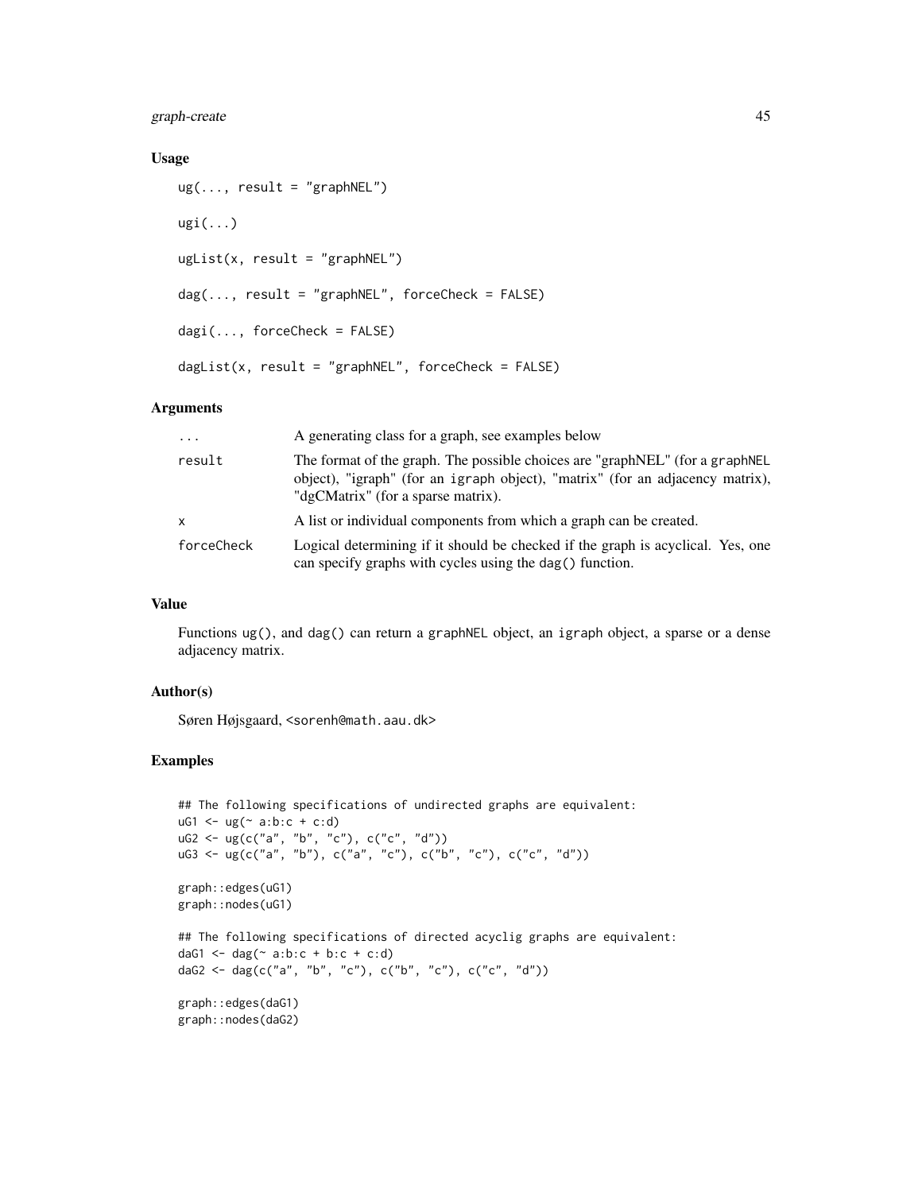### Usage

```
ug(..., result = "graphNEL")

ugi(...)

ugList(x, result = "graphNEL")

dag(..., result = "graphNEL", forceCheck = FALSE)

dagi(..., forceCheck = FALSE)

dagList(x, result = "graphNEL", forceCheck = FALSE)
```

### Arguments

| | |
|---|---|
| `...` | A generating class for a graph, see examples below |
| `result` | The format of the graph. The possible choices are "graphNEL" (for a `graphNEL` object), "igraph" (for an `igraph` object), "matrix" (for an adjacency matrix), "dgCMatrix" (for a sparse matrix). |
| `x` | A list or individual components from which a graph can be created. |
| `forceCheck` | Logical determining if it should be checked if the graph is acyclical. Yes, one can specify graphs with cycles using the `dag()` function. |

### Value

Functions `ug()`, and `dag()` can return a `graphNEL` object, an `igraph` object, a sparse or a dense adjacency matrix.

### Author(s)

Søren Højsgaard, <sorenh@math.aau.dk>

### Examples

```
## The following specifications of undirected graphs are equivalent:
uG1 <- ug(~ a:b:c + c:d)
uG2 <- ug(c("a", "b", "c"), c("c", "d"))
uG3 <- ug(c("a", "b"), c("a", "c"), c("b", "c"), c("c", "d"))

graph::edges(uG1)
graph::nodes(uG1)

## The following specifications of directed acyclig graphs are equivalent:
daG1 <- dag(~ a:b:c + b:c + c:d)
daG2 <- dag(c("a", "b", "c"), c("b", "c"), c("c", "d"))

graph::edges(daG1)
graph::nodes(daG2)
```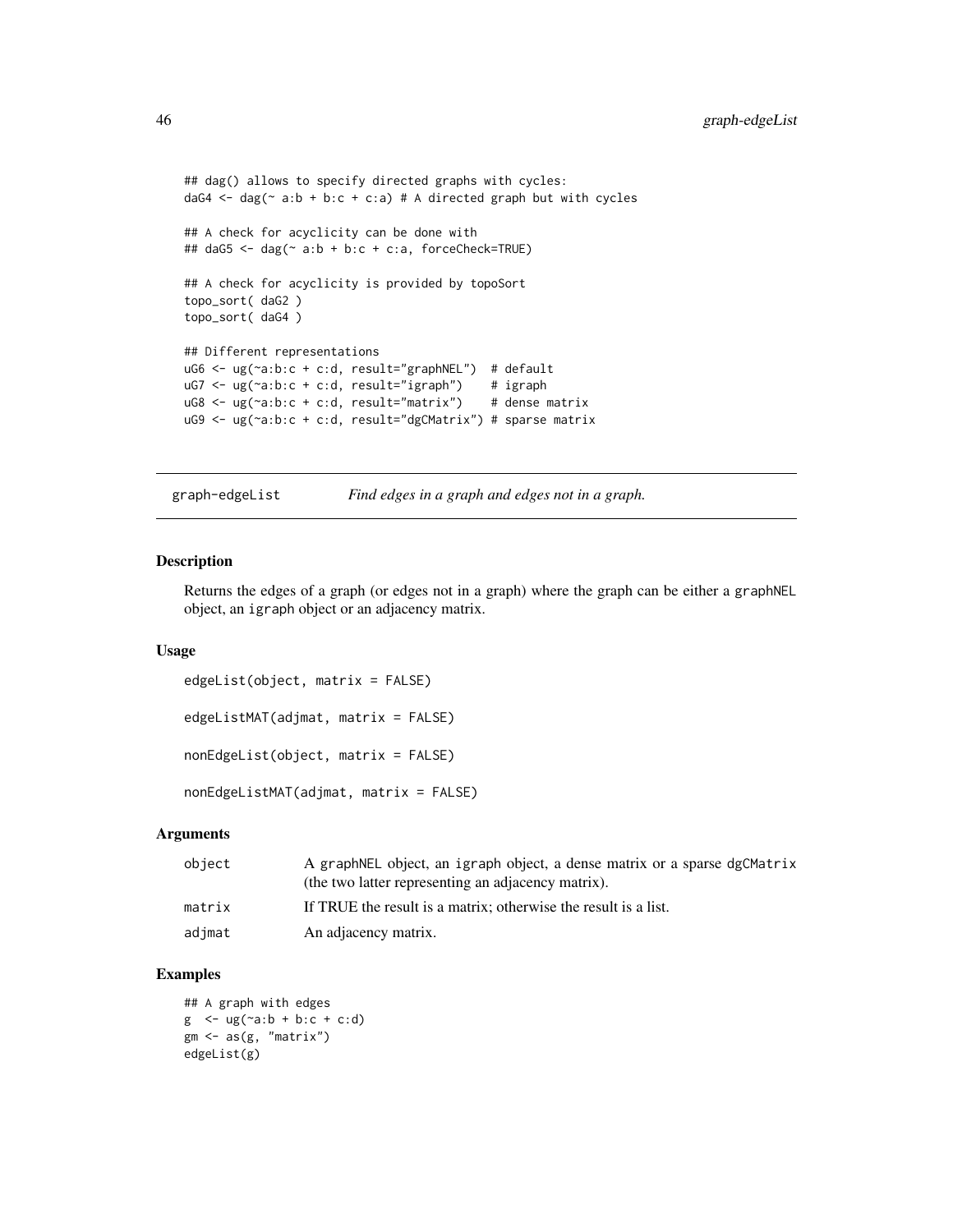```
## dag() allows to specify directed graphs with cycles:
daG4 <- dag(~ a:b + b:c + c:a) # A directed graph but with cycles

## A check for acyclicity can be done with
## daG5 <- dag(~ a:b + b:c + c:a, forceCheck=TRUE)

## A check for acyclicity is provided by topoSort
topo_sort( daG2 )
topo_sort( daG4 )

## Different representations
uG6 <- ug(~a:b:c + c:d, result="graphNEL")  # default
uG7 <- ug(~a:b:c + c:d, result="igraph")    # igraph
uG8 <- ug(~a:b:c + c:d, result="matrix")    # dense matrix
uG9 <- ug(~a:b:c + c:d, result="dgCMatrix") # sparse matrix
```

---

## graph-edgeList — *Find edges in a graph and edges not in a graph.*

### Description

Returns the edges of a graph (or edges not in a graph) where the graph can be either a `graphNEL` object, an `igraph` object or an adjacency matrix.

### Usage

```
edgeList(object, matrix = FALSE)

edgeListMAT(adjmat, matrix = FALSE)

nonEdgeList(object, matrix = FALSE)

nonEdgeListMAT(adjmat, matrix = FALSE)
```

### Arguments

| | |
|---|---|
| object | A `graphNEL` object, an `igraph` object, a dense matrix or a sparse `dgCMatrix` (the two latter representing an adjacency matrix). |
| matrix | If TRUE the result is a matrix; otherwise the result is a list. |
| adjmat | An adjacency matrix. |

### Examples

```
## A graph with edges
g  <- ug(~a:b + b:c + c:d)
gm <- as(g, "matrix")
edgeList(g)
```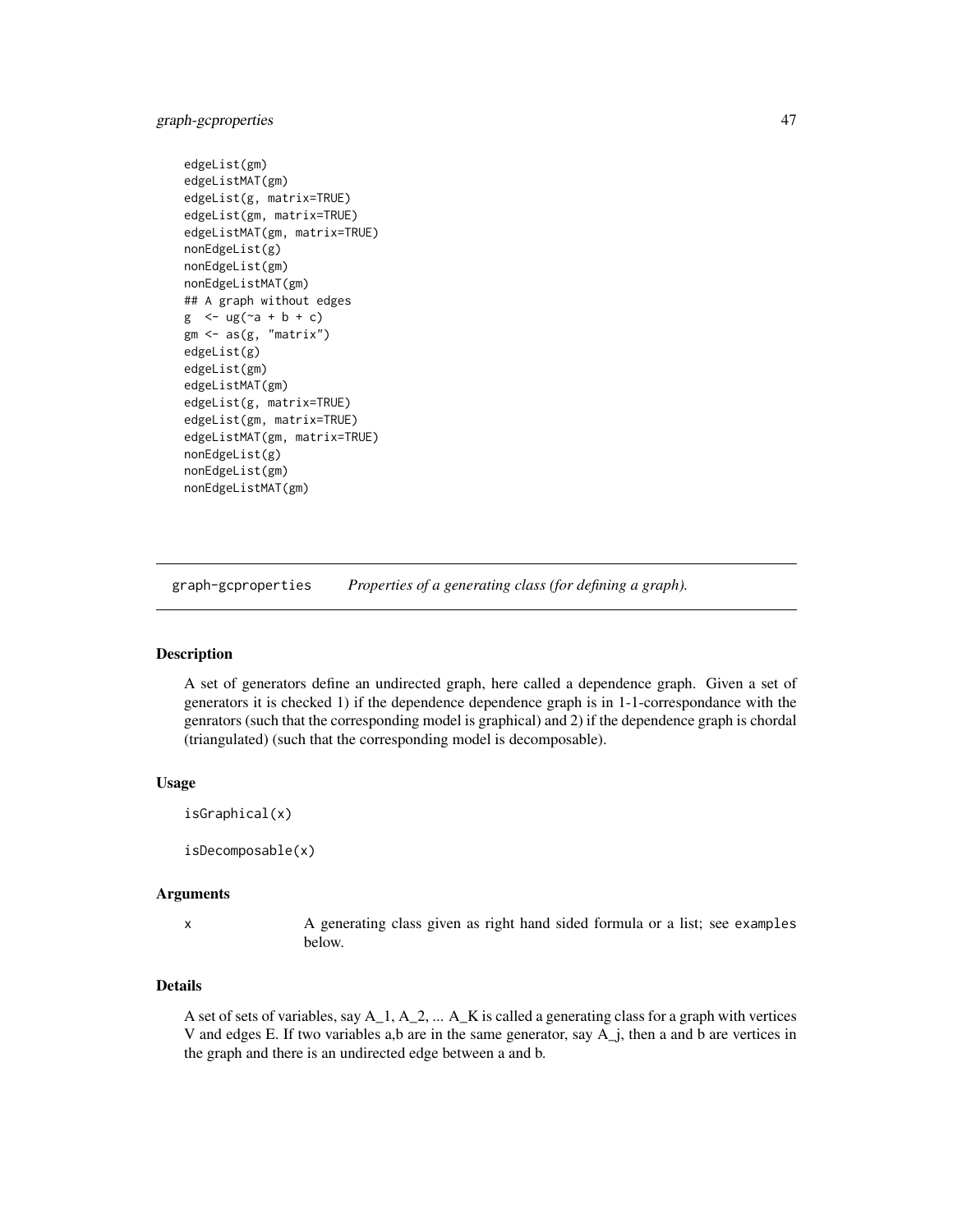```
edgeList(gm)
edgeListMAT(gm)
edgeList(g, matrix=TRUE)
edgeList(gm, matrix=TRUE)
edgeListMAT(gm, matrix=TRUE)
nonEdgeList(g)
nonEdgeList(gm)
nonEdgeListMAT(gm)
## A graph without edges
g  <- ug(~a + b + c)
gm <- as(g, "matrix")
edgeList(g)
edgeList(gm)
edgeListMAT(gm)
edgeList(g, matrix=TRUE)
edgeList(gm, matrix=TRUE)
edgeListMAT(gm, matrix=TRUE)
nonEdgeList(g)
nonEdgeList(gm)
nonEdgeListMAT(gm)
```

---

## graph-gcproperties — *Properties of a generating class (for defining a graph).*

---

### Description

A set of generators define an undirected graph, here called a dependence graph. Given a set of generators it is checked 1) if the dependence dependence graph is in 1-1-correspondance with the genrators (such that the corresponding model is graphical) and 2) if the dependence graph is chordal (triangulated) (such that the corresponding model is decomposable).

### Usage

```
isGraphical(x)

isDecomposable(x)
```

### Arguments

| | |
|---|---|
| x | A generating class given as right hand sided formula or a list; see `examples` below. |

### Details

A set of sets of variables, say A_1, A_2, ... A_K is called a generating class for a graph with vertices V and edges E. If two variables a,b are in the same generator, say A_j, then a and b are vertices in the graph and there is an undirected edge between a and b.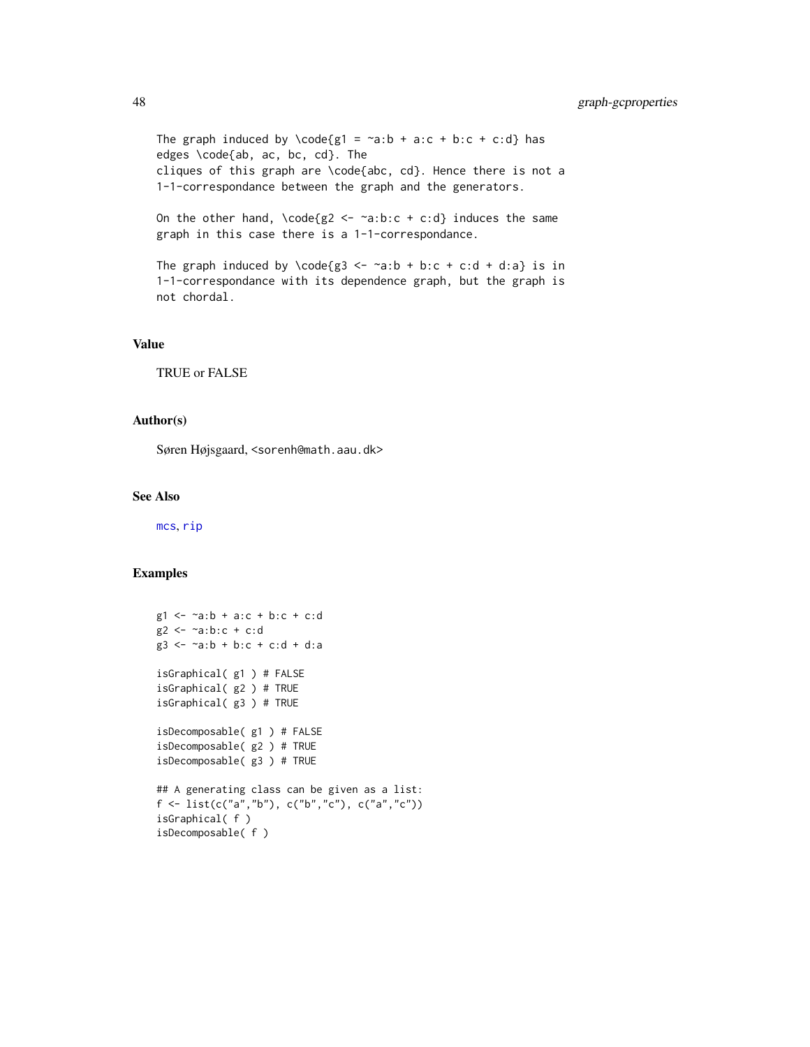```
The graph induced by \code{g1 = ~a:b + a:c + b:c + c:d} has
edges \code{ab, ac, bc, cd}. The
cliques of this graph are \code{abc, cd}. Hence there is not a
1-1-correspondance between the graph and the generators.

On the other hand, \code{g2 <- ~a:b:c + c:d} induces the same
graph in this case there is a 1-1-correspondance.

The graph induced by \code{g3 <- ~a:b + b:c + c:d + d:a} is in
1-1-correspondance with its dependence graph, but the graph is
not chordal.
```

## Value

TRUE or FALSE

## Author(s)

Søren Højsgaard, <sorenh@math.aau.dk>

## See Also

mcs, rip

## Examples

```
g1 <- ~a:b + a:c + b:c + c:d
g2 <- ~a:b:c + c:d
g3 <- ~a:b + b:c + c:d + d:a

isGraphical( g1 ) # FALSE
isGraphical( g2 ) # TRUE
isGraphical( g3 ) # TRUE

isDecomposable( g1 ) # FALSE
isDecomposable( g2 ) # TRUE
isDecomposable( g3 ) # TRUE

## A generating class can be given as a list:
f <- list(c("a","b"), c("b","c"), c("a","c"))
isGraphical( f )
isDecomposable( f )
```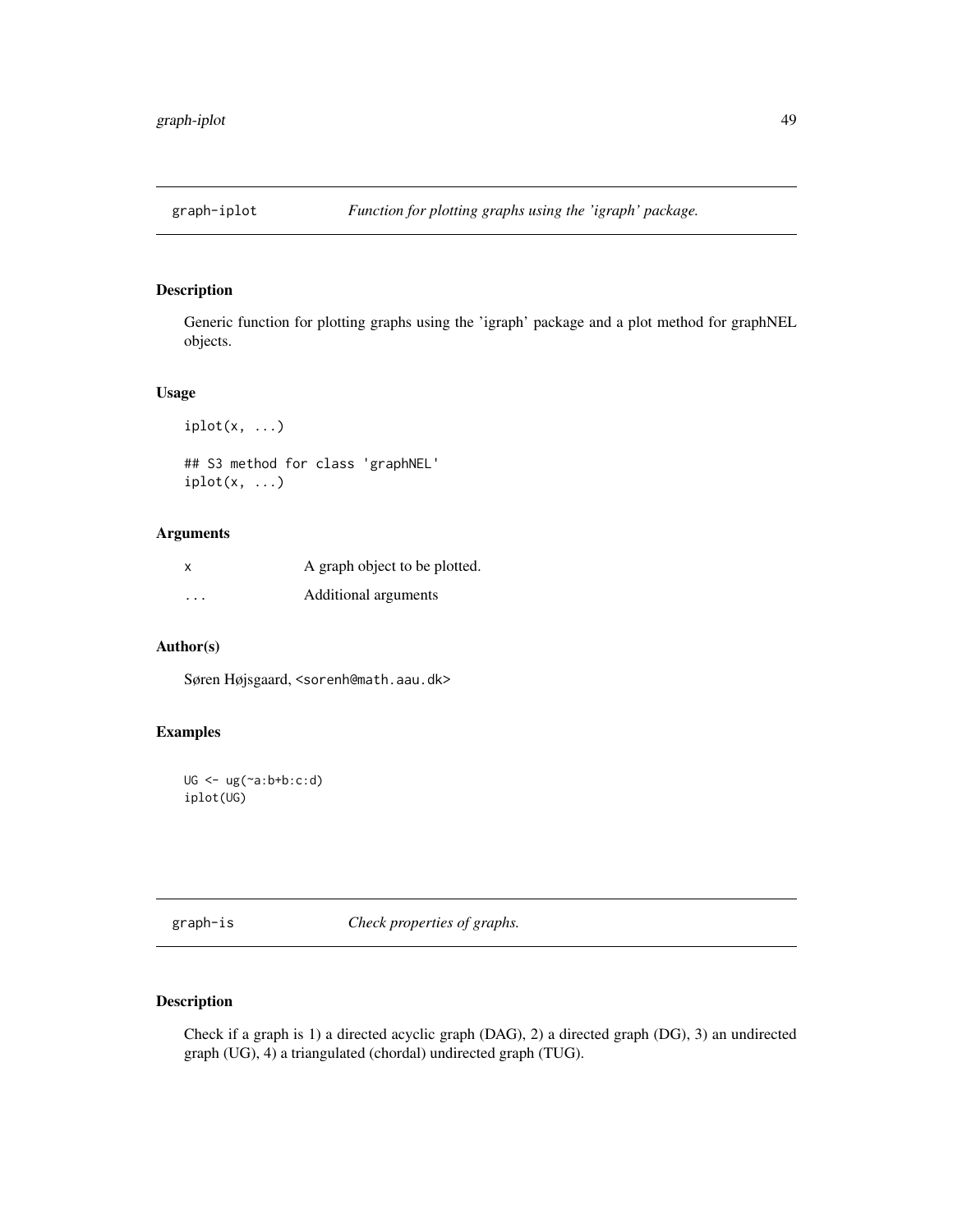## graph-iplot — *Function for plotting graphs using the 'igraph' package.*

### Description

Generic function for plotting graphs using the 'igraph' package and a plot method for graphNEL objects.

### Usage

```
iplot(x, ...)

## S3 method for class 'graphNEL'
iplot(x, ...)
```

### Arguments

| | |
|---|---|
| x | A graph object to be plotted. |
| ... | Additional arguments |

### Author(s)

Søren Højsgaard, <sorenh@math.aau.dk>

### Examples

```
UG <- ug(~a:b+b:c:d)
iplot(UG)
```

## graph-is — *Check properties of graphs.*

### Description

Check if a graph is 1) a directed acyclic graph (DAG), 2) a directed graph (DG), 3) an undirected graph (UG), 4) a triangulated (chordal) undirected graph (TUG).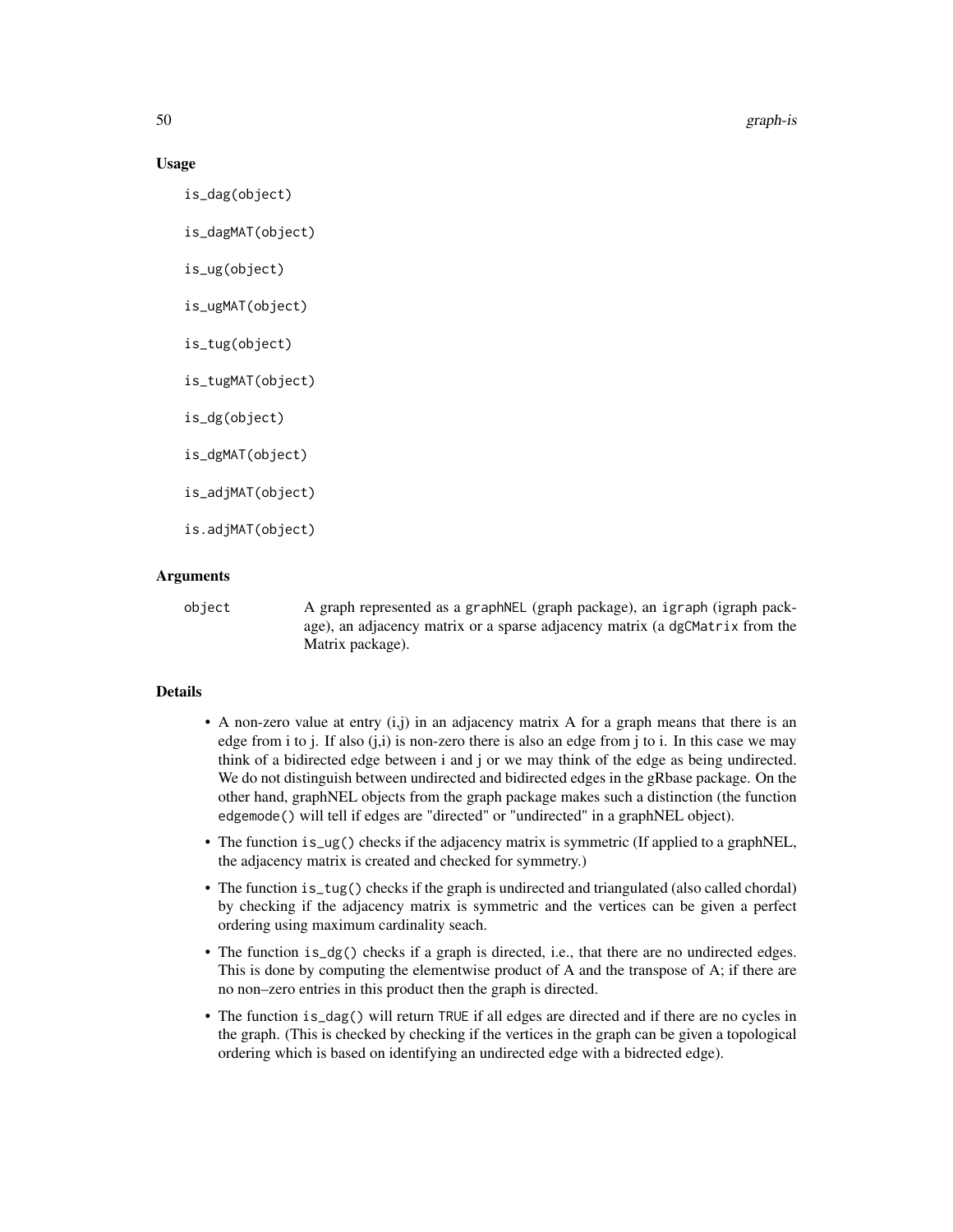### Usage

```
is_dag(object)

is_dagMAT(object)

is_ug(object)

is_ugMAT(object)

is_tug(object)

is_tugMAT(object)

is_dg(object)

is_dgMAT(object)

is_adjMAT(object)

is.adjMAT(object)
```

### Arguments

object — A graph represented as a graphNEL (graph package), an igraph (igraph package), an adjacency matrix or a sparse adjacency matrix (a dgCMatrix from the Matrix package).

### Details

- A non-zero value at entry (i,j) in an adjacency matrix A for a graph means that there is an edge from i to j. If also (j,i) is non-zero there is also an edge from j to i. In this case we may think of a bidirected edge between i and j or we may think of the edge as being undirected. We do not distinguish between undirected and bidirected edges in the gRbase package. On the other hand, graphNEL objects from the graph package makes such a distinction (the function `edgemode()` will tell if edges are "directed" or "undirected" in a graphNEL object).
- The function `is_ug()` checks if the adjacency matrix is symmetric (If applied to a graphNEL, the adjacency matrix is created and checked for symmetry.)
- The function `is_tug()` checks if the graph is undirected and triangulated (also called chordal) by checking if the adjacency matrix is symmetric and the vertices can be given a perfect ordering using maximum cardinality seach.
- The function `is_dg()` checks if a graph is directed, i.e., that there are no undirected edges. This is done by computing the elementwise product of A and the transpose of A; if there are no non–zero entries in this product then the graph is directed.
- The function `is_dag()` will return `TRUE` if all edges are directed and if there are no cycles in the graph. (This is checked by checking if the vertices in the graph can be given a topological ordering which is based on identifying an undirected edge with a bidrected edge).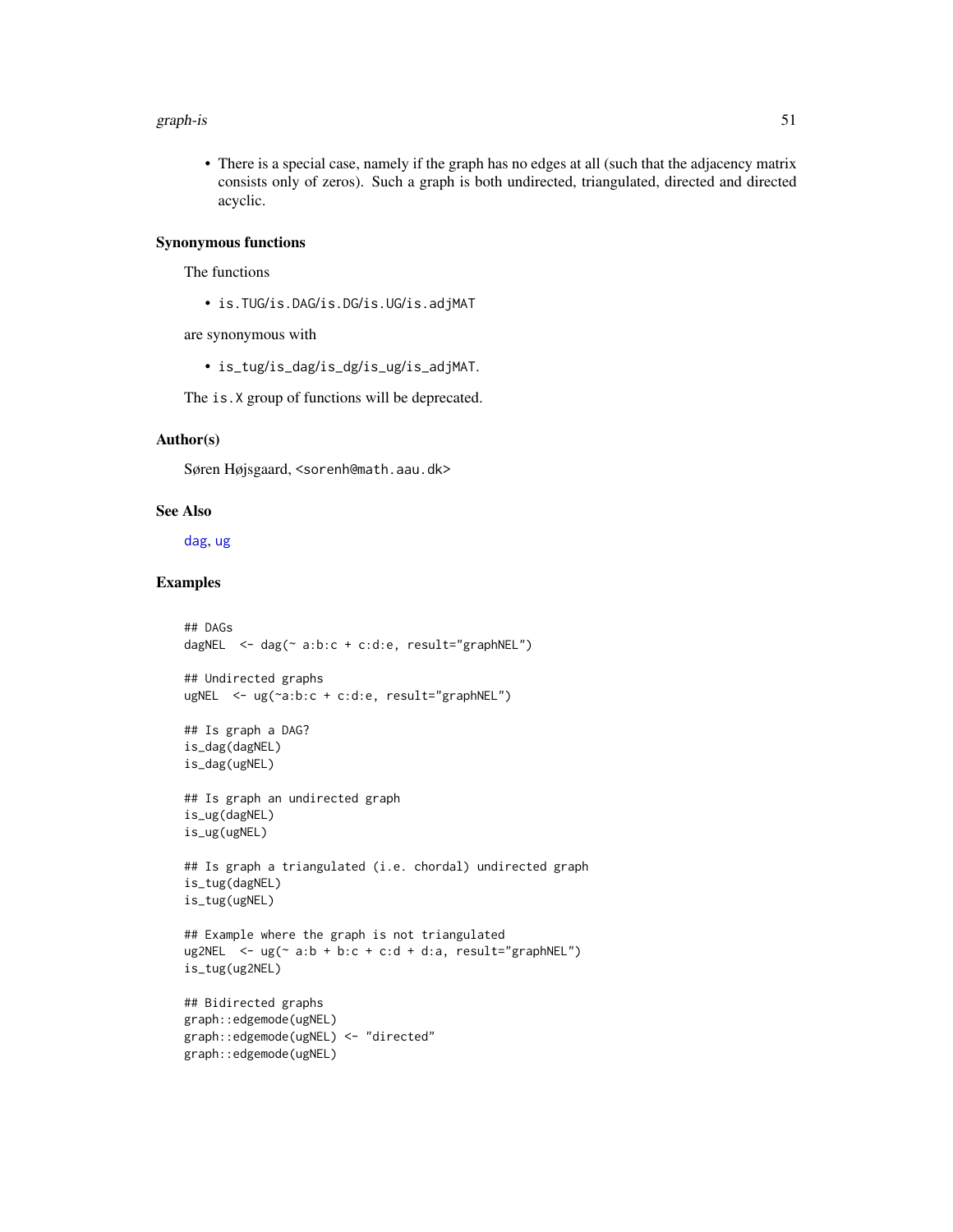- There is a special case, namely if the graph has no edges at all (such that the adjacency matrix consists only of zeros). Such a graph is both undirected, triangulated, directed and directed acyclic.

## Synonymous functions

The functions

- `is.TUG/is.DAG/is.DG/is.UG/is.adjMAT`

are synonymous with

- `is_tug/is_dag/is_dg/is_ug/is_adjMAT`.

The `is.X` group of functions will be deprecated.

## Author(s)

Søren Højsgaard, <sorenh@math.aau.dk>

## See Also

dag, ug

## Examples

```
## DAGs
dagNEL  <- dag(~ a:b:c + c:d:e, result="graphNEL")

## Undirected graphs
ugNEL  <- ug(~a:b:c + c:d:e, result="graphNEL")

## Is graph a DAG?
is_dag(dagNEL)
is_dag(ugNEL)

## Is graph an undirected graph
is_ug(dagNEL)
is_ug(ugNEL)

## Is graph a triangulated (i.e. chordal) undirected graph
is_tug(dagNEL)
is_tug(ugNEL)

## Example where the graph is not triangulated
ug2NEL  <- ug(~ a:b + b:c + c:d + d:a, result="graphNEL")
is_tug(ug2NEL)

## Bidirected graphs
graph::edgemode(ugNEL)
graph::edgemode(ugNEL) <- "directed"
graph::edgemode(ugNEL)
```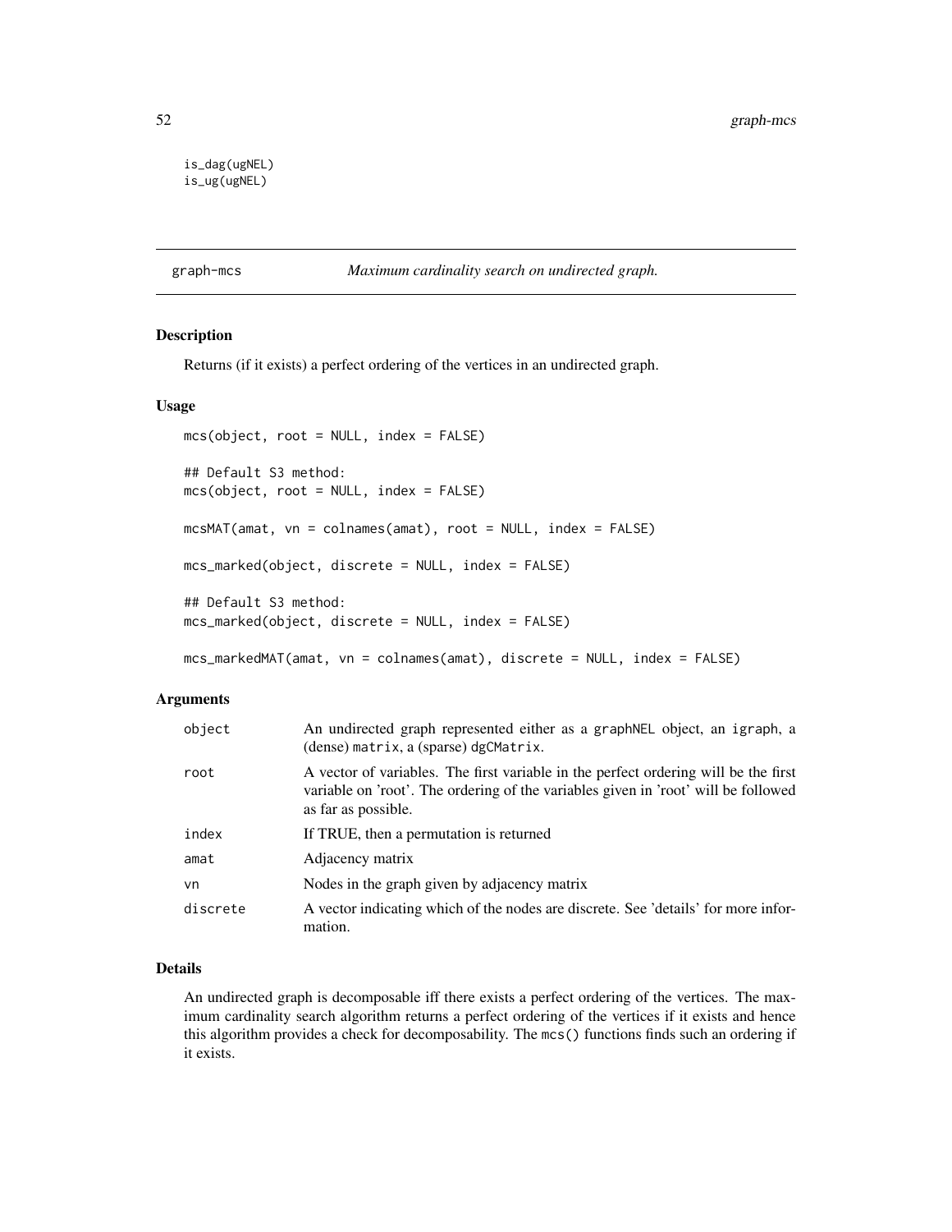```
is_dag(ugNEL)
is_ug(ugNEL)
```

## graph-mcs *Maximum cardinality search on undirected graph.*

### Description

Returns (if it exists) a perfect ordering of the vertices in an undirected graph.

### Usage

```
mcs(object, root = NULL, index = FALSE)

## Default S3 method:
mcs(object, root = NULL, index = FALSE)

mcsMAT(amat, vn = colnames(amat), root = NULL, index = FALSE)

mcs_marked(object, discrete = NULL, index = FALSE)

## Default S3 method:
mcs_marked(object, discrete = NULL, index = FALSE)

mcs_markedMAT(amat, vn = colnames(amat), discrete = NULL, index = FALSE)
```

### Arguments

| | |
|---|---|
| object | An undirected graph represented either as a graphNEL object, an igraph, a (dense) matrix, a (sparse) dgCMatrix. |
| root | A vector of variables. The first variable in the perfect ordering will be the first variable on 'root'. The ordering of the variables given in 'root' will be followed as far as possible. |
| index | If TRUE, then a permutation is returned |
| amat | Adjacency matrix |
| vn | Nodes in the graph given by adjacency matrix |
| discrete | A vector indicating which of the nodes are discrete. See 'details' for more information. |

### Details

An undirected graph is decomposable iff there exists a perfect ordering of the vertices. The maximum cardinality search algorithm returns a perfect ordering of the vertices if it exists and hence this algorithm provides a check for decomposability. The mcs() functions finds such an ordering if it exists.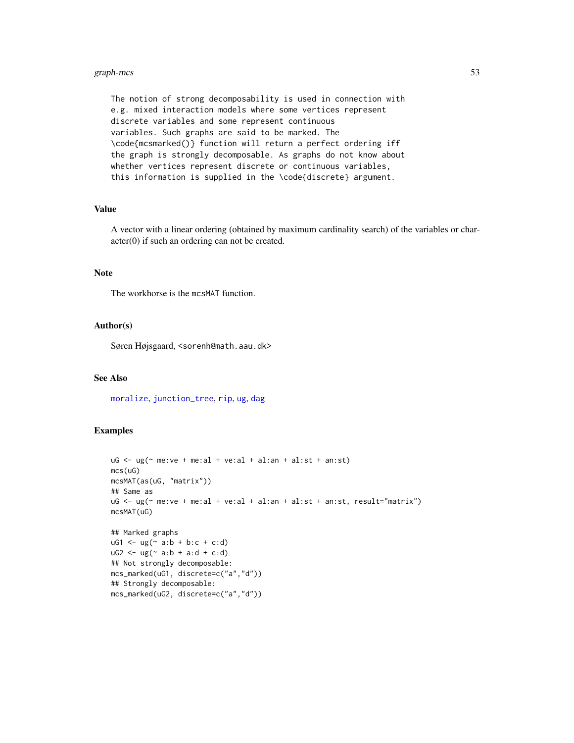```
The notion of strong decomposability is used in connection with
e.g. mixed interaction models where some vertices represent
discrete variables and some represent continuous
variables. Such graphs are said to be marked. The
\code{mcsmarked()} function will return a perfect ordering iff
the graph is strongly decomposable. As graphs do not know about
whether vertices represent discrete or continuous variables,
this information is supplied in the \code{discrete} argument.
```

## Value

A vector with a linear ordering (obtained by maximum cardinality search) of the variables or character(0) if such an ordering can not be created.

## Note

The workhorse is the `mcsMAT` function.

## Author(s)

Søren Højsgaard, <sorenh@math.aau.dk>

## See Also

moralize, junction_tree, rip, ug, dag

## Examples

```
uG <- ug(~ me:ve + me:al + ve:al + al:an + al:st + an:st)
mcs(uG)
mcsMAT(as(uG, "matrix"))
## Same as
uG <- ug(~ me:ve + me:al + ve:al + al:an + al:st + an:st, result="matrix")
mcsMAT(uG)

## Marked graphs
uG1 <- ug(~ a:b + b:c + c:d)
uG2 <- ug(~ a:b + a:d + c:d)
## Not strongly decomposable:
mcs_marked(uG1, discrete=c("a","d"))
## Strongly decomposable:
mcs_marked(uG2, discrete=c("a","d"))
```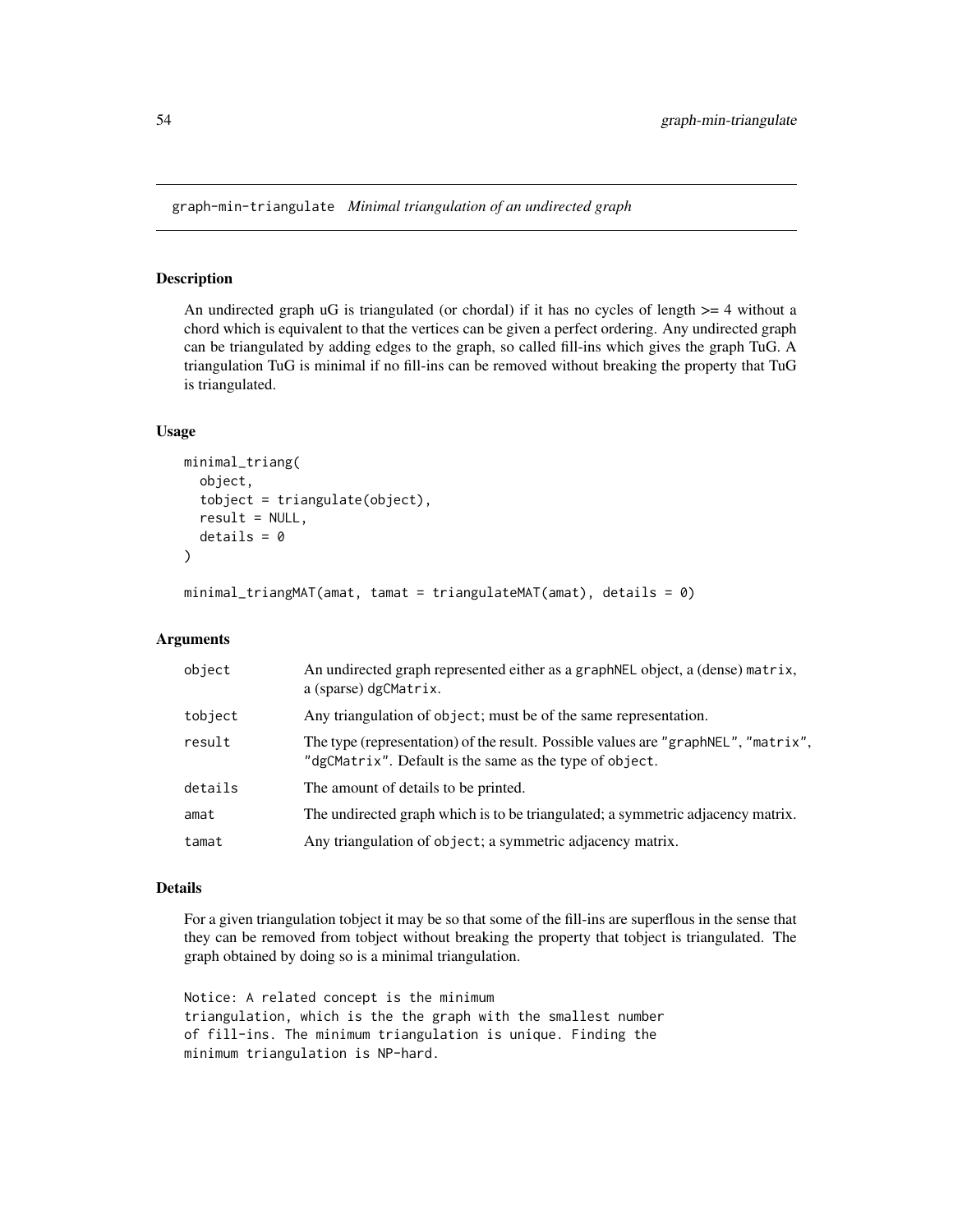graph-min-triangulate *Minimal triangulation of an undirected graph*

## Description

An undirected graph uG is triangulated (or chordal) if it has no cycles of length >= 4 without a chord which is equivalent to that the vertices can be given a perfect ordering. Any undirected graph can be triangulated by adding edges to the graph, so called fill-ins which gives the graph TuG. A triangulation TuG is minimal if no fill-ins can be removed without breaking the property that TuG is triangulated.

## Usage

```
minimal_triang(
  object,
  tobject = triangulate(object),
  result = NULL,
  details = 0
)

minimal_triangMAT(amat, tamat = triangulateMAT(amat), details = 0)
```

## Arguments

| | |
|---|---|
| object | An undirected graph represented either as a graphNEL object, a (dense) matrix, a (sparse) dgCMatrix. |
| tobject | Any triangulation of object; must be of the same representation. |
| result | The type (representation) of the result. Possible values are "graphNEL", "matrix", "dgCMatrix". Default is the same as the type of object. |
| details | The amount of details to be printed. |
| amat | The undirected graph which is to be triangulated; a symmetric adjacency matrix. |
| tamat | Any triangulation of object; a symmetric adjacency matrix. |

## Details

For a given triangulation tobject it may be so that some of the fill-ins are superflous in the sense that they can be removed from tobject without breaking the property that tobject is triangulated. The graph obtained by doing so is a minimal triangulation.

```
Notice: A related concept is the minimum
triangulation, which is the the graph with the smallest number
of fill-ins. The minimum triangulation is unique. Finding the
minimum triangulation is NP-hard.
```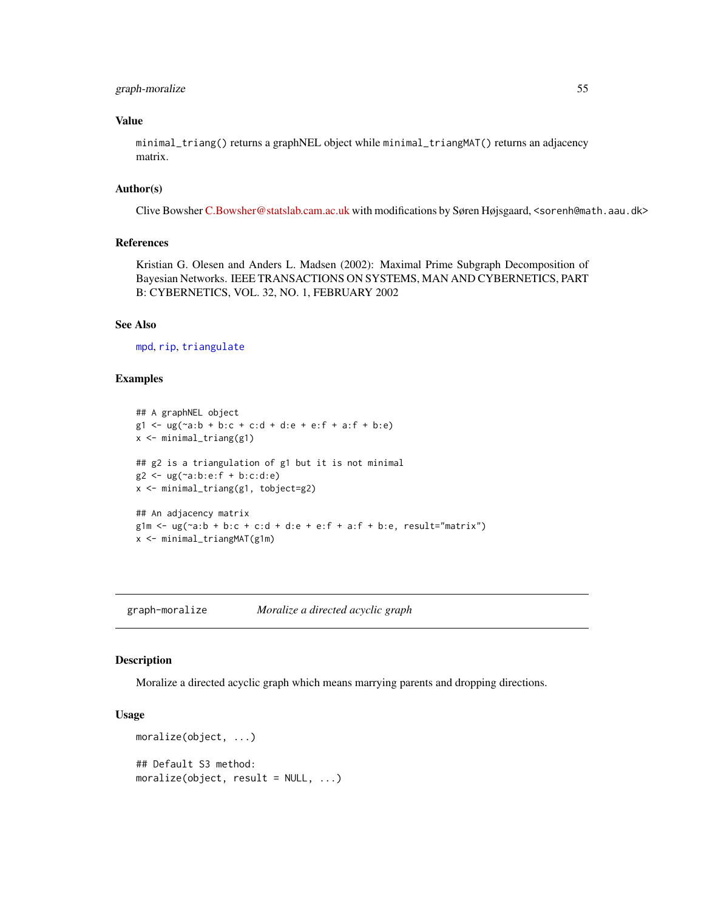## Value

minimal_triang() returns a graphNEL object while minimal_triangMAT() returns an adjacency matrix.

## Author(s)

Clive Bowsher C.Bowsher@statslab.cam.ac.uk with modifications by Søren Højsgaard, <sorenh@math.aau.dk>

## References

Kristian G. Olesen and Anders L. Madsen (2002): Maximal Prime Subgraph Decomposition of Bayesian Networks. IEEE TRANSACTIONS ON SYSTEMS, MAN AND CYBERNETICS, PART B: CYBERNETICS, VOL. 32, NO. 1, FEBRUARY 2002

## See Also

mpd, rip, triangulate

## Examples

```
## A graphNEL object
g1 <- ug(~a:b + b:c + c:d + d:e + e:f + a:f + b:e)
x <- minimal_triang(g1)

## g2 is a triangulation of g1 but it is not minimal
g2 <- ug(~a:b:e:f + b:c:d:e)
x <- minimal_triang(g1, tobject=g2)

## An adjacency matrix
g1m <- ug(~a:b + b:c + c:d + d:e + e:f + a:f + b:e, result="matrix")
x <- minimal_triangMAT(g1m)
```

---

# graph-moralize *Moralize a directed acyclic graph*

## Description

Moralize a directed acyclic graph which means marrying parents and dropping directions.

## Usage

```
moralize(object, ...)

## Default S3 method:
moralize(object, result = NULL, ...)
```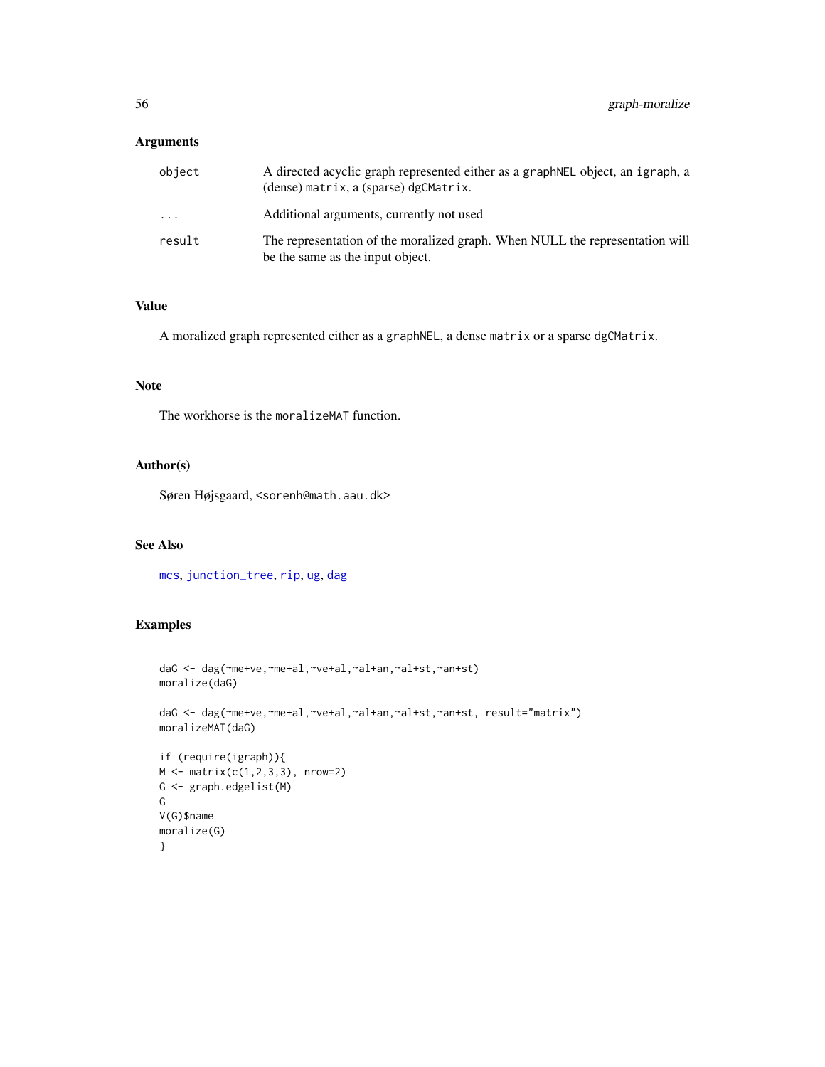## Arguments

| | |
|---|---|
| object | A directed acyclic graph represented either as a graphNEL object, an igraph, a (dense) matrix, a (sparse) dgCMatrix. |
| ... | Additional arguments, currently not used |
| result | The representation of the moralized graph. When NULL the representation will be the same as the input object. |

## Value

A moralized graph represented either as a graphNEL, a dense matrix or a sparse dgCMatrix.

## Note

The workhorse is the moralizeMAT function.

## Author(s)

Søren Højsgaard, <sorenh@math.aau.dk>

## See Also

mcs, junction_tree, rip, ug, dag

## Examples

```
daG <- dag(~me+ve,~me+al,~ve+al,~al+an,~al+st,~an+st)
moralize(daG)

daG <- dag(~me+ve,~me+al,~ve+al,~al+an,~al+st,~an+st, result="matrix")
moralizeMAT(daG)

if (require(igraph)){
M <- matrix(c(1,2,3,3), nrow=2)
G <- graph.edgelist(M)
G
V(G)$name
moralize(G)
}
```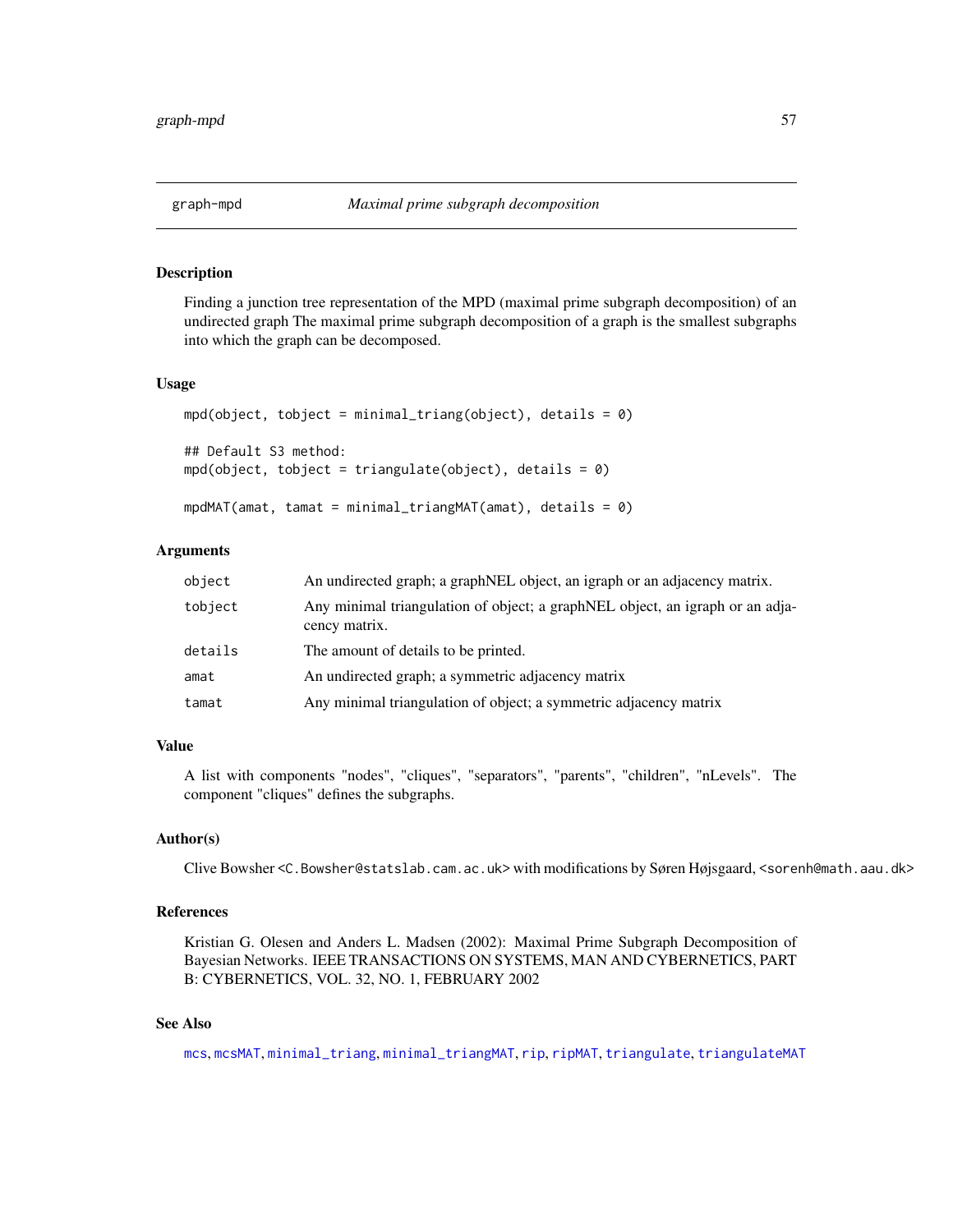## graph-mpd    *Maximal prime subgraph decomposition*

### Description

Finding a junction tree representation of the MPD (maximal prime subgraph decomposition) of an undirected graph The maximal prime subgraph decomposition of a graph is the smallest subgraphs into which the graph can be decomposed.

### Usage

```
mpd(object, tobject = minimal_triang(object), details = 0)

## Default S3 method:
mpd(object, tobject = triangulate(object), details = 0)

mpdMAT(amat, tamat = minimal_triangMAT(amat), details = 0)
```

### Arguments

| | |
|---|---|
| `object` | An undirected graph; a graphNEL object, an igraph or an adjacency matrix. |
| `tobject` | Any minimal triangulation of object; a graphNEL object, an igraph or an adjacency matrix. |
| `details` | The amount of details to be printed. |
| `amat` | An undirected graph; a symmetric adjacency matrix |
| `tamat` | Any minimal triangulation of object; a symmetric adjacency matrix |

### Value

A list with components "nodes", "cliques", "separators", "parents", "children", "nLevels". The component "cliques" defines the subgraphs.

### Author(s)

Clive Bowsher <C.Bowsher@statslab.cam.ac.uk> with modifications by Søren Højsgaard, <sorenh@math.aau.dk>

### References

Kristian G. Olesen and Anders L. Madsen (2002): Maximal Prime Subgraph Decomposition of Bayesian Networks. IEEE TRANSACTIONS ON SYSTEMS, MAN AND CYBERNETICS, PART B: CYBERNETICS, VOL. 32, NO. 1, FEBRUARY 2002

### See Also

`mcs`, `mcsMAT`, `minimal_triang`, `minimal_triangMAT`, `rip`, `ripMAT`, `triangulate`, `triangulateMAT`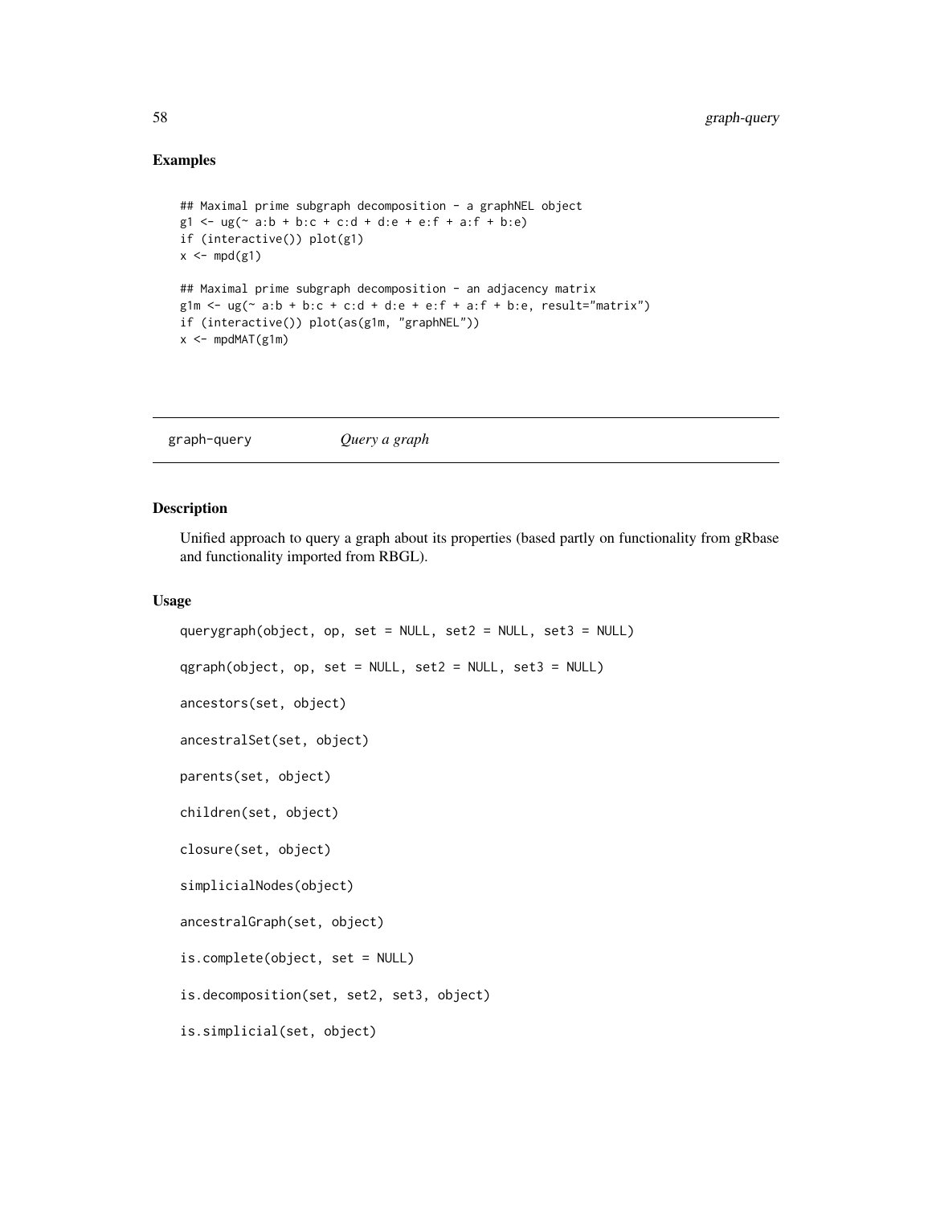## Examples

```
## Maximal prime subgraph decomposition - a graphNEL object
g1 <- ug(~ a:b + b:c + c:d + d:e + e:f + a:f + b:e)
if (interactive()) plot(g1)
x <- mpd(g1)

## Maximal prime subgraph decomposition - an adjacency matrix
g1m <- ug(~ a:b + b:c + c:d + d:e + e:f + a:f + b:e, result="matrix")
if (interactive()) plot(as(g1m, "graphNEL"))
x <- mpdMAT(g1m)
```

---

graph-query *Query a graph*

---

## Description

Unified approach to query a graph about its properties (based partly on functionality from gRbase and functionality imported from RBGL).

## Usage

```
querygraph(object, op, set = NULL, set2 = NULL, set3 = NULL)

qgraph(object, op, set = NULL, set2 = NULL, set3 = NULL)

ancestors(set, object)

ancestralSet(set, object)

parents(set, object)

children(set, object)

closure(set, object)

simplicialNodes(object)

ancestralGraph(set, object)

is.complete(object, set = NULL)

is.decomposition(set, set2, set3, object)

is.simplicial(set, object)
```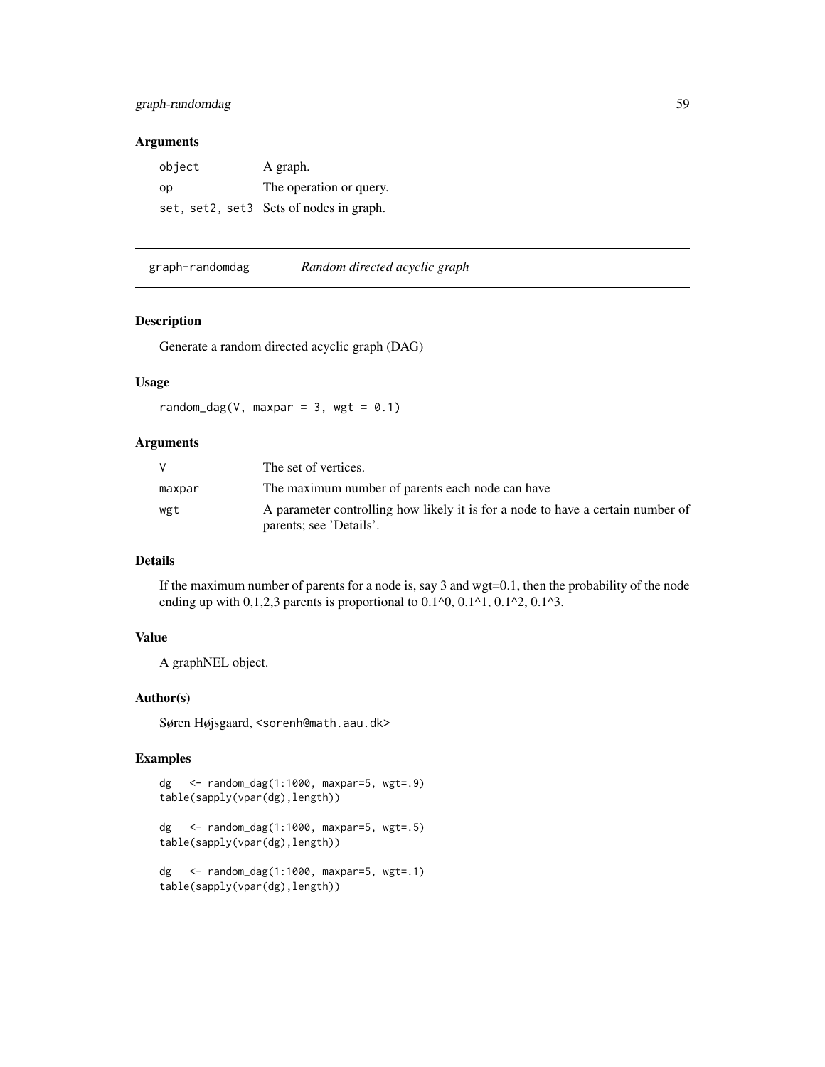## Arguments

| | |
|---|---|
| `object` | A graph. |
| `op` | The operation or query. |
| `set, set2, set3` | Sets of nodes in graph. |

---

`graph-randomdag` *Random directed acyclic graph*

---

## Description

Generate a random directed acyclic graph (DAG)

## Usage

```
random_dag(V, maxpar = 3, wgt = 0.1)
```

## Arguments

| | |
|---|---|
| `V` | The set of vertices. |
| `maxpar` | The maximum number of parents each node can have |
| `wgt` | A parameter controlling how likely it is for a node to have a certain number of parents; see 'Details'. |

## Details

If the maximum number of parents for a node is, say 3 and wgt=0.1, then the probability of the node ending up with 0,1,2,3 parents is proportional to 0.1^0, 0.1^1, 0.1^2, 0.1^3.

## Value

A graphNEL object.

## Author(s)

Søren Højsgaard, <sorenh@math.aau.dk>

## Examples

```
dg   <- random_dag(1:1000, maxpar=5, wgt=.9)
table(sapply(vpar(dg),length))

dg   <- random_dag(1:1000, maxpar=5, wgt=.5)
table(sapply(vpar(dg),length))

dg   <- random_dag(1:1000, maxpar=5, wgt=.1)
table(sapply(vpar(dg),length))
```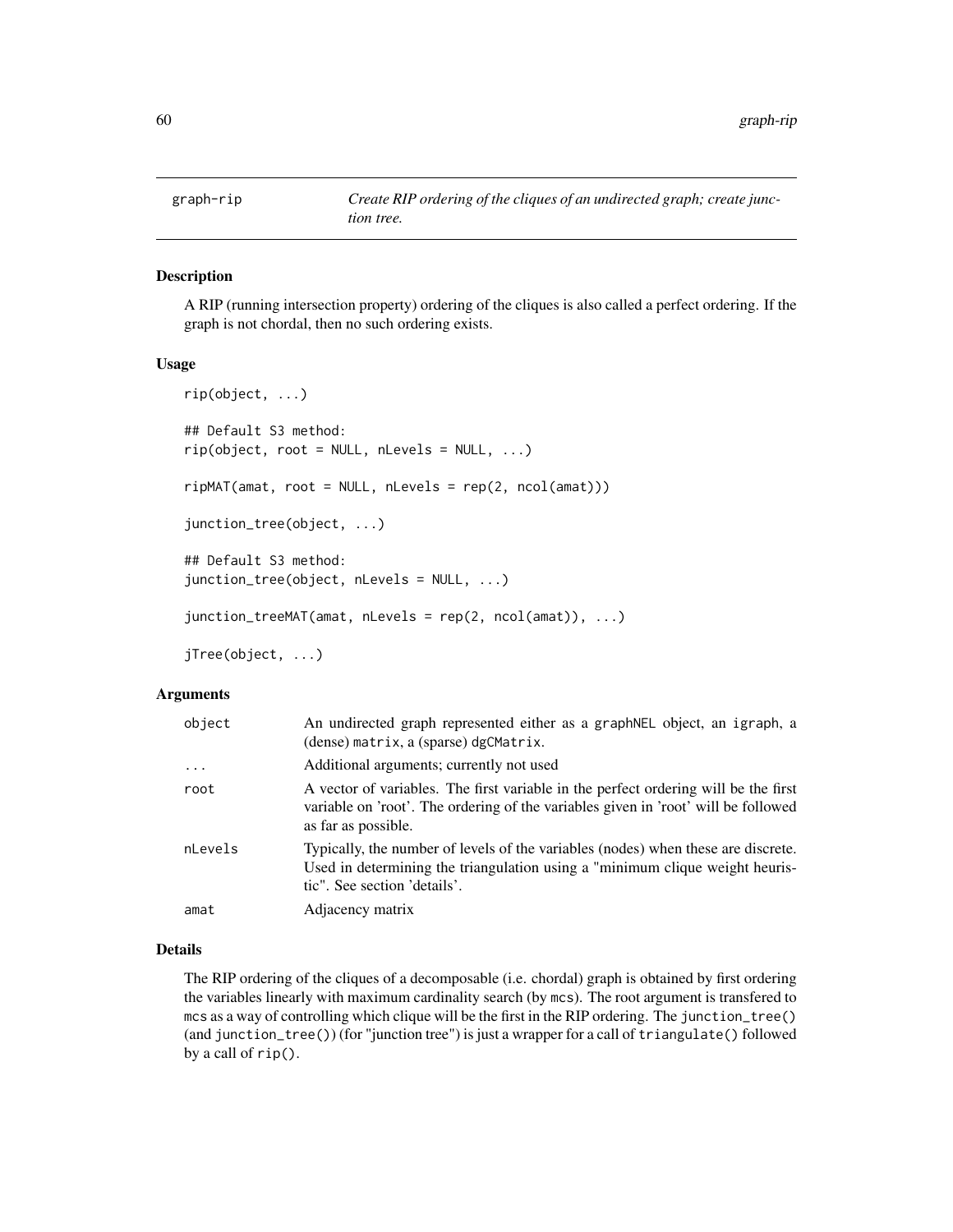| graph-rip | *Create RIP ordering of the cliques of an undirected graph; create junction tree.* |
|---|---|

## Description

A RIP (running intersection property) ordering of the cliques is also called a perfect ordering. If the graph is not chordal, then no such ordering exists.

## Usage

```
rip(object, ...)

## Default S3 method:
rip(object, root = NULL, nLevels = NULL, ...)

ripMAT(amat, root = NULL, nLevels = rep(2, ncol(amat)))

junction_tree(object, ...)

## Default S3 method:
junction_tree(object, nLevels = NULL, ...)

junction_treeMAT(amat, nLevels = rep(2, ncol(amat)), ...)

jTree(object, ...)
```

## Arguments

| | |
|---|---|
| object | An undirected graph represented either as a graphNEL object, an igraph, a (dense) matrix, a (sparse) dgCMatrix. |
| ... | Additional arguments; currently not used |
| root | A vector of variables. The first variable in the perfect ordering will be the first variable on 'root'. The ordering of the variables given in 'root' will be followed as far as possible. |
| nLevels | Typically, the number of levels of the variables (nodes) when these are discrete. Used in determining the triangulation using a "minimum clique weight heuristic". See section 'details'. |
| amat | Adjacency matrix |

## Details

The RIP ordering of the cliques of a decomposable (i.e. chordal) graph is obtained by first ordering the variables linearly with maximum cardinality search (by mcs). The root argument is transfered to mcs as a way of controlling which clique will be the first in the RIP ordering. The junction_tree() (and junction_tree()) (for "junction tree") is just a wrapper for a call of triangulate() followed by a call of rip().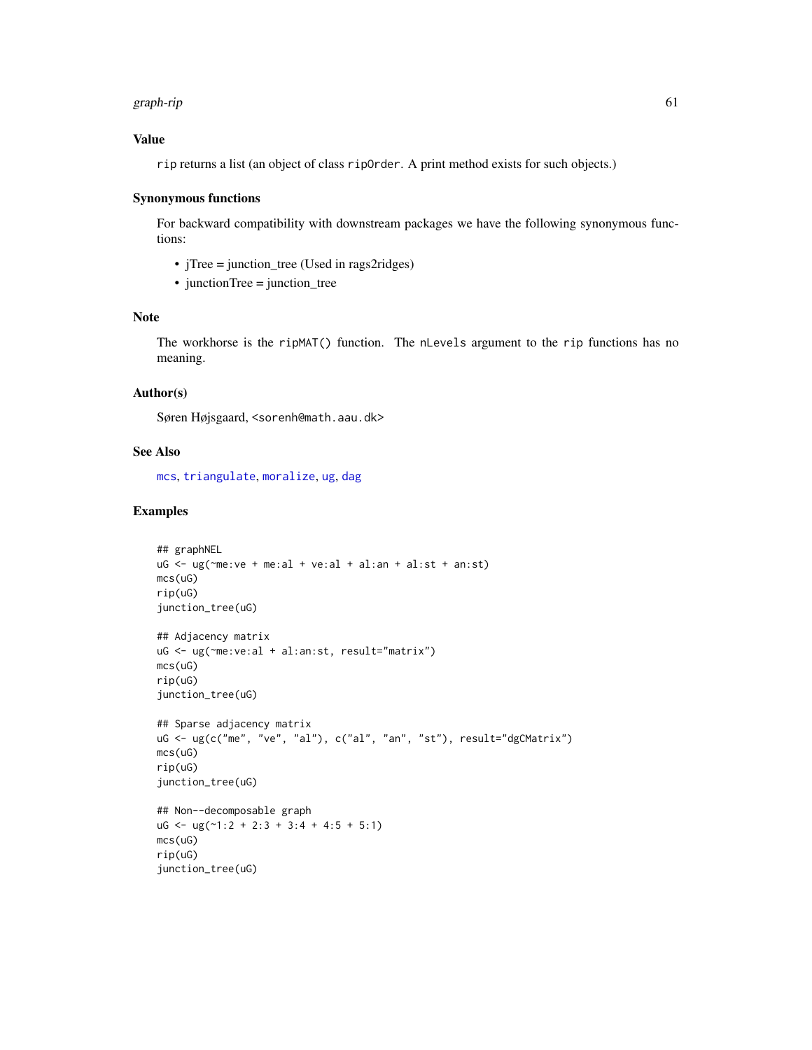### Value

`rip` returns a list (an object of class `ripOrder`. A print method exists for such objects.)

### Synonymous functions

For backward compatibility with downstream packages we have the following synonymous functions:

- jTree = junction_tree (Used in rags2ridges)
- junctionTree = junction_tree

### Note

The workhorse is the `ripMAT()` function. The `nLevels` argument to the `rip` functions has no meaning.

### Author(s)

Søren Højsgaard, <sorenh@math.aau.dk>

### See Also

`mcs`, `triangulate`, `moralize`, `ug`, `dag`

### Examples

```
## graphNEL
uG <- ug(~me:ve + me:al + ve:al + al:an + al:st + an:st)
mcs(uG)
rip(uG)
junction_tree(uG)

## Adjacency matrix
uG <- ug(~me:ve:al + al:an:st, result="matrix")
mcs(uG)
rip(uG)
junction_tree(uG)

## Sparse adjacency matrix
uG <- ug(c("me", "ve", "al"), c("al", "an", "st"), result="dgCMatrix")
mcs(uG)
rip(uG)
junction_tree(uG)

## Non--decomposable graph
uG <- ug(~1:2 + 2:3 + 3:4 + 4:5 + 5:1)
mcs(uG)
rip(uG)
junction_tree(uG)
```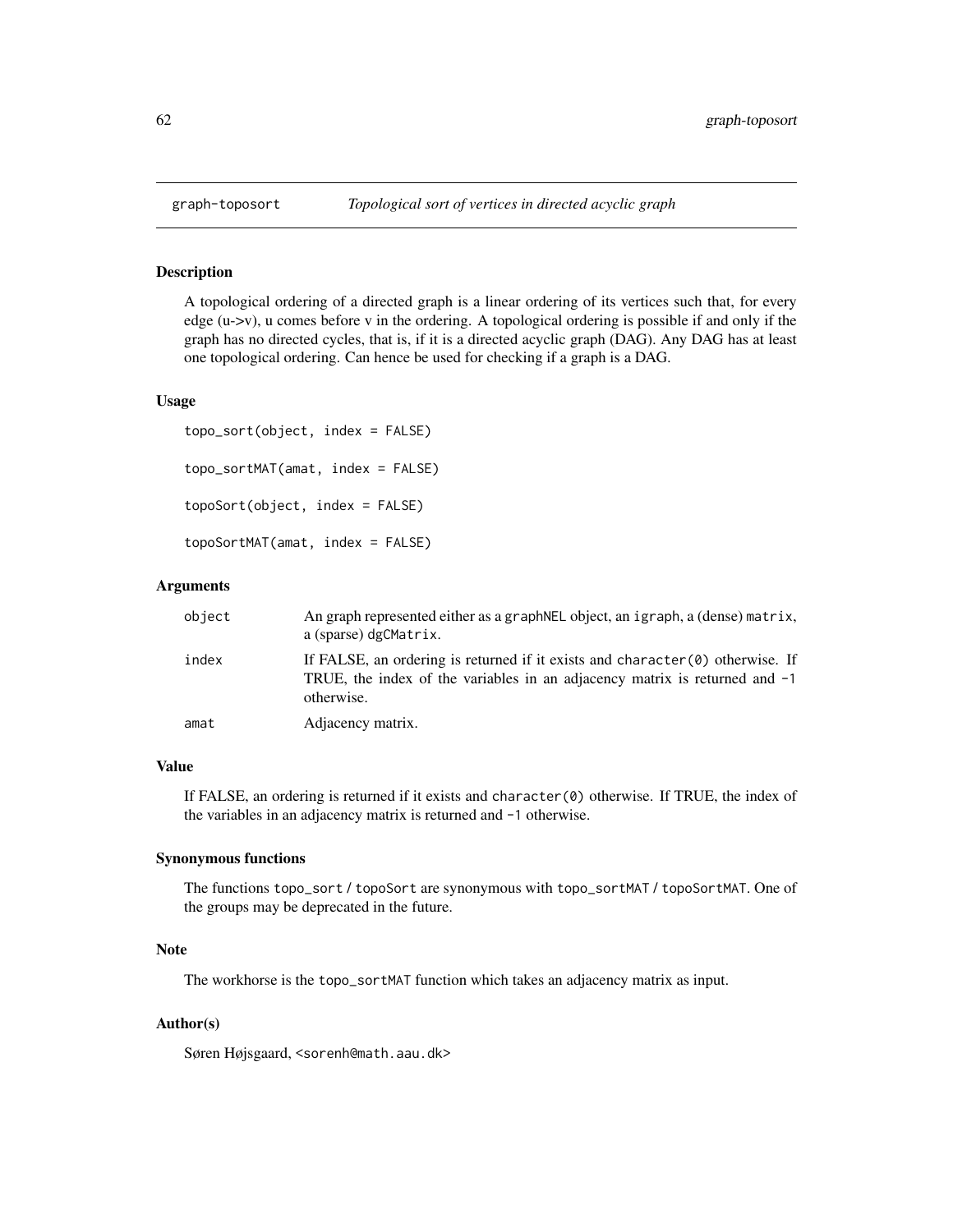# graph-toposort *Topological sort of vertices in directed acyclic graph*

## Description

A topological ordering of a directed graph is a linear ordering of its vertices such that, for every edge (u->v), u comes before v in the ordering. A topological ordering is possible if and only if the graph has no directed cycles, that is, if it is a directed acyclic graph (DAG). Any DAG has at least one topological ordering. Can hence be used for checking if a graph is a DAG.

## Usage

```
topo_sort(object, index = FALSE)

topo_sortMAT(amat, index = FALSE)

topoSort(object, index = FALSE)

topoSortMAT(amat, index = FALSE)
```

## Arguments

| | |
|---|---|
| `object` | An graph represented either as a `graphNEL` object, an `igraph`, a (dense) `matrix`, a (sparse) `dgCMatrix`. |
| `index` | If FALSE, an ordering is returned if it exists and `character(0)` otherwise. If TRUE, the index of the variables in an adjacency matrix is returned and `-1` otherwise. |
| `amat` | Adjacency matrix. |

## Value

If FALSE, an ordering is returned if it exists and `character(0)` otherwise. If TRUE, the index of the variables in an adjacency matrix is returned and `-1` otherwise.

## Synonymous functions

The functions `topo_sort` / `topoSort` are synonymous with `topo_sortMAT` / `topoSortMAT`. One of the groups may be deprecated in the future.

## Note

The workhorse is the `topo_sortMAT` function which takes an adjacency matrix as input.

## Author(s)

Søren Højsgaard, <sorenh@math.aau.dk>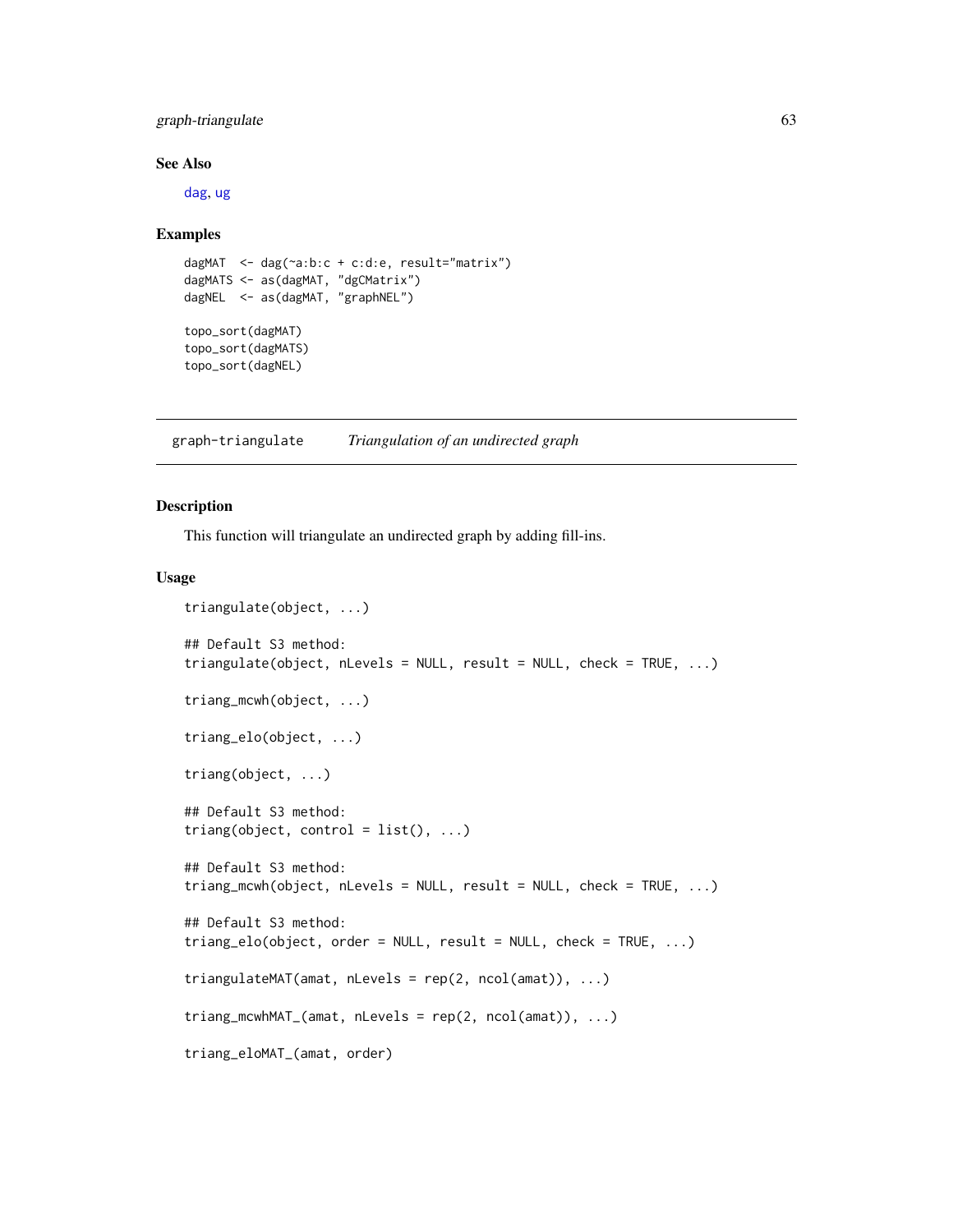### See Also

dag, ug

### Examples

```
dagMAT  <- dag(~a:b:c + c:d:e, result="matrix")
dagMATS <- as(dagMAT, "dgCMatrix")
dagNEL  <- as(dagMAT, "graphNEL")

topo_sort(dagMAT)
topo_sort(dagMATS)
topo_sort(dagNEL)
```

---

## graph-triangulate    *Triangulation of an undirected graph*

---

### Description

This function will triangulate an undirected graph by adding fill-ins.

### Usage

```
triangulate(object, ...)

## Default S3 method:
triangulate(object, nLevels = NULL, result = NULL, check = TRUE, ...)

triang_mcwh(object, ...)

triang_elo(object, ...)

triang(object, ...)

## Default S3 method:
triang(object, control = list(), ...)

## Default S3 method:
triang_mcwh(object, nLevels = NULL, result = NULL, check = TRUE, ...)

## Default S3 method:
triang_elo(object, order = NULL, result = NULL, check = TRUE, ...)

triangulateMAT(amat, nLevels = rep(2, ncol(amat)), ...)

triang_mcwhMAT_(amat, nLevels = rep(2, ncol(amat)), ...)

triang_eloMAT_(amat, order)
```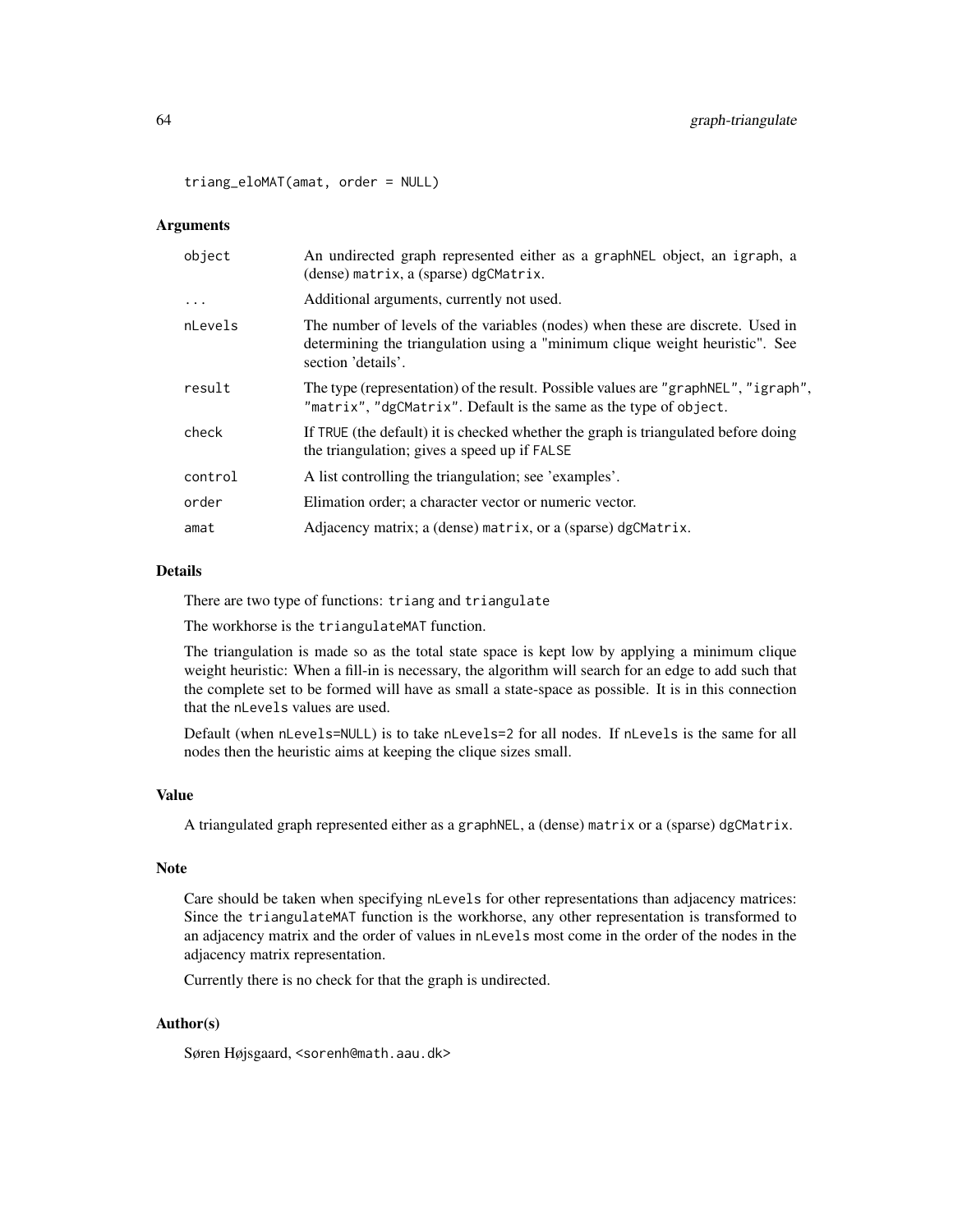```
triang_eloMAT(amat, order = NULL)
```

### Arguments

| | |
|---|---|
| object | An undirected graph represented either as a graphNEL object, an igraph, a (dense) matrix, a (sparse) dgCMatrix. |
| ... | Additional arguments, currently not used. |
| nLevels | The number of levels of the variables (nodes) when these are discrete. Used in determining the triangulation using a "minimum clique weight heuristic". See section 'details'. |
| result | The type (representation) of the result. Possible values are "graphNEL", "igraph", "matrix", "dgCMatrix". Default is the same as the type of object. |
| check | If TRUE (the default) it is checked whether the graph is triangulated before doing the triangulation; gives a speed up if FALSE |
| control | A list controlling the triangulation; see 'examples'. |
| order | Elimation order; a character vector or numeric vector. |
| amat | Adjacency matrix; a (dense) matrix, or a (sparse) dgCMatrix. |

### Details

There are two type of functions: triang and triangulate

The workhorse is the triangulateMAT function.

The triangulation is made so as the total state space is kept low by applying a minimum clique weight heuristic: When a fill-in is necessary, the algorithm will search for an edge to add such that the complete set to be formed will have as small a state-space as possible. It is in this connection that the nLevels values are used.

Default (when nLevels=NULL) is to take nLevels=2 for all nodes. If nLevels is the same for all nodes then the heuristic aims at keeping the clique sizes small.

### Value

A triangulated graph represented either as a graphNEL, a (dense) matrix or a (sparse) dgCMatrix.

### Note

Care should be taken when specifying nLevels for other representations than adjacency matrices: Since the triangulateMAT function is the workhorse, any other representation is transformed to an adjacency matrix and the order of values in nLevels most come in the order of the nodes in the adjacency matrix representation.

Currently there is no check for that the graph is undirected.

### Author(s)

Søren Højsgaard, <sorenh@math.aau.dk>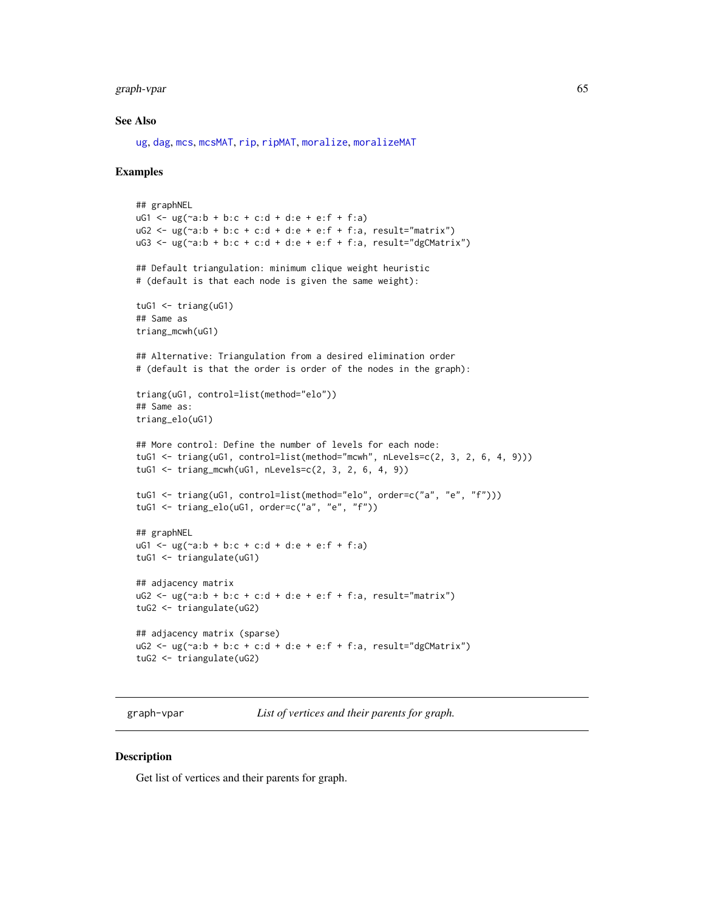### See Also

ug, dag, mcs, mcsMAT, rip, ripMAT, moralize, moralizeMAT

### Examples

```
## graphNEL
uG1 <- ug(~a:b + b:c + c:d + d:e + e:f + f:a)
uG2 <- ug(~a:b + b:c + c:d + d:e + e:f + f:a, result="matrix")
uG3 <- ug(~a:b + b:c + c:d + d:e + e:f + f:a, result="dgCMatrix")

## Default triangulation: minimum clique weight heuristic
# (default is that each node is given the same weight):

tuG1 <- triang(uG1)
## Same as
triang_mcwh(uG1)

## Alternative: Triangulation from a desired elimination order
# (default is that the order is order of the nodes in the graph):

triang(uG1, control=list(method="elo"))
## Same as:
triang_elo(uG1)

## More control: Define the number of levels for each node:
tuG1 <- triang(uG1, control=list(method="mcwh", nLevels=c(2, 3, 2, 6, 4, 9)))
tuG1 <- triang_mcwh(uG1, nLevels=c(2, 3, 2, 6, 4, 9))

tuG1 <- triang(uG1, control=list(method="elo", order=c("a", "e", "f")))
tuG1 <- triang_elo(uG1, order=c("a", "e", "f"))

## graphNEL
uG1 <- ug(~a:b + b:c + c:d + d:e + e:f + f:a)
tuG1 <- triangulate(uG1)

## adjacency matrix
uG2 <- ug(~a:b + b:c + c:d + d:e + e:f + f:a, result="matrix")
tuG2 <- triangulate(uG2)

## adjacency matrix (sparse)
uG2 <- ug(~a:b + b:c + c:d + d:e + e:f + f:a, result="dgCMatrix")
tuG2 <- triangulate(uG2)
```

---

## graph-vpar *List of vertices and their parents for graph.*

---

### Description

Get list of vertices and their parents for graph.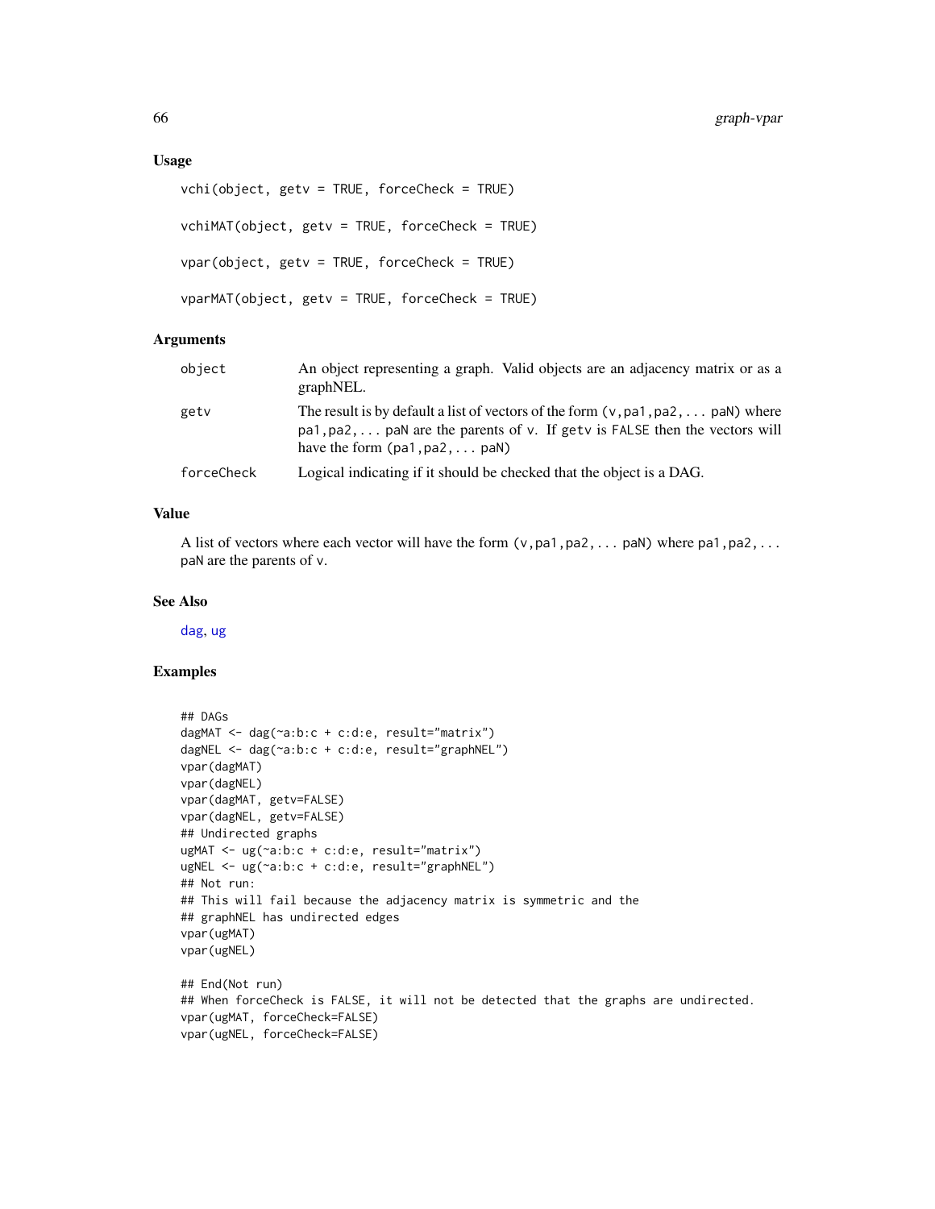### Usage

```
vchi(object, getv = TRUE, forceCheck = TRUE)

vchiMAT(object, getv = TRUE, forceCheck = TRUE)

vpar(object, getv = TRUE, forceCheck = TRUE)

vparMAT(object, getv = TRUE, forceCheck = TRUE)
```

### Arguments

| | |
|---|---|
| `object` | An object representing a graph. Valid objects are an adjacency matrix or as a graphNEL. |
| `getv` | The result is by default a list of vectors of the form `(v,pa1,pa2,... paN)` where `pa1,pa2,... paN` are the parents of `v`. If `getv` is `FALSE` then the vectors will have the form `(pa1,pa2,... paN)` |
| `forceCheck` | Logical indicating if it should be checked that the object is a DAG. |

### Value

A list of vectors where each vector will have the form `(v,pa1,pa2,... paN)` where `pa1,pa2,... paN` are the parents of `v`.

### See Also

dag, ug

### Examples

```
## DAGs
dagMAT <- dag(~a:b:c + c:d:e, result="matrix")
dagNEL <- dag(~a:b:c + c:d:e, result="graphNEL")
vpar(dagMAT)
vpar(dagNEL)
vpar(dagMAT, getv=FALSE)
vpar(dagNEL, getv=FALSE)
## Undirected graphs
ugMAT <- ug(~a:b:c + c:d:e, result="matrix")
ugNEL <- ug(~a:b:c + c:d:e, result="graphNEL")
## Not run:
## This will fail because the adjacency matrix is symmetric and the
## graphNEL has undirected edges
vpar(ugMAT)
vpar(ugNEL)

## End(Not run)
## When forceCheck is FALSE, it will not be detected that the graphs are undirected.
vpar(ugMAT, forceCheck=FALSE)
vpar(ugNEL, forceCheck=FALSE)
```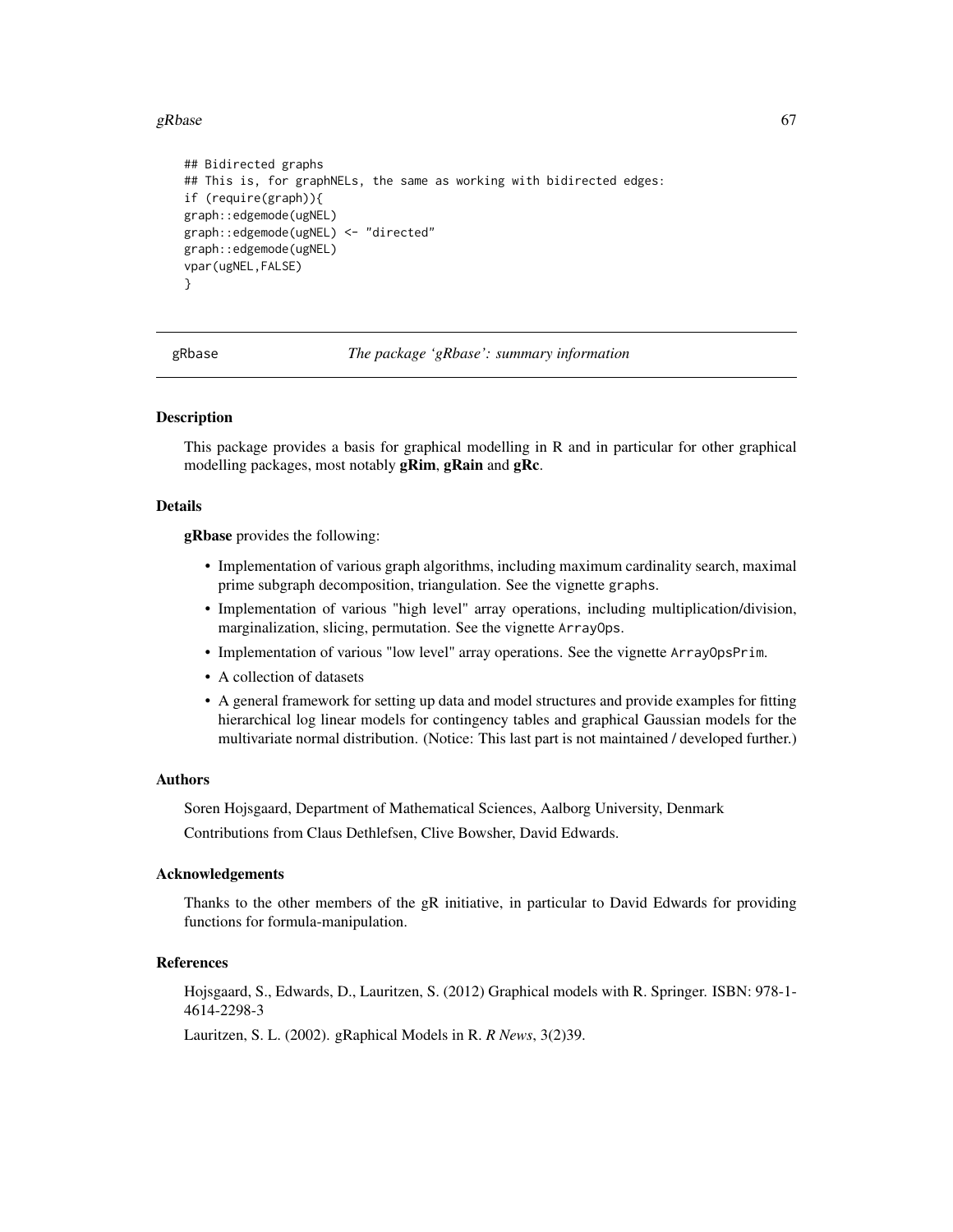```
## Bidirected graphs
## This is, for graphNELs, the same as working with bidirected edges:
if (require(graph)){
graph::edgemode(ugNEL)
graph::edgemode(ugNEL) <- "directed"
graph::edgemode(ugNEL)
vpar(ugNEL,FALSE)
}
```

---

gRbase    *The package 'gRbase': summary information*

---

### Description

This package provides a basis for graphical modelling in R and in particular for other graphical modelling packages, most notably **gRim**, **gRain** and **gRc**.

### Details

**gRbase** provides the following:

- Implementation of various graph algorithms, including maximum cardinality search, maximal prime subgraph decomposition, triangulation. See the vignette graphs.
- Implementation of various "high level" array operations, including multiplication/division, marginalization, slicing, permutation. See the vignette ArrayOps.
- Implementation of various "low level" array operations. See the vignette ArrayOpsPrim.
- A collection of datasets
- A general framework for setting up data and model structures and provide examples for fitting hierarchical log linear models for contingency tables and graphical Gaussian models for the multivariate normal distribution. (Notice: This last part is not maintained / developed further.)

### Authors

Soren Hojsgaard, Department of Mathematical Sciences, Aalborg University, Denmark

Contributions from Claus Dethlefsen, Clive Bowsher, David Edwards.

### Acknowledgements

Thanks to the other members of the gR initiative, in particular to David Edwards for providing functions for formula-manipulation.

### References

Hojsgaard, S., Edwards, D., Lauritzen, S. (2012) Graphical models with R. Springer. ISBN: 978-1-4614-2298-3

Lauritzen, S. L. (2002). gRaphical Models in R. *R News*, 3(2)39.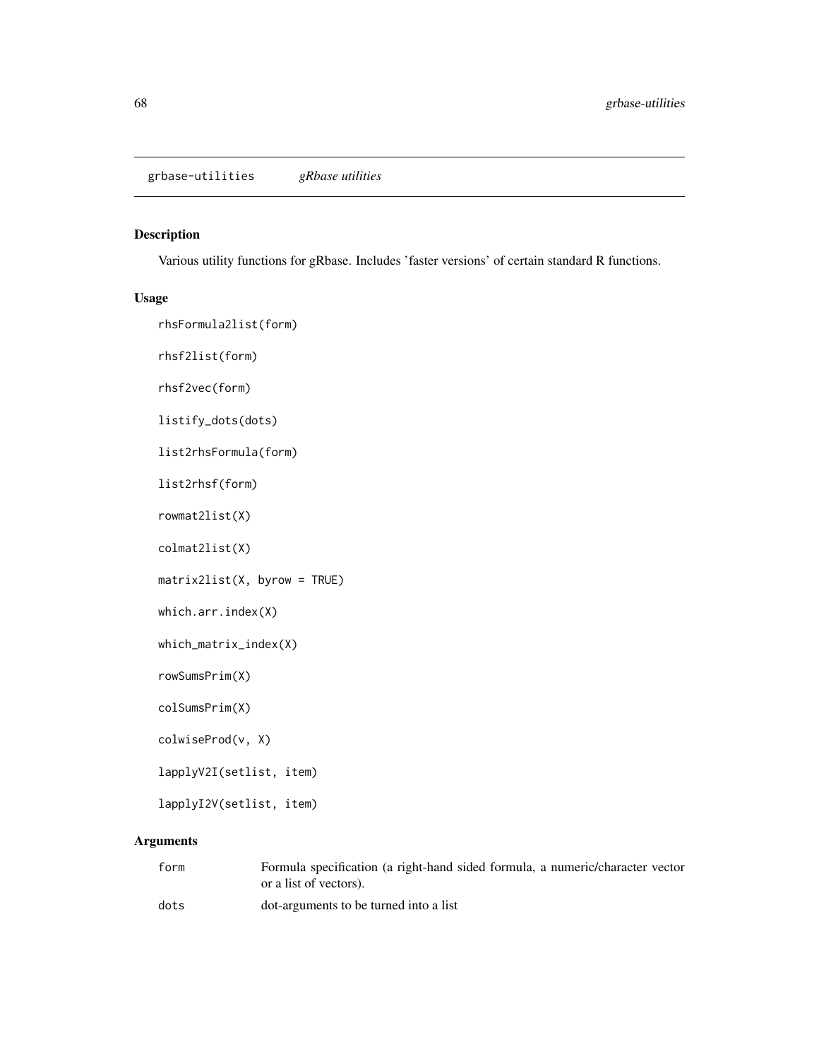grbase-utilities *gRbase utilities*

## Description

Various utility functions for gRbase. Includes 'faster versions' of certain standard R functions.

## Usage

```
rhsFormula2list(form)

rhsf2list(form)

rhsf2vec(form)

listify_dots(dots)

list2rhsFormula(form)

list2rhsf(form)

rowmat2list(X)

colmat2list(X)

matrix2list(X, byrow = TRUE)

which.arr.index(X)

which_matrix_index(X)

rowSumsPrim(X)

colSumsPrim(X)

colwiseProd(v, X)

lapplyV2I(setlist, item)

lapplyI2V(setlist, item)
```

## Arguments

| | |
|---|---|
| form | Formula specification (a right-hand sided formula, a numeric/character vector or a list of vectors). |
| dots | dot-arguments to be turned into a list |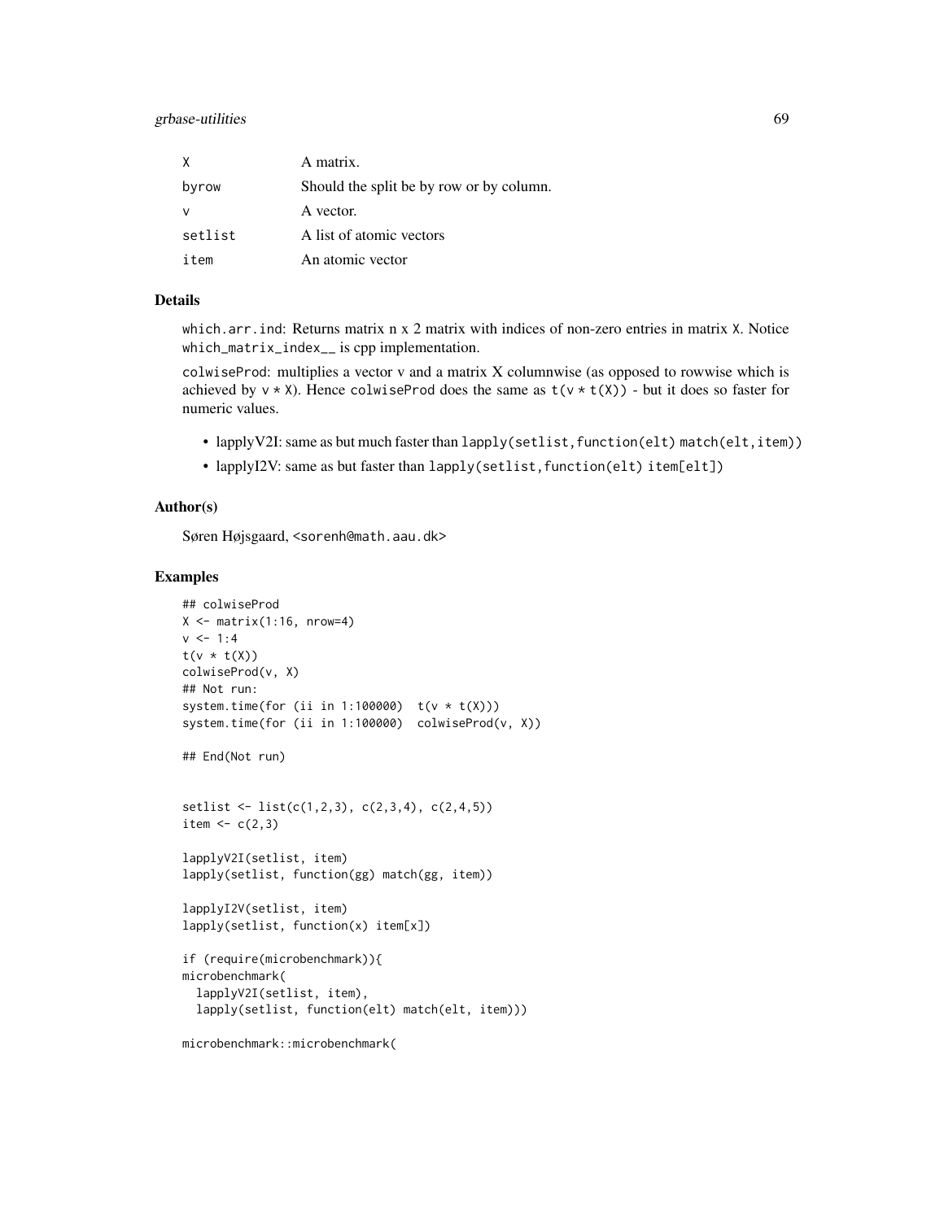| | |
|---|---|
| X | A matrix. |
| byrow | Should the split be by row or by column. |
| v | A vector. |
| setlist | A list of atomic vectors |
| item | An atomic vector |

## Details

which.arr.ind: Returns matrix n x 2 matrix with indices of non-zero entries in matrix X. Notice which_matrix_index__ is cpp implementation.

colwiseProd: multiplies a vector v and a matrix X columnwise (as opposed to rowwise which is achieved by v * X). Hence colwiseProd does the same as t(v * t(X)) - but it does so faster for numeric values.

- lapplyV2I: same as but much faster than lapply(setlist,function(elt) match(elt,item))
- lapplyI2V: same as but faster than lapply(setlist,function(elt) item[elt])

## Author(s)

Søren Højsgaard, <sorenh@math.aau.dk>

## Examples

```
## colwiseProd
X <- matrix(1:16, nrow=4)
v <- 1:4
t(v * t(X))
colwiseProd(v, X)
## Not run:
system.time(for (ii in 1:100000)  t(v * t(X)))
system.time(for (ii in 1:100000)  colwiseProd(v, X))

## End(Not run)


setlist <- list(c(1,2,3), c(2,3,4), c(2,4,5))
item <- c(2,3)

lapplyV2I(setlist, item)
lapply(setlist, function(gg) match(gg, item))

lapplyI2V(setlist, item)
lapply(setlist, function(x) item[x])

if (require(microbenchmark)){
microbenchmark(
  lapplyV2I(setlist, item),
  lapply(setlist, function(elt) match(elt, item)))

microbenchmark::microbenchmark(
```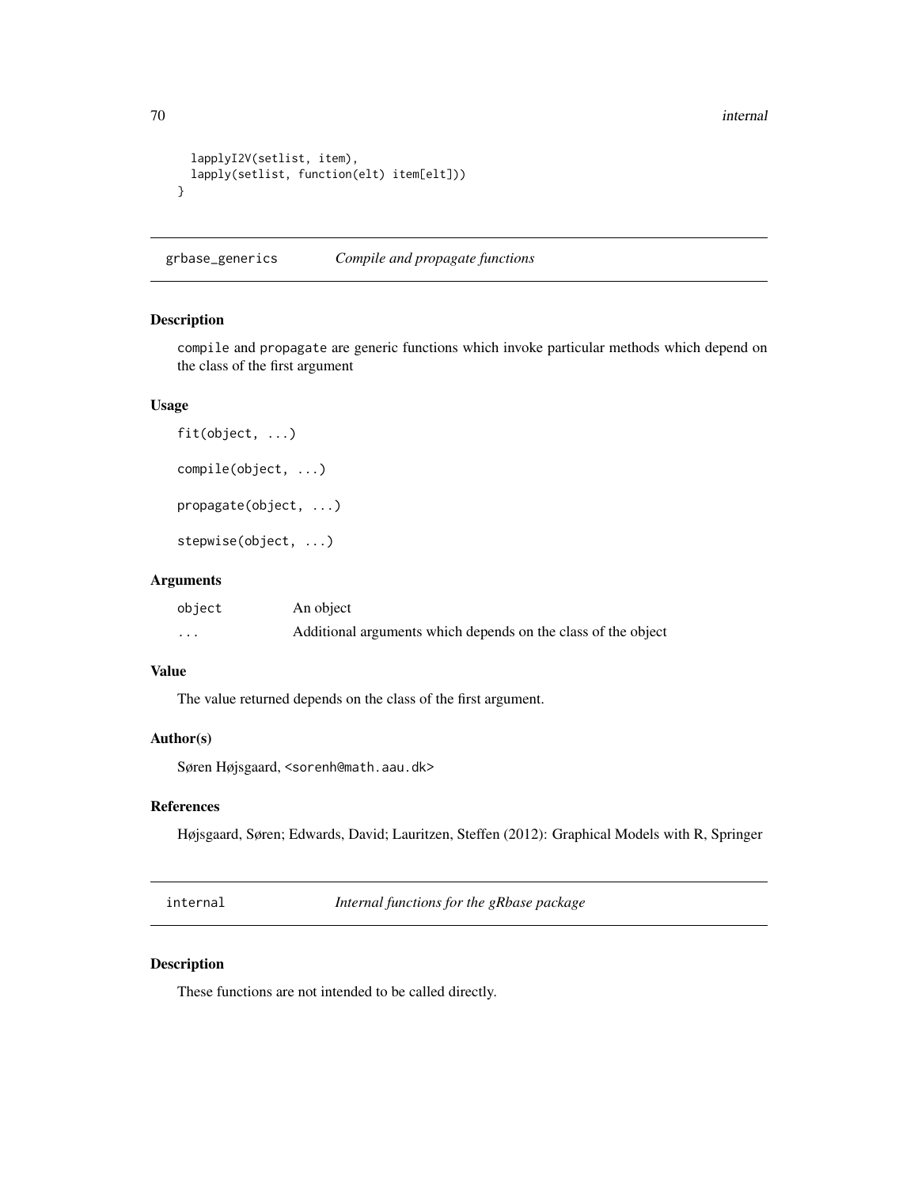```
  lapplyI2V(setlist, item),
  lapply(setlist, function(elt) item[elt]))
}
```

## grbase_generics — *Compile and propagate functions*

### Description

compile and propagate are generic functions which invoke particular methods which depend on the class of the first argument

### Usage

```
fit(object, ...)

compile(object, ...)

propagate(object, ...)

stepwise(object, ...)
```

### Arguments

| | |
|---|---|
| object | An object |
| ... | Additional arguments which depends on the class of the object |

### Value

The value returned depends on the class of the first argument.

### Author(s)

Søren Højsgaard, <sorenh@math.aau.dk>

### References

Højsgaard, Søren; Edwards, David; Lauritzen, Steffen (2012): Graphical Models with R, Springer

## internal — *Internal functions for the gRbase package*

### Description

These functions are not intended to be called directly.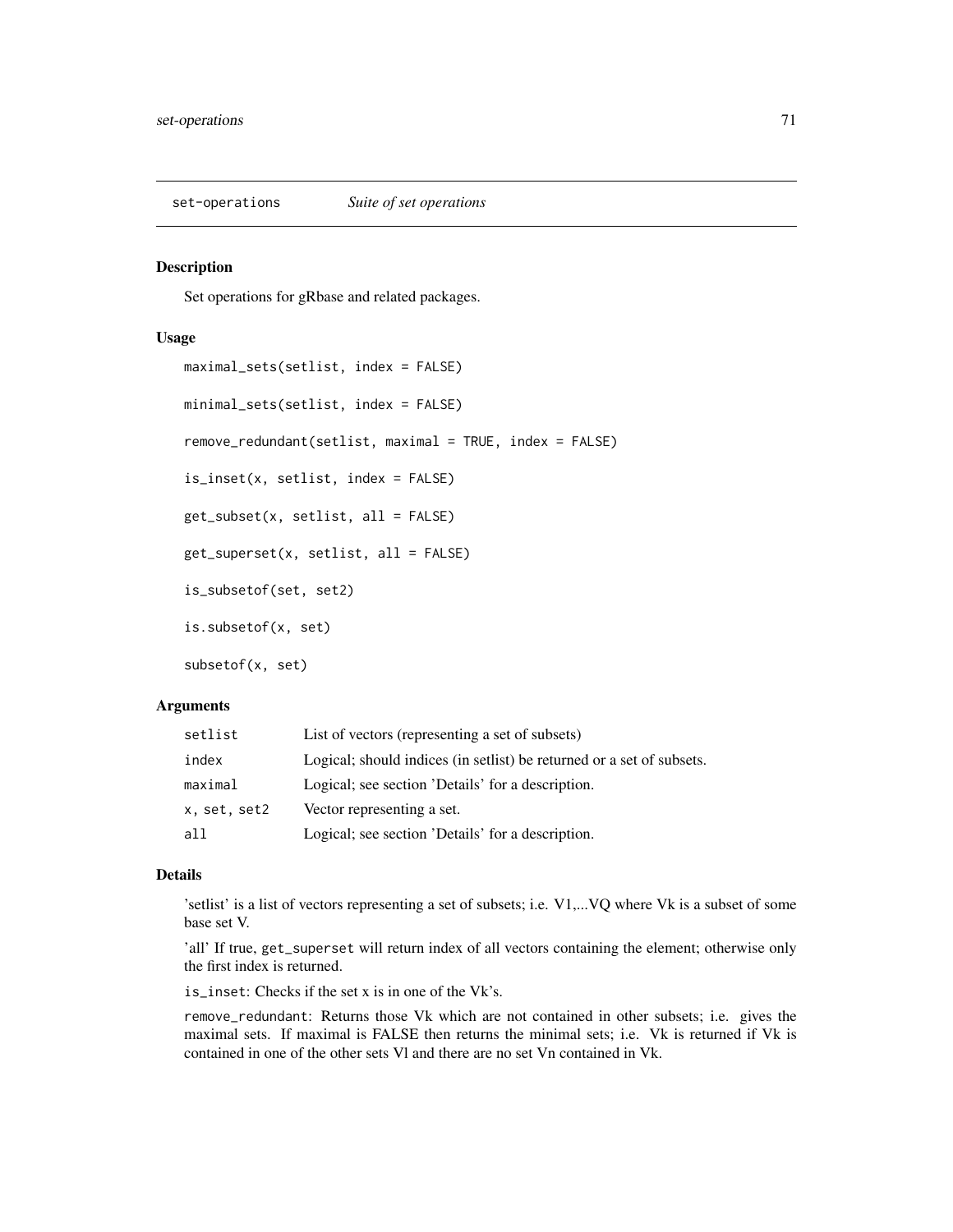## set-operations *Suite of set operations*

### Description

Set operations for gRbase and related packages.

### Usage

```
maximal_sets(setlist, index = FALSE)

minimal_sets(setlist, index = FALSE)

remove_redundant(setlist, maximal = TRUE, index = FALSE)

is_inset(x, setlist, index = FALSE)

get_subset(x, setlist, all = FALSE)

get_superset(x, setlist, all = FALSE)

is_subsetof(set, set2)

is.subsetof(x, set)

subsetof(x, set)
```

### Arguments

| | |
|---|---|
| setlist | List of vectors (representing a set of subsets) |
| index | Logical; should indices (in setlist) be returned or a set of subsets. |
| maximal | Logical; see section 'Details' for a description. |
| x, set, set2 | Vector representing a set. |
| all | Logical; see section 'Details' for a description. |

### Details

'setlist' is a list of vectors representing a set of subsets; i.e. V1,...VQ where Vk is a subset of some base set V.

'all' If true, `get_superset` will return index of all vectors containing the element; otherwise only the first index is returned.

`is_inset`: Checks if the set x is in one of the Vk's.

`remove_redundant`: Returns those Vk which are not contained in other subsets; i.e. gives the maximal sets. If maximal is FALSE then returns the minimal sets; i.e. Vk is returned if Vk is contained in one of the other sets Vl and there are no set Vn contained in Vk.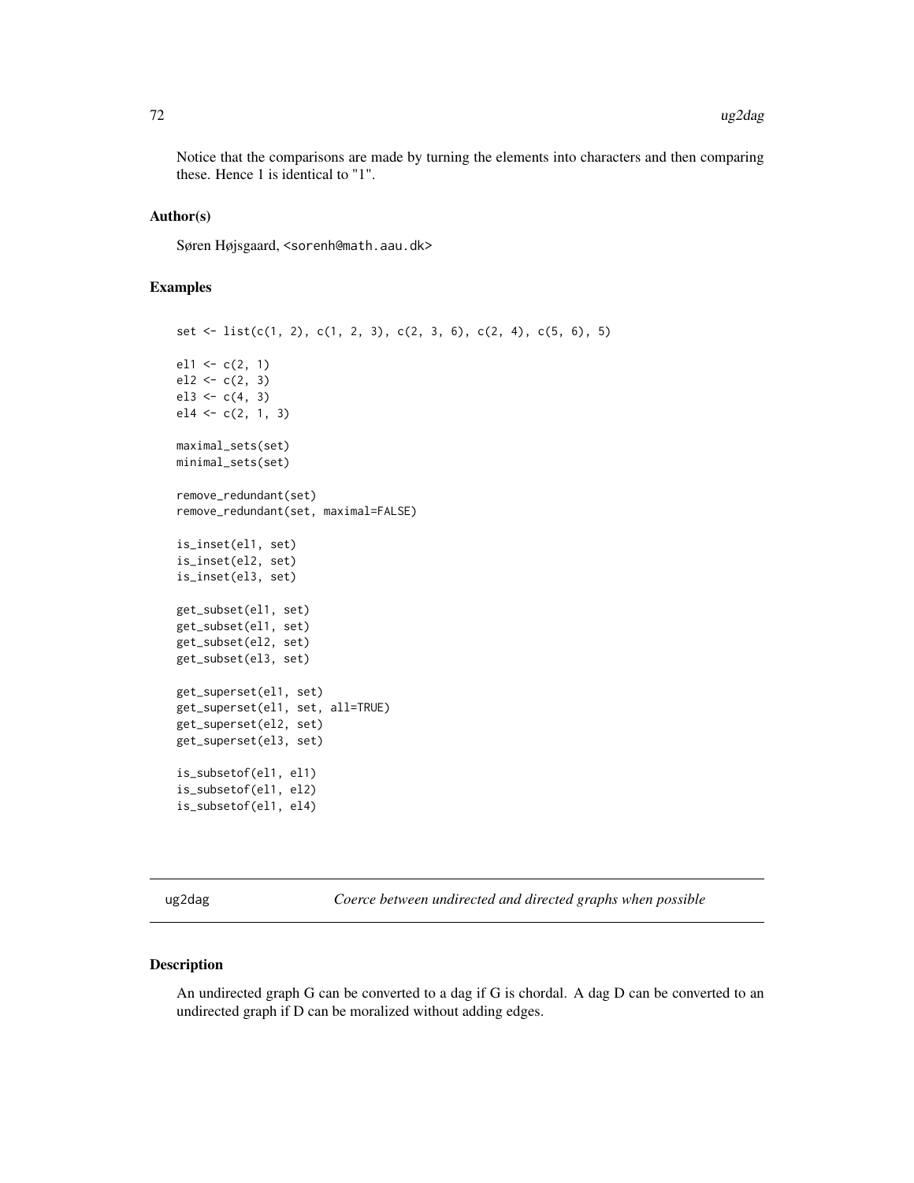Notice that the comparisons are made by turning the elements into characters and then comparing these. Hence 1 is identical to "1".

### Author(s)

Søren Højsgaard, <sorenh@math.aau.dk>

### Examples

```
set <- list(c(1, 2), c(1, 2, 3), c(2, 3, 6), c(2, 4), c(5, 6), 5)

el1 <- c(2, 1)
el2 <- c(2, 3)
el3 <- c(4, 3)
el4 <- c(2, 1, 3)

maximal_sets(set)
minimal_sets(set)

remove_redundant(set)
remove_redundant(set, maximal=FALSE)

is_inset(el1, set)
is_inset(el2, set)
is_inset(el3, set)

get_subset(el1, set)
get_subset(el1, set)
get_subset(el2, set)
get_subset(el3, set)

get_superset(el1, set)
get_superset(el1, set, all=TRUE)
get_superset(el2, set)
get_superset(el3, set)

is_subsetof(el1, el1)
is_subsetof(el1, el2)
is_subsetof(el1, el4)
```

---

## ug2dag *Coerce between undirected and directed graphs when possible*

### Description

An undirected graph G can be converted to a dag if G is chordal. A dag D can be converted to an undirected graph if D can be moralized without adding edges.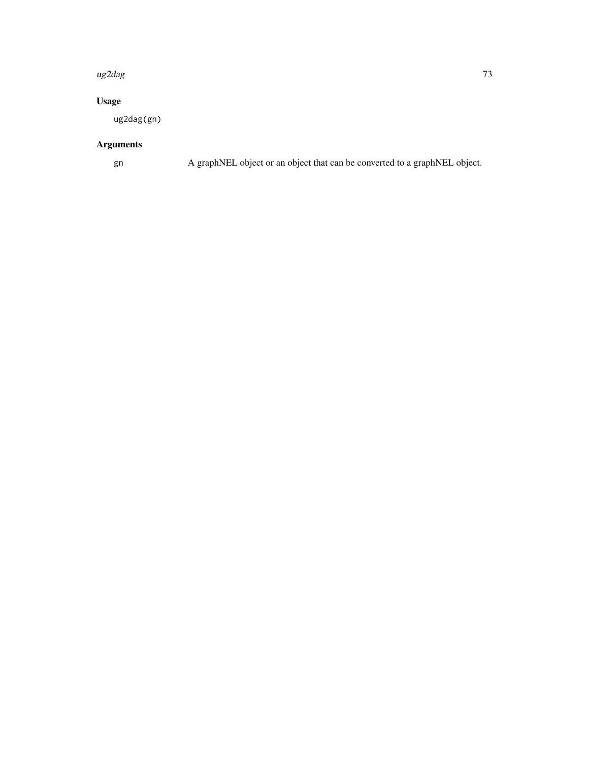## Usage

```
ug2dag(gn)
```

## Arguments

| | |
|---|---|
| `gn` | A graphNEL object or an object that can be converted to a graphNEL object. |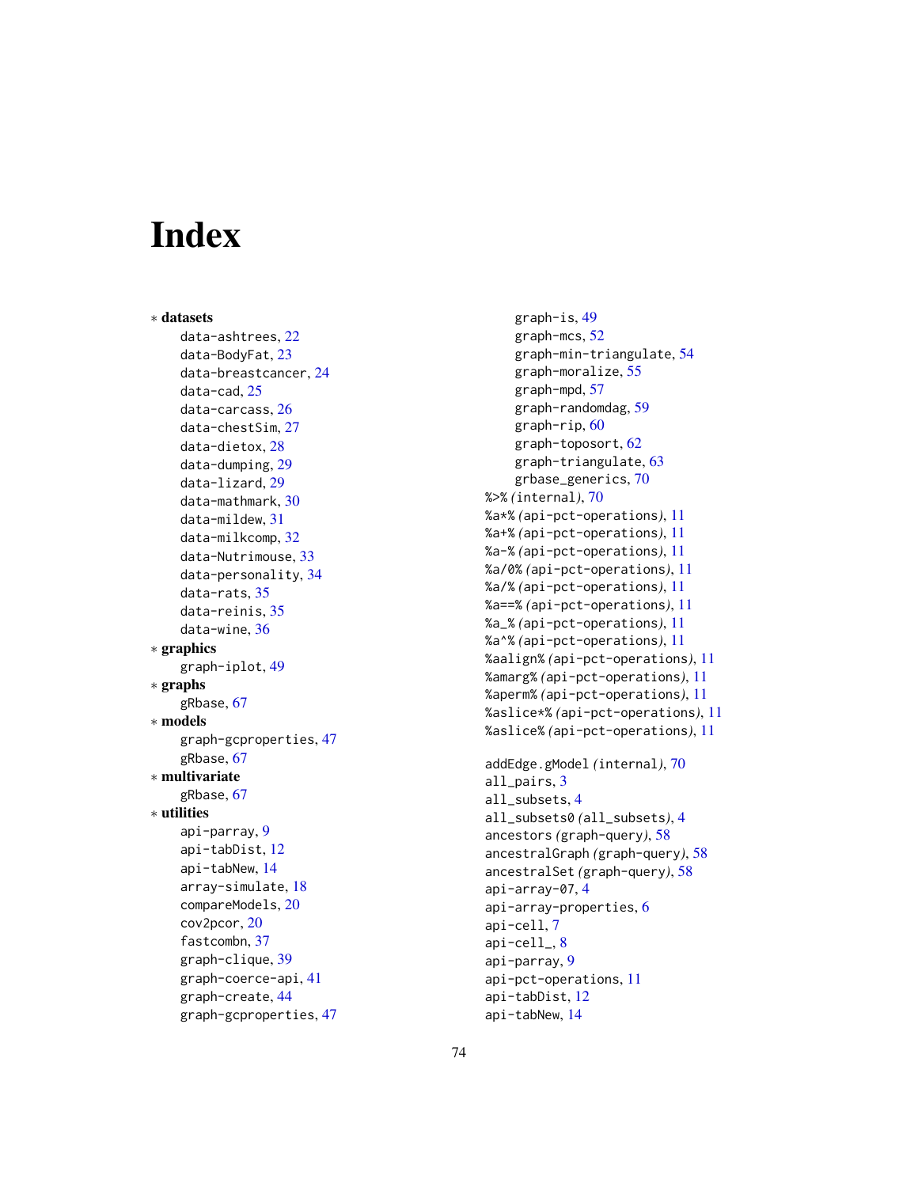# Index

∗ **datasets**
- data-ashtrees, 22
- data-BodyFat, 23
- data-breastcancer, 24
- data-cad, 25
- data-carcass, 26
- data-chestSim, 27
- data-dietox, 28
- data-dumping, 29
- data-lizard, 29
- data-mathmark, 30
- data-mildew, 31
- data-milkcomp, 32
- data-Nutrimouse, 33
- data-personality, 34
- data-rats, 35
- data-reinis, 35
- data-wine, 36

∗ **graphics**
- graph-iplot, 49

∗ **graphs**
- gRbase, 67

∗ **models**
- graph-gcproperties, 47
- gRbase, 67

∗ **multivariate**
- gRbase, 67

∗ **utilities**
- api-parray, 9
- api-tabDist, 12
- api-tabNew, 14
- array-simulate, 18
- compareModels, 20
- cov2pcor, 20
- fastcombn, 37
- graph-clique, 39
- graph-coerce-api, 41
- graph-create, 44
- graph-gcproperties, 47
- graph-is, 49
- graph-mcs, 52
- graph-min-triangulate, 54
- graph-moralize, 55
- graph-mpd, 57
- graph-randomdag, 59
- graph-rip, 60
- graph-toposort, 62
- graph-triangulate, 63
- grbase_generics, 70

%>% *(internal)*, 70
%a*% *(api-pct-operations)*, 11
%a+% *(api-pct-operations)*, 11
%a-% *(api-pct-operations)*, 11
%a/0% *(api-pct-operations)*, 11
%a/% *(api-pct-operations)*, 11
%a==% *(api-pct-operations)*, 11
%a_% *(api-pct-operations)*, 11
%a^% *(api-pct-operations)*, 11
%aalign% *(api-pct-operations)*, 11
%amarg% *(api-pct-operations)*, 11
%aperm% *(api-pct-operations)*, 11
%aslice*% *(api-pct-operations)*, 11
%aslice% *(api-pct-operations)*, 11

addEdge.gModel *(internal)*, 70
all_pairs, 3
all_subsets, 4
all_subsets0 *(all_subsets)*, 4
ancestors *(graph-query)*, 58
ancestralGraph *(graph-query)*, 58
ancestralSet *(graph-query)*, 58
api-array-07, 4
api-array-properties, 6
api-cell, 7
api-cell_, 8
api-parray, 9
api-pct-operations, 11
api-tabDist, 12
api-tabNew, 14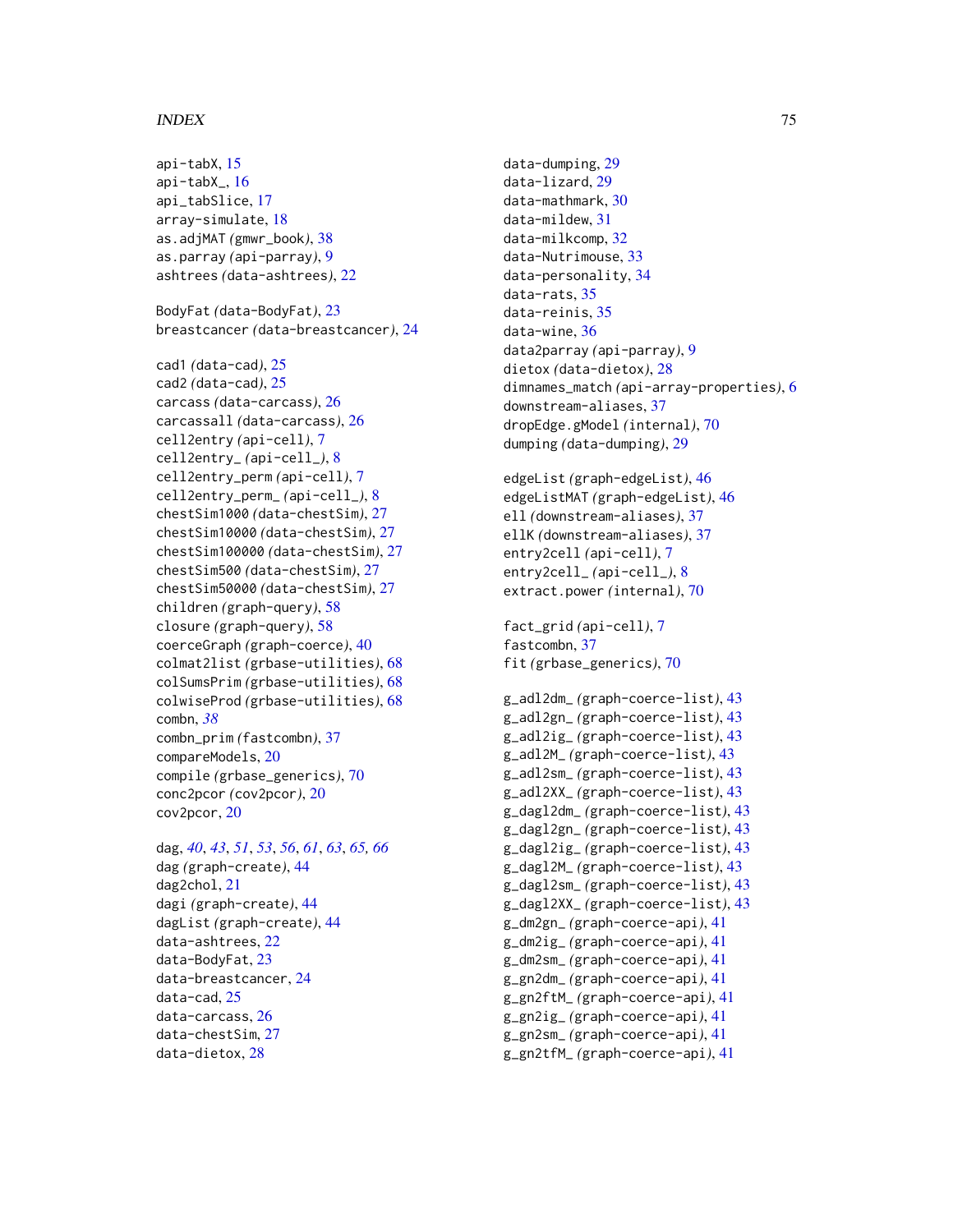api-tabX, 15
api-tabX_, 16
api_tabSlice, 17
array-simulate, 18
as.adjMAT *(gmwr_book)*, 38
as.parray *(api-parray)*, 9
ashtrees *(data-ashtrees)*, 22

BodyFat *(data-BodyFat)*, 23
breastcancer *(data-breastcancer)*, 24

cad1 *(data-cad)*, 25
cad2 *(data-cad)*, 25
carcass *(data-carcass)*, 26
carcassall *(data-carcass)*, 26
cell2entry *(api-cell)*, 7
cell2entry_ *(api-cell_)*, 8
cell2entry_perm *(api-cell)*, 7
cell2entry_perm_ *(api-cell_)*, 8
chestSim1000 *(data-chestSim)*, 27
chestSim10000 *(data-chestSim)*, 27
chestSim100000 *(data-chestSim)*, 27
chestSim500 *(data-chestSim)*, 27
chestSim50000 *(data-chestSim)*, 27
children *(graph-query)*, 58
closure *(graph-query)*, 58
coerceGraph *(graph-coerce)*, 40
colmat2list *(grbase-utilities)*, 68
colSumsPrim *(grbase-utilities)*, 68
colwiseProd *(grbase-utilities)*, 68
combn, *38*
combn_prim *(fastcombn)*, 37
compareModels, 20
compile *(grbase_generics)*, 70
conc2pcor *(cov2pcor)*, 20
cov2pcor, 20

dag, *40*, *43*, *51*, *53*, *56*, *61*, *63*, *65*, *66*
dag *(graph-create)*, 44
dag2chol, 21
dagi *(graph-create)*, 44
dagList *(graph-create)*, 44
data-ashtrees, 22
data-BodyFat, 23
data-breastcancer, 24
data-cad, 25
data-carcass, 26
data-chestSim, 27
data-dietox, 28
data-dumping, 29
data-lizard, 29
data-mathmark, 30
data-mildew, 31
data-milkcomp, 32
data-Nutrimouse, 33
data-personality, 34
data-rats, 35
data-reinis, 35
data-wine, 36
data2parray *(api-parray)*, 9
dietox *(data-dietox)*, 28
dimnames_match *(api-array-properties)*, 6
downstream-aliases, 37
dropEdge.gModel *(internal)*, 70
dumping *(data-dumping)*, 29

edgeList *(graph-edgeList)*, 46
edgeListMAT *(graph-edgeList)*, 46
ell *(downstream-aliases)*, 37
ellK *(downstream-aliases)*, 37
entry2cell *(api-cell)*, 7
entry2cell_ *(api-cell_)*, 8
extract.power *(internal)*, 70

fact_grid *(api-cell)*, 7
fastcombn, 37
fit *(grbase_generics)*, 70

g_adl2dm_ *(graph-coerce-list)*, 43
g_adl2gn_ *(graph-coerce-list)*, 43
g_adl2ig_ *(graph-coerce-list)*, 43
g_adl2M_ *(graph-coerce-list)*, 43
g_adl2sm_ *(graph-coerce-list)*, 43
g_adl2XX_ *(graph-coerce-list)*, 43
g_dagl2dm_ *(graph-coerce-list)*, 43
g_dagl2gn_ *(graph-coerce-list)*, 43
g_dagl2ig_ *(graph-coerce-list)*, 43
g_dagl2M_ *(graph-coerce-list)*, 43
g_dagl2sm_ *(graph-coerce-list)*, 43
g_dagl2XX_ *(graph-coerce-list)*, 43
g_dm2gn_ *(graph-coerce-api)*, 41
g_dm2ig_ *(graph-coerce-api)*, 41
g_dm2sm_ *(graph-coerce-api)*, 41
g_gn2dm_ *(graph-coerce-api)*, 41
g_gn2ftM_ *(graph-coerce-api)*, 41
g_gn2ig_ *(graph-coerce-api)*, 41
g_gn2sm_ *(graph-coerce-api)*, 41
g_gn2tfM_ *(graph-coerce-api)*, 41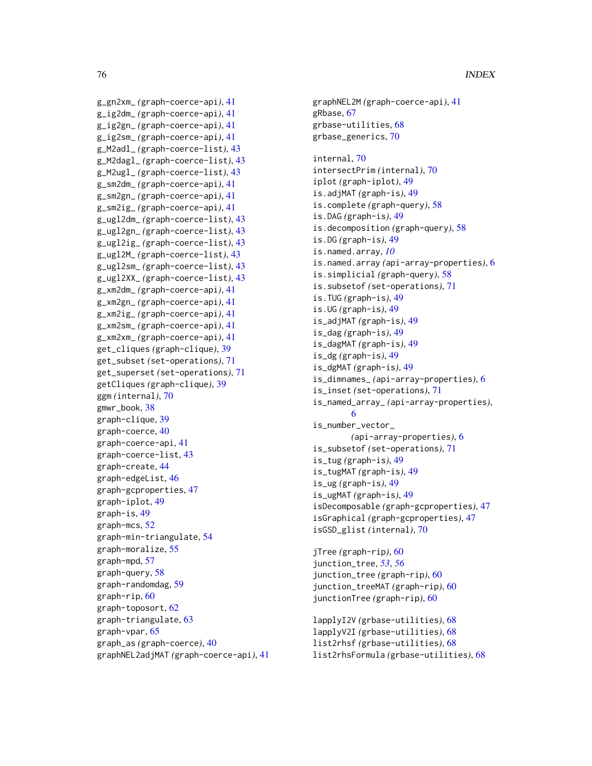g_gn2xm_ (graph-coerce-api), 41
g_ig2dm_ (graph-coerce-api), 41
g_ig2gn_ (graph-coerce-api), 41
g_ig2sm_ (graph-coerce-api), 41
g_M2adl_ (graph-coerce-list), 43
g_M2dagl_ (graph-coerce-list), 43
g_M2ugl_ (graph-coerce-list), 43
g_sm2dm_ (graph-coerce-api), 41
g_sm2gn_ (graph-coerce-api), 41
g_sm2ig_ (graph-coerce-api), 41
g_ugl2dm_ (graph-coerce-list), 43
g_ugl2gn_ (graph-coerce-list), 43
g_ugl2ig_ (graph-coerce-list), 43
g_ugl2M_ (graph-coerce-list), 43
g_ugl2sm_ (graph-coerce-list), 43
g_ugl2XX_ (graph-coerce-list), 43
g_xm2dm_ (graph-coerce-api), 41
g_xm2gn_ (graph-coerce-api), 41
g_xm2ig_ (graph-coerce-api), 41
g_xm2sm_ (graph-coerce-api), 41
g_xm2xm_ (graph-coerce-api), 41
get_cliques (graph-clique), 39
get_subset (set-operations), 71
get_superset (set-operations), 71
getCliques (graph-clique), 39
ggm (internal), 70
gmwr_book, 38
graph-clique, 39
graph-coerce, 40
graph-coerce-api, 41
graph-coerce-list, 43
graph-create, 44
graph-edgeList, 46
graph-gcproperties, 47
graph-iplot, 49
graph-is, 49
graph-mcs, 52
graph-min-triangulate, 54
graph-moralize, 55
graph-mpd, 57
graph-query, 58
graph-randomdag, 59
graph-rip, 60
graph-toposort, 62
graph-triangulate, 63
graph-vpar, 65
graph_as (graph-coerce), 40
graphNEL2adjMAT (graph-coerce-api), 41
graphNEL2M (graph-coerce-api), 41
gRbase, 67
grbase-utilities, 68
grbase_generics, 70

internal, 70
intersectPrim (internal), 70
iplot (graph-iplot), 49
is.adjMAT (graph-is), 49
is.complete (graph-query), 58
is.DAG (graph-is), 49
is.decomposition (graph-query), 58
is.DG (graph-is), 49
is.named.array, *10*
is.named.array (api-array-properties), 6
is.simplicial (graph-query), 58
is.subsetof (set-operations), 71
is.TUG (graph-is), 49
is.UG (graph-is), 49
is_adjMAT (graph-is), 49
is_dag (graph-is), 49
is_dagMAT (graph-is), 49
is_dg (graph-is), 49
is_dgMAT (graph-is), 49
is_dimnames_ (api-array-properties), 6
is_inset (set-operations), 71
is_named_array_ (api-array-properties), 6
is_number_vector_ (api-array-properties), 6
is_subsetof (set-operations), 71
is_tug (graph-is), 49
is_tugMAT (graph-is), 49
is_ug (graph-is), 49
is_ugMAT (graph-is), 49
isDecomposable (graph-gcproperties), 47
isGraphical (graph-gcproperties), 47
isGSD_glist (internal), 70

jTree (graph-rip), 60
junction_tree, *53*, *56*
junction_tree (graph-rip), 60
junction_treeMAT (graph-rip), 60
junctionTree (graph-rip), 60

lapplyI2V (grbase-utilities), 68
lapplyV2I (grbase-utilities), 68
list2rhsf (grbase-utilities), 68
list2rhsFormula (grbase-utilities), 68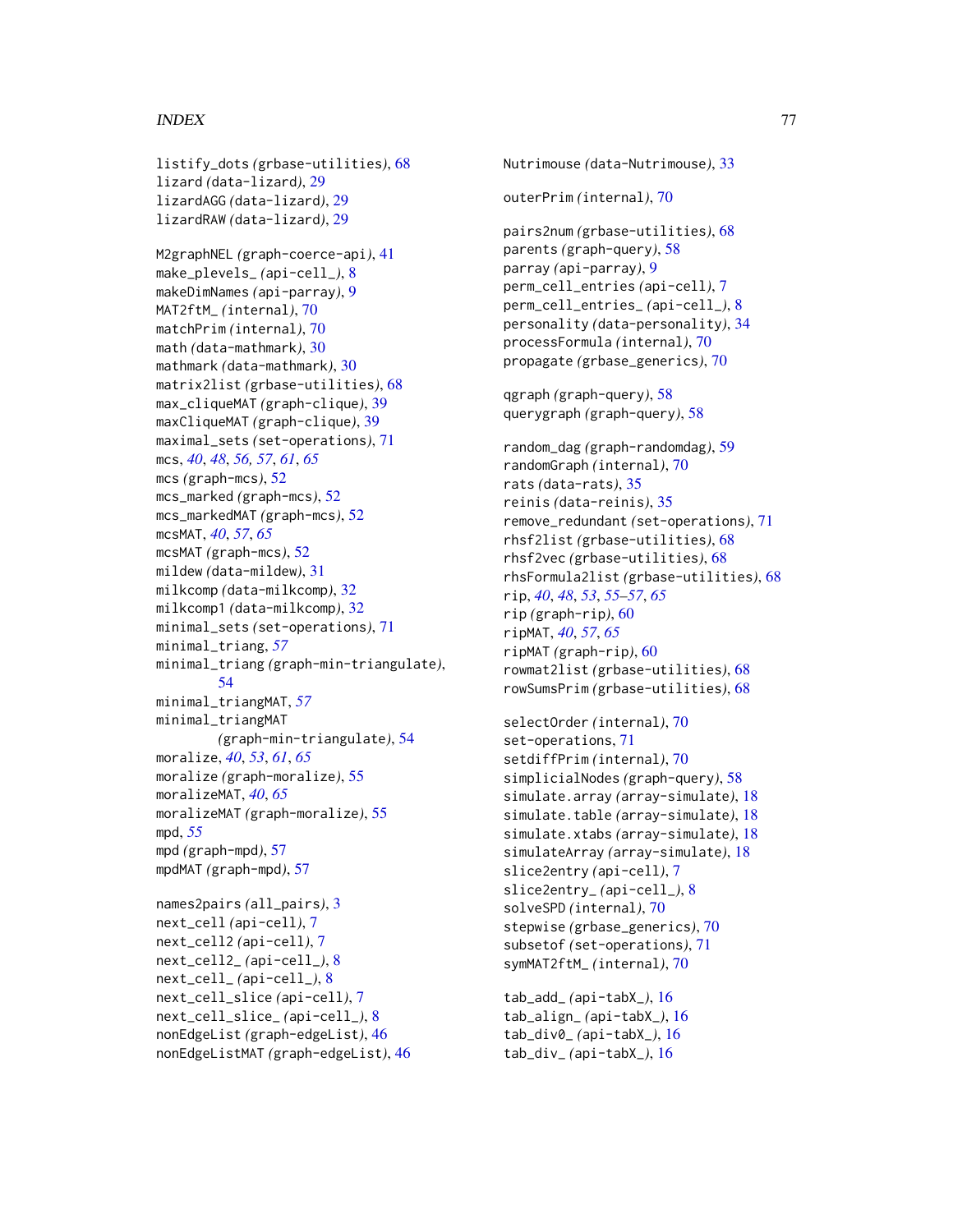listify_dots *(grbase-utilities)*, 68
lizard *(data-lizard)*, 29
lizardAGG *(data-lizard)*, 29
lizardRAW *(data-lizard)*, 29

M2graphNEL *(graph-coerce-api)*, 41
make_plevels_ *(api-cell_)*, 8
makeDimNames *(api-parray)*, 9
MAT2ftM_ *(internal)*, 70
matchPrim *(internal)*, 70
math *(data-mathmark)*, 30
mathmark *(data-mathmark)*, 30
matrix2list *(grbase-utilities)*, 68
max_cliqueMAT *(graph-clique)*, 39
maxCliqueMAT *(graph-clique)*, 39
maximal_sets *(set-operations)*, 71
mcs, *40*, *48*, *56, 57*, *61*, *65*
mcs *(graph-mcs)*, 52
mcs_marked *(graph-mcs)*, 52
mcs_markedMAT *(graph-mcs)*, 52
mcsMAT, *40*, *57*, *65*
mcsMAT *(graph-mcs)*, 52
mildew *(data-mildew)*, 31
milkcomp *(data-milkcomp)*, 32
milkcomp1 *(data-milkcomp)*, 32
minimal_sets *(set-operations)*, 71
minimal_triang, *57*
minimal_triang *(graph-min-triangulate)*, 54
minimal_triangMAT, *57*
minimal_triangMAT *(graph-min-triangulate)*, 54
moralize, *40*, *53*, *61*, *65*
moralize *(graph-moralize)*, 55
moralizeMAT, *40*, *65*
moralizeMAT *(graph-moralize)*, 55
mpd, *55*
mpd *(graph-mpd)*, 57
mpdMAT *(graph-mpd)*, 57

names2pairs *(all_pairs)*, 3
next_cell *(api-cell)*, 7
next_cell2 *(api-cell)*, 7
next_cell2_ *(api-cell_)*, 8
next_cell_ *(api-cell_)*, 8
next_cell_slice *(api-cell)*, 7
next_cell_slice_ *(api-cell_)*, 8
nonEdgeList *(graph-edgeList)*, 46
nonEdgeListMAT *(graph-edgeList)*, 46

Nutrimouse *(data-Nutrimouse)*, 33

outerPrim *(internal)*, 70

pairs2num *(grbase-utilities)*, 68
parents *(graph-query)*, 58
parray *(api-parray)*, 9
perm_cell_entries *(api-cell)*, 7
perm_cell_entries_ *(api-cell_)*, 8
personality *(data-personality)*, 34
processFormula *(internal)*, 70
propagate *(grbase_generics)*, 70

qgraph *(graph-query)*, 58
querygraph *(graph-query)*, 58

random_dag *(graph-randomdag)*, 59
randomGraph *(internal)*, 70
rats *(data-rats)*, 35
reinis *(data-reinis)*, 35
remove_redundant *(set-operations)*, 71
rhsf2list *(grbase-utilities)*, 68
rhsf2vec *(grbase-utilities)*, 68
rhsFormula2list *(grbase-utilities)*, 68
rip, *40*, *48*, *53*, *55–57*, *65*
rip *(graph-rip)*, 60
ripMAT, *40*, *57*, *65*
ripMAT *(graph-rip)*, 60
rowmat2list *(grbase-utilities)*, 68
rowSumsPrim *(grbase-utilities)*, 68

selectOrder *(internal)*, 70
set-operations, 71
setdiffPrim *(internal)*, 70
simplicialNodes *(graph-query)*, 58
simulate.array *(array-simulate)*, 18
simulate.table *(array-simulate)*, 18
simulate.xtabs *(array-simulate)*, 18
simulateArray *(array-simulate)*, 18
slice2entry *(api-cell)*, 7
slice2entry_ *(api-cell_)*, 8
solveSPD *(internal)*, 70
stepwise *(grbase_generics)*, 70
subsetof *(set-operations)*, 71
symMAT2ftM_ *(internal)*, 70

tab_add_ *(api-tabX_)*, 16
tab_align_ *(api-tabX_)*, 16
tab_div0_ *(api-tabX_)*, 16
tab_div_ *(api-tabX_)*, 16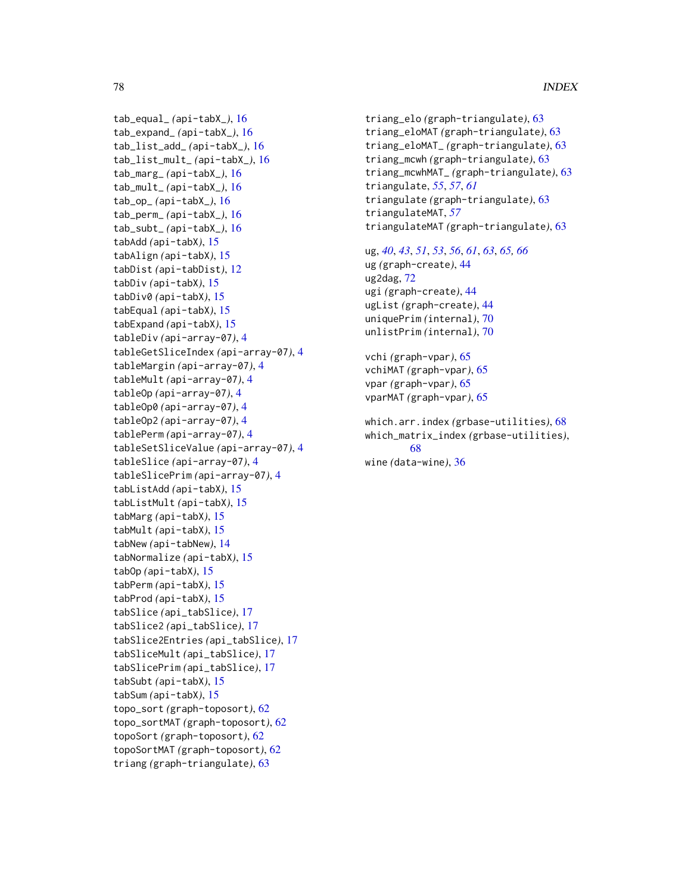tab_equal_ (api-tabX_), 16
tab_expand_ (api-tabX_), 16
tab_list_add_ (api-tabX_), 16
tab_list_mult_ (api-tabX_), 16
tab_marg_ (api-tabX_), 16
tab_mult_ (api-tabX_), 16
tab_op_ (api-tabX_), 16
tab_perm_ (api-tabX_), 16
tab_subt_ (api-tabX_), 16
tabAdd (api-tabX), 15
tabAlign (api-tabX), 15
tabDist (api-tabDist), 12
tabDiv (api-tabX), 15
tabDiv0 (api-tabX), 15
tabEqual (api-tabX), 15
tabExpand (api-tabX), 15
tableDiv (api-array-07), 4
tableGetSliceIndex (api-array-07), 4
tableMargin (api-array-07), 4
tableMult (api-array-07), 4
tableOp (api-array-07), 4
tableOp0 (api-array-07), 4
tableOp2 (api-array-07), 4
tablePerm (api-array-07), 4
tableSetSliceValue (api-array-07), 4
tableSlice (api-array-07), 4
tableSlicePrim (api-array-07), 4
tabListAdd (api-tabX), 15
tabListMult (api-tabX), 15
tabMarg (api-tabX), 15
tabMult (api-tabX), 15
tabNew (api-tabNew), 14
tabNormalize (api-tabX), 15
tabOp (api-tabX), 15
tabPerm (api-tabX), 15
tabProd (api-tabX), 15
tabSlice (api_tabSlice), 17
tabSlice2 (api_tabSlice), 17
tabSlice2Entries (api_tabSlice), 17
tabSliceMult (api_tabSlice), 17
tabSlicePrim (api_tabSlice), 17
tabSubt (api-tabX), 15
tabSum (api-tabX), 15
topo_sort (graph-toposort), 62
topo_sortMAT (graph-toposort), 62
topoSort (graph-toposort), 62
topoSortMAT (graph-toposort), 62
triang (graph-triangulate), 63
triang_elo (graph-triangulate), 63
triang_eloMAT (graph-triangulate), 63
triang_eloMAT_ (graph-triangulate), 63
triang_mcwh (graph-triangulate), 63
triang_mcwhMAT_ (graph-triangulate), 63
triangulate, *55*, *57*, *61*
triangulate (graph-triangulate), 63
triangulateMAT, *57*
triangulateMAT (graph-triangulate), 63

ug, *40*, *43*, *51*, *53*, *56*, *61*, *63*, *65*, *66*
ug (graph-create), 44
ug2dag, 72
ugi (graph-create), 44
ugList (graph-create), 44
uniquePrim (internal), 70
unlistPrim (internal), 70

vchi (graph-vpar), 65
vchiMAT (graph-vpar), 65
vpar (graph-vpar), 65
vparMAT (graph-vpar), 65

which.arr.index (grbase-utilities), 68
which_matrix_index (grbase-utilities), 68
wine (data-wine), 36